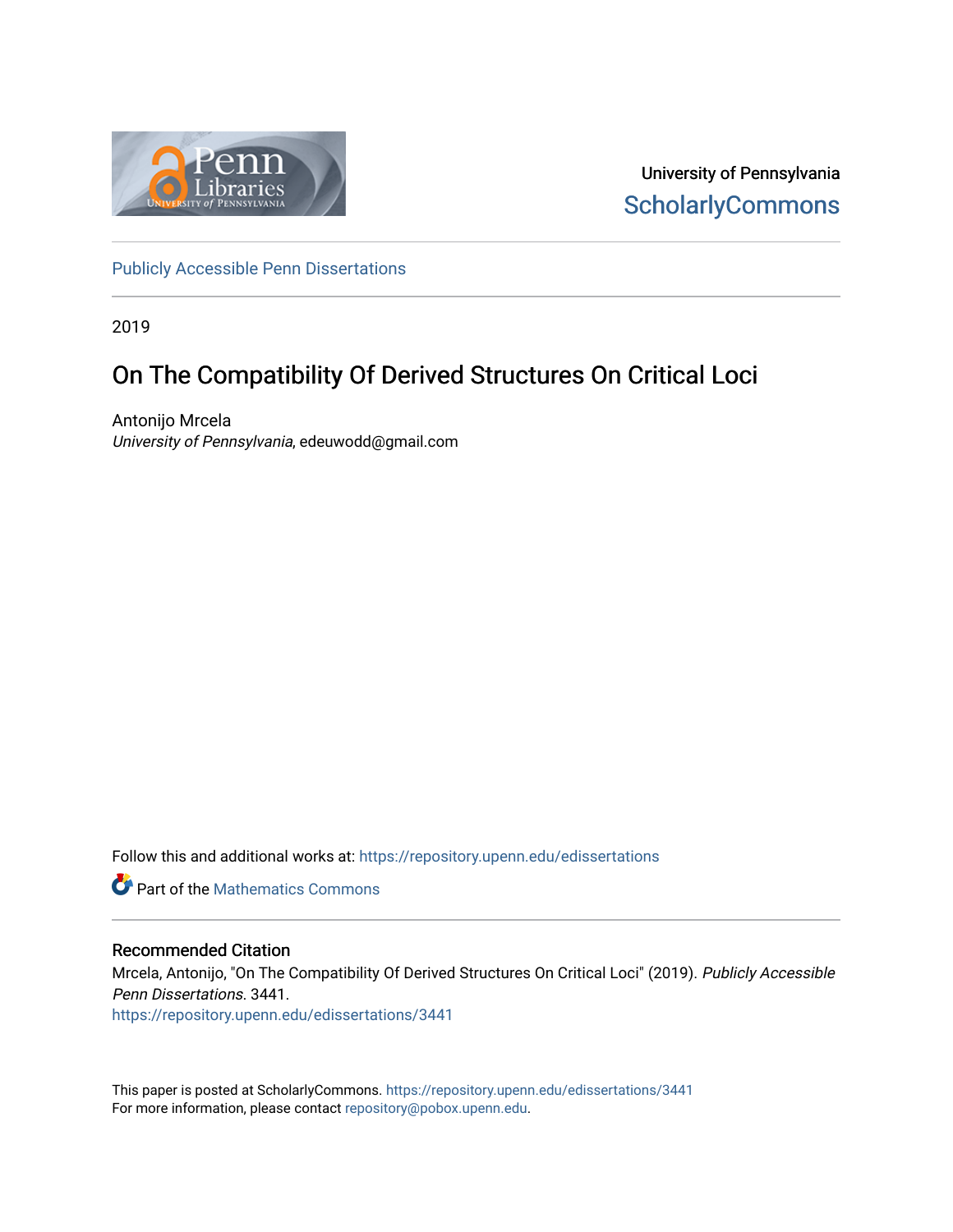University of Pennsylvania
ScholarlyCommons

Publicly Accessible Penn Dissertations

2019

# On The Compatibility Of Derived Structures On Critical Loci

Antonijo Mrcela
*University of Pennsylvania*, edeuwodd@gmail.com

Follow this and additional works at: https://repository.upenn.edu/edissertations

Part of the Mathematics Commons

## Recommended Citation

Mrcela, Antonijo, "On The Compatibility Of Derived Structures On Critical Loci" (2019). *Publicly Accessible Penn Dissertations*. 3441.
https://repository.upenn.edu/edissertations/3441

This paper is posted at ScholarlyCommons. https://repository.upenn.edu/edissertations/3441
For more information, please contact repository@pobox.upenn.edu.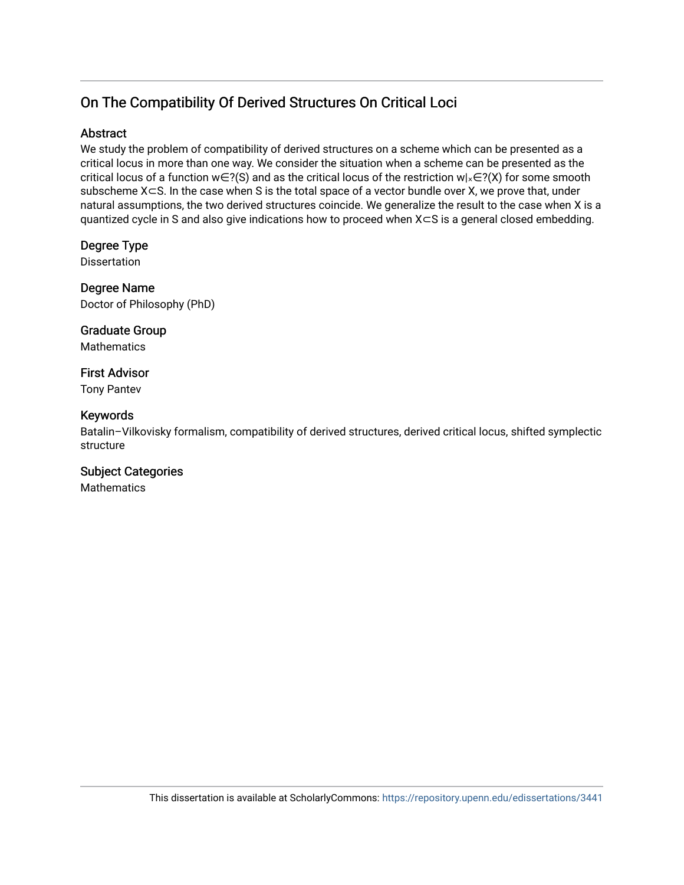## On The Compatibility Of Derived Structures On Critical Loci

### Abstract

We study the problem of compatibility of derived structures on a scheme which can be presented as a critical locus in more than one way. We consider the situation when a scheme can be presented as the critical locus of a function $w \in ?(S)$ and as the critical locus of the restriction $w|_X \in ?(X)$ for some smooth subscheme $X \subset S$. In the case when S is the total space of a vector bundle over X, we prove that, under natural assumptions, the two derived structures coincide. We generalize the result to the case when X is a quantized cycle in S and also give indications how to proceed when $X \subset S$ is a general closed embedding.

### Degree Type

Dissertation

### Degree Name

Doctor of Philosophy (PhD)

### Graduate Group

Mathematics

### First Advisor

Tony Pantev

### Keywords

Batalin–Vilkovisky formalism, compatibility of derived structures, derived critical locus, shifted symplectic structure

### Subject Categories

Mathematics

This dissertation is available at ScholarlyCommons: https://repository.upenn.edu/edissertations/3441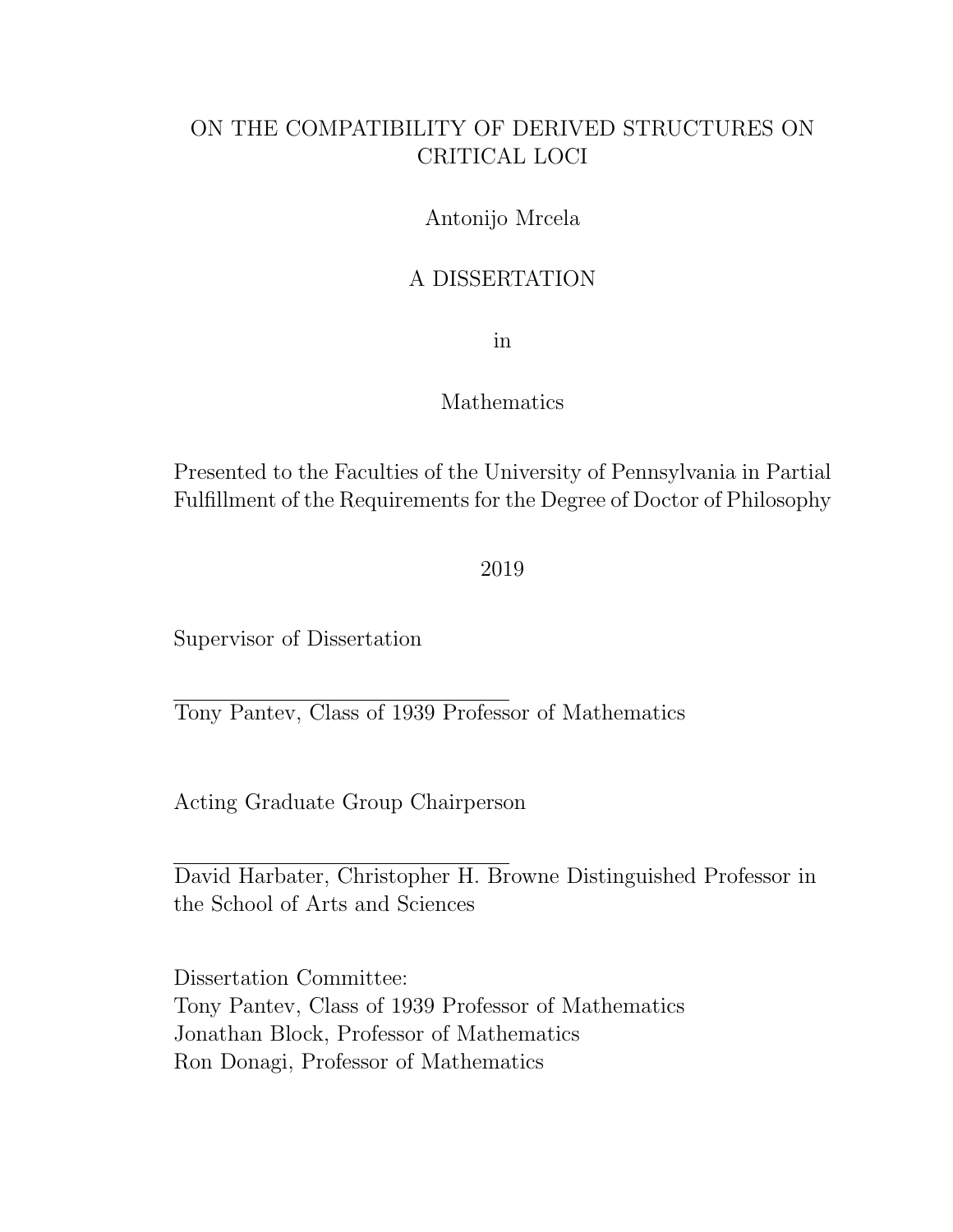# ON THE COMPATIBILITY OF DERIVED STRUCTURES ON CRITICAL LOCI

Antonijo Mrcela

A DISSERTATION

in

Mathematics

Presented to the Faculties of the University of Pennsylvania in Partial Fulfillment of the Requirements for the Degree of Doctor of Philosophy

2019

Supervisor of Dissertation

Tony Pantev, Class of 1939 Professor of Mathematics

Acting Graduate Group Chairperson

David Harbater, Christopher H. Browne Distinguished Professor in the School of Arts and Sciences

Dissertation Committee:
Tony Pantev, Class of 1939 Professor of Mathematics
Jonathan Block, Professor of Mathematics
Ron Donagi, Professor of Mathematics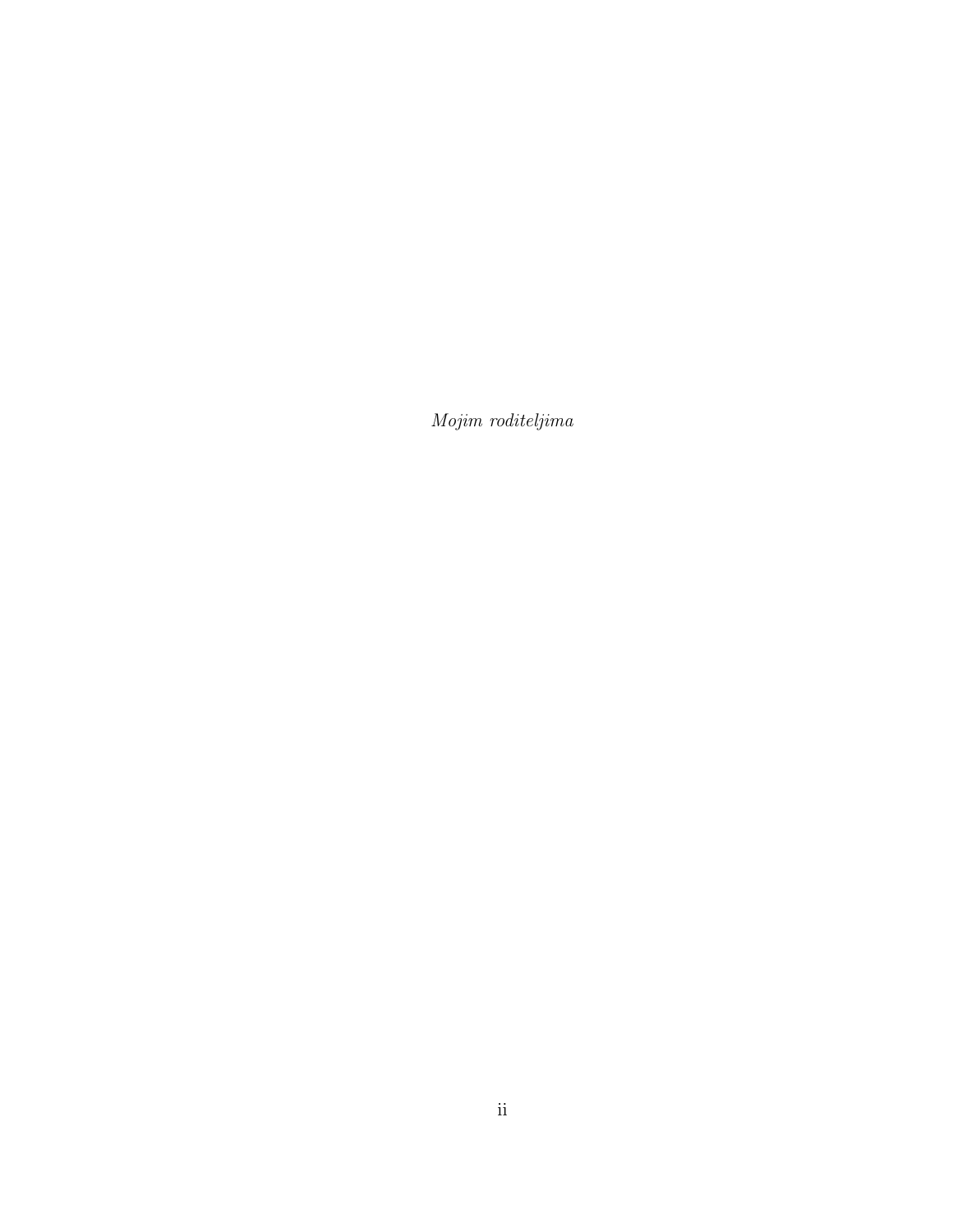*Mojim roditeljima*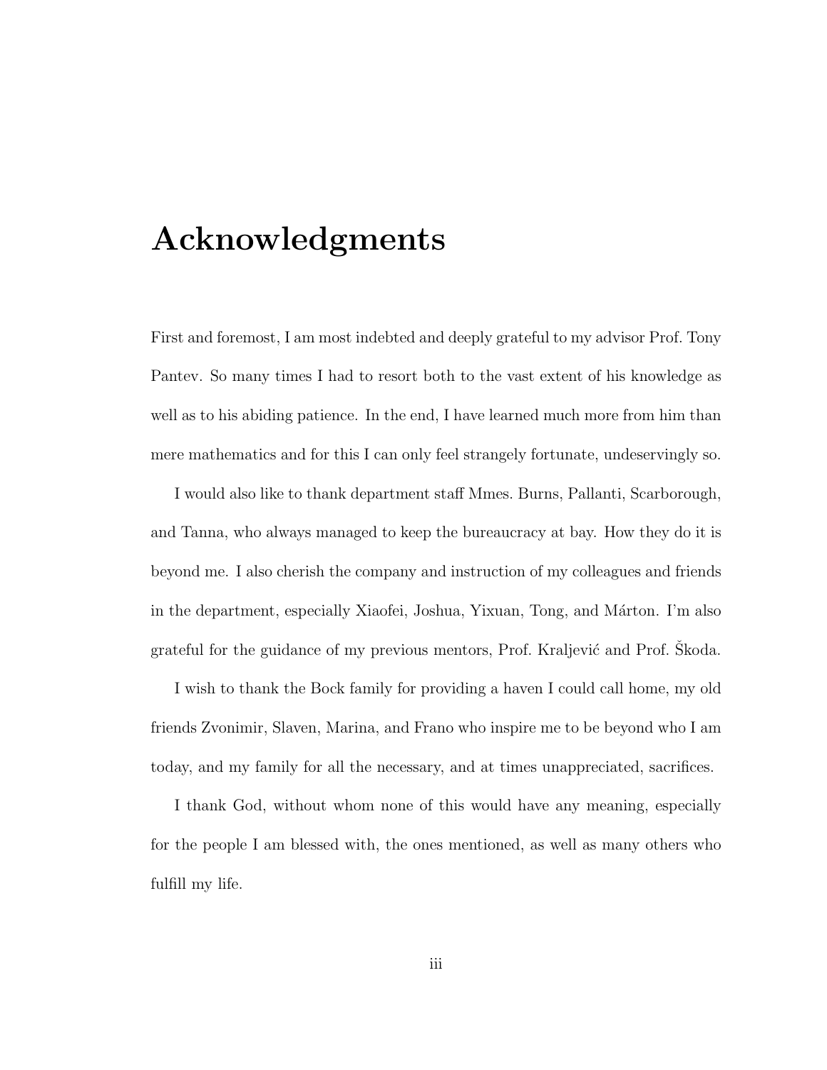# Acknowledgments

First and foremost, I am most indebted and deeply grateful to my advisor Prof. Tony Pantev. So many times I had to resort both to the vast extent of his knowledge as well as to his abiding patience. In the end, I have learned much more from him than mere mathematics and for this I can only feel strangely fortunate, undeservingly so.

I would also like to thank department staff Mmes. Burns, Pallanti, Scarborough, and Tanna, who always managed to keep the bureaucracy at bay. How they do it is beyond me. I also cherish the company and instruction of my colleagues and friends in the department, especially Xiaofei, Joshua, Yixuan, Tong, and Márton. I'm also grateful for the guidance of my previous mentors, Prof. Kraljević and Prof. Škoda.

I wish to thank the Bock family for providing a haven I could call home, my old friends Zvonimir, Slaven, Marina, and Frano who inspire me to be beyond who I am today, and my family for all the necessary, and at times unappreciated, sacrifices.

I thank God, without whom none of this would have any meaning, especially for the people I am blessed with, the ones mentioned, as well as many others who fulfill my life.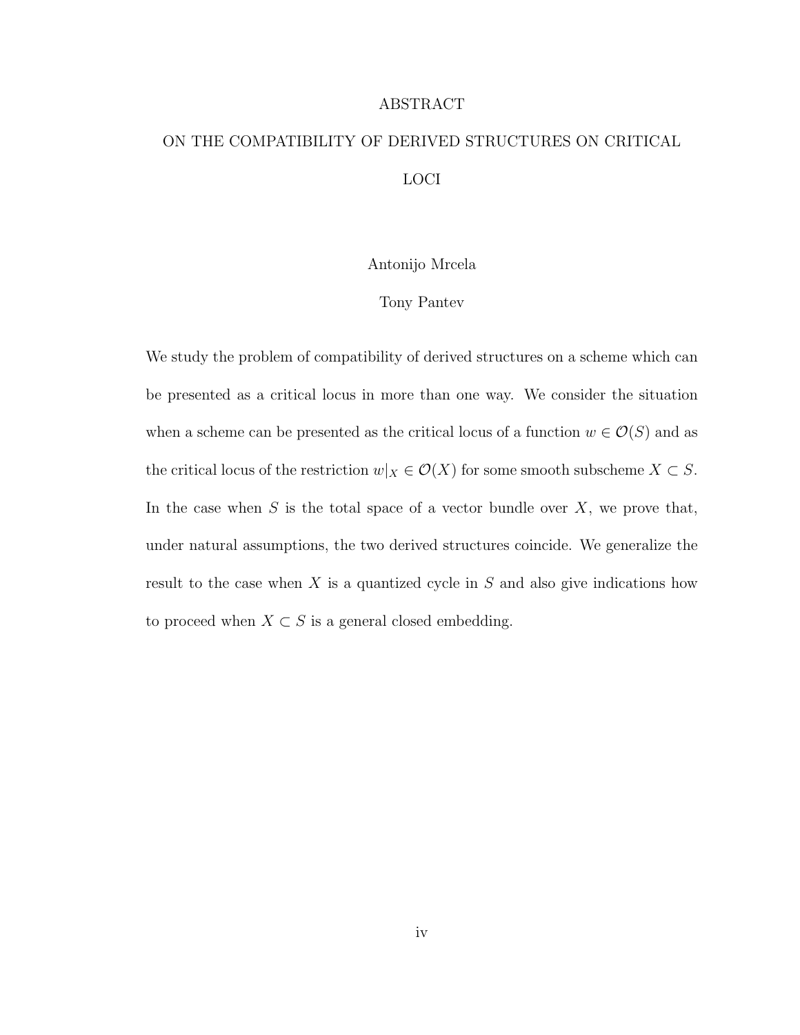# ABSTRACT

## ON THE COMPATIBILITY OF DERIVED STRUCTURES ON CRITICAL LOCI

Antonijo Mrcela

Tony Pantev

We study the problem of compatibility of derived structures on a scheme which can be presented as a critical locus in more than one way. We consider the situation when a scheme can be presented as the critical locus of a function $w \in \mathcal{O}(S)$ and as the critical locus of the restriction $w|_X \in \mathcal{O}(X)$ for some smooth subscheme $X \subset S$. In the case when $S$ is the total space of a vector bundle over $X$, we prove that, under natural assumptions, the two derived structures coincide. We generalize the result to the case when $X$ is a quantized cycle in $S$ and also give indications how to proceed when $X \subset S$ is a general closed embedding.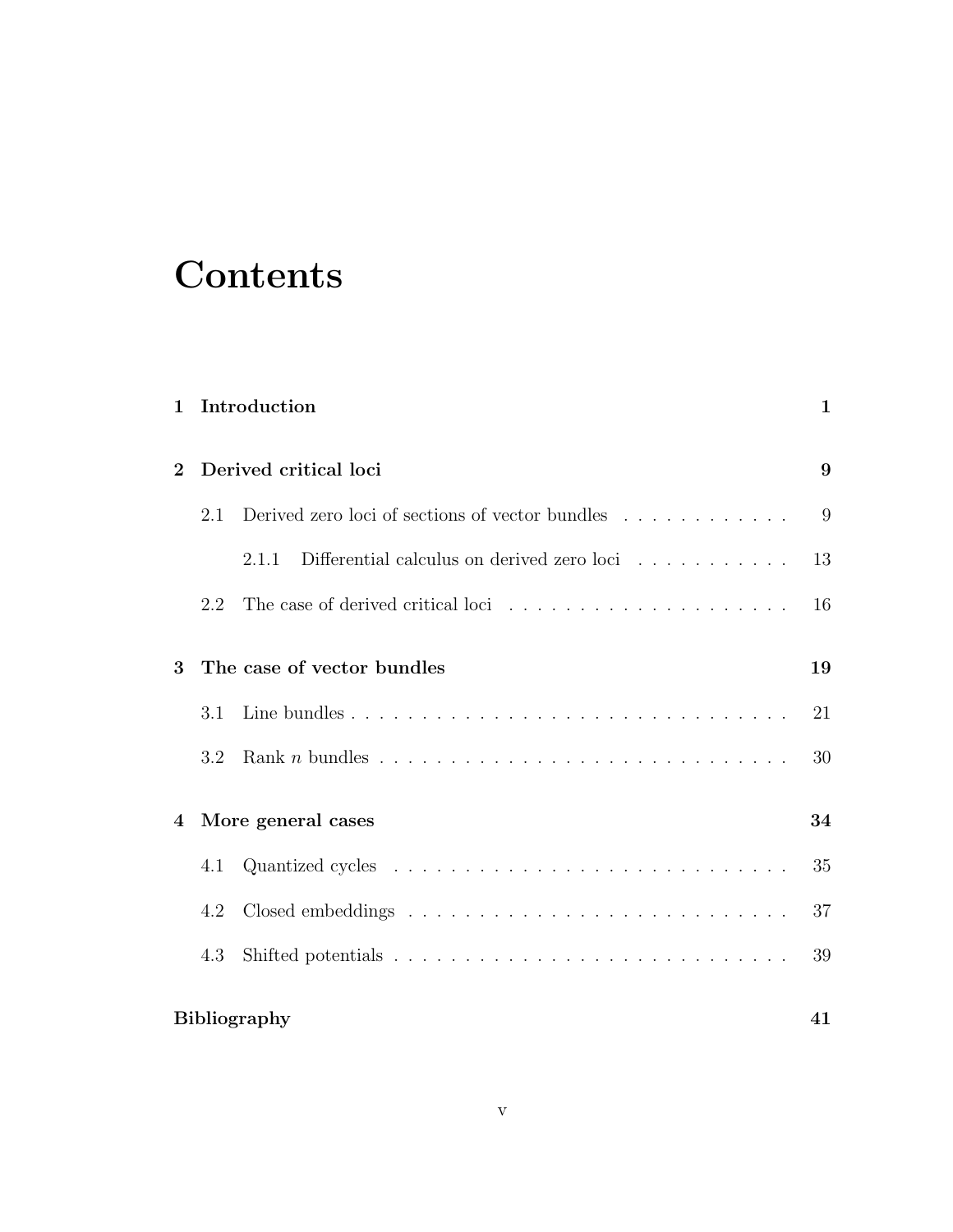# Contents

**1 Introduction** **1**

**2 Derived critical loci** **9**

2.1 Derived zero loci of sections of vector bundles . . . . . . . . . . . . 9

2.1.1 Differential calculus on derived zero loci . . . . . . . . . . . 13

2.2 The case of derived critical loci . . . . . . . . . . . . . . . . . . . . . 16

**3 The case of vector bundles** **19**

3.1 Line bundles . . . . . . . . . . . . . . . . . . . . . . . . . . . . . . . 21

3.2 Rank $n$ bundles . . . . . . . . . . . . . . . . . . . . . . . . . . . . . 30

**4 More general cases** **34**

4.1 Quantized cycles . . . . . . . . . . . . . . . . . . . . . . . . . . . . . 35

4.2 Closed embeddings . . . . . . . . . . . . . . . . . . . . . . . . . . . 37

4.3 Shifted potentials . . . . . . . . . . . . . . . . . . . . . . . . . . . . 39

**Bibliography** **41**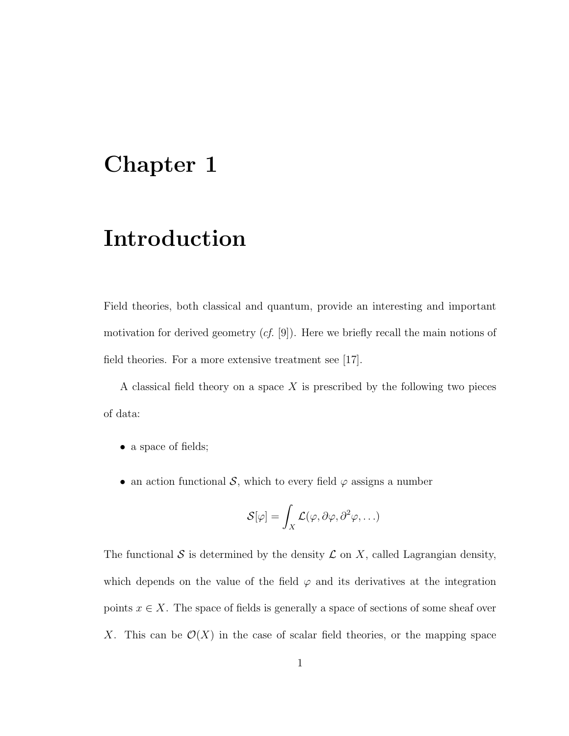# Chapter 1

# Introduction

Field theories, both classical and quantum, provide an interesting and important motivation for derived geometry (*cf.* [9]). Here we briefly recall the main notions of field theories. For a more extensive treatment see [17].

A classical field theory on a space $X$ is prescribed by the following two pieces of data:

- a space of fields;
- an action functional $\mathcal{S}$, which to every field $\varphi$ assigns a number

$$\mathcal{S}[\varphi] = \int_X \mathcal{L}(\varphi, \partial\varphi, \partial^2\varphi, \ldots)$$

The functional $\mathcal{S}$ is determined by the density $\mathcal{L}$ on $X$, called Lagrangian density, which depends on the value of the field $\varphi$ and its derivatives at the integration points $x \in X$. The space of fields is generally a space of sections of some sheaf over $X$. This can be $\mathcal{O}(X)$ in the case of scalar field theories, or the mapping space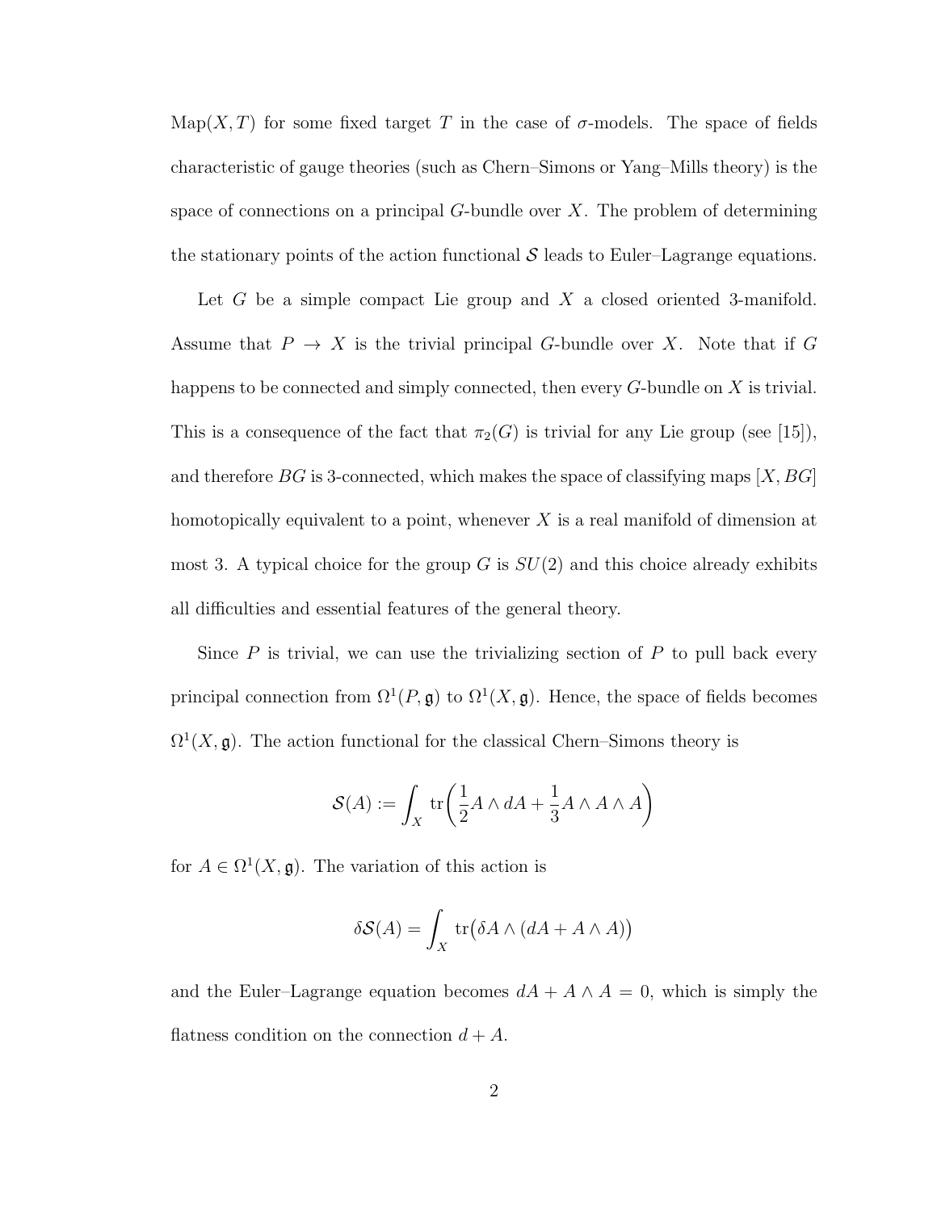$\mathrm{Map}(X, T)$ for some fixed target $T$ in the case of $\sigma$-models. The space of fields characteristic of gauge theories (such as Chern–Simons or Yang–Mills theory) is the space of connections on a principal $G$-bundle over $X$. The problem of determining the stationary points of the action functional $\mathcal{S}$ leads to Euler–Lagrange equations.

Let $G$ be a simple compact Lie group and $X$ a closed oriented 3-manifold. Assume that $P \to X$ is the trivial principal $G$-bundle over $X$. Note that if $G$ happens to be connected and simply connected, then every $G$-bundle on $X$ is trivial. This is a consequence of the fact that $\pi_2(G)$ is trivial for any Lie group (see [15]), and therefore $BG$ is 3-connected, which makes the space of classifying maps $[X, BG]$ homotopically equivalent to a point, whenever $X$ is a real manifold of dimension at most 3. A typical choice for the group $G$ is $SU(2)$ and this choice already exhibits all difficulties and essential features of the general theory.

Since $P$ is trivial, we can use the trivializing section of $P$ to pull back every principal connection from $\Omega^1(P, \mathfrak{g})$ to $\Omega^1(X, \mathfrak{g})$. Hence, the space of fields becomes $\Omega^1(X, \mathfrak{g})$. The action functional for the classical Chern–Simons theory is

$$\mathcal{S}(A) := \int_X \mathrm{tr}\left(\frac{1}{2} A \wedge dA + \frac{1}{3} A \wedge A \wedge A\right)$$

for $A \in \Omega^1(X, \mathfrak{g})$. The variation of this action is

$$\delta\mathcal{S}(A) = \int_X \mathrm{tr}\big(\delta A \wedge (dA + A \wedge A)\big)$$

and the Euler–Lagrange equation becomes $dA + A \wedge A = 0$, which is simply the flatness condition on the connection $d + A$.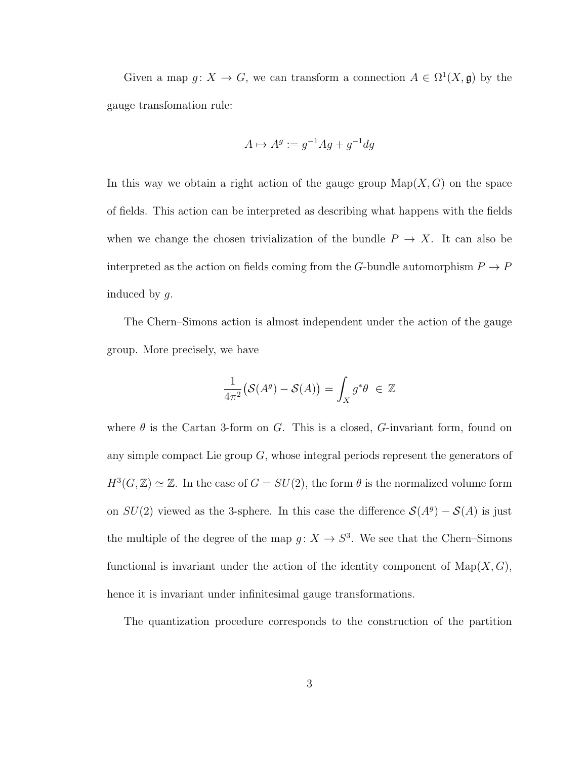Given a map $g\colon X \to G$, we can transform a connection $A \in \Omega^1(X, \mathfrak{g})$ by the gauge transfomation rule:

$$A \mapsto A^g := g^{-1}Ag + g^{-1}dg$$

In this way we obtain a right action of the gauge group $\mathrm{Map}(X, G)$ on the space of fields. This action can be interpreted as describing what happens with the fields when we change the chosen trivialization of the bundle $P \to X$. It can also be interpreted as the action on fields coming from the $G$-bundle automorphism $P \to P$ induced by $g$.

The Chern–Simons action is almost independent under the action of the gauge group. More precisely, we have

$$\frac{1}{4\pi^2}\big(\mathcal{S}(A^g) - \mathcal{S}(A)\big) = \int_X g^*\theta \;\in \mathbb{Z}$$

where $\theta$ is the Cartan 3-form on $G$. This is a closed, $G$-invariant form, found on any simple compact Lie group $G$, whose integral periods represent the generators of $H^3(G, \mathbb{Z}) \simeq \mathbb{Z}$. In the case of $G = SU(2)$, the form $\theta$ is the normalized volume form on $SU(2)$ viewed as the 3-sphere. In this case the difference $\mathcal{S}(A^g) - \mathcal{S}(A)$ is just the multiple of the degree of the map $g\colon X \to S^3$. We see that the Chern–Simons functional is invariant under the action of the identity component of $\mathrm{Map}(X, G)$, hence it is invariant under infinitesimal gauge transformations.

The quantization procedure corresponds to the construction of the partition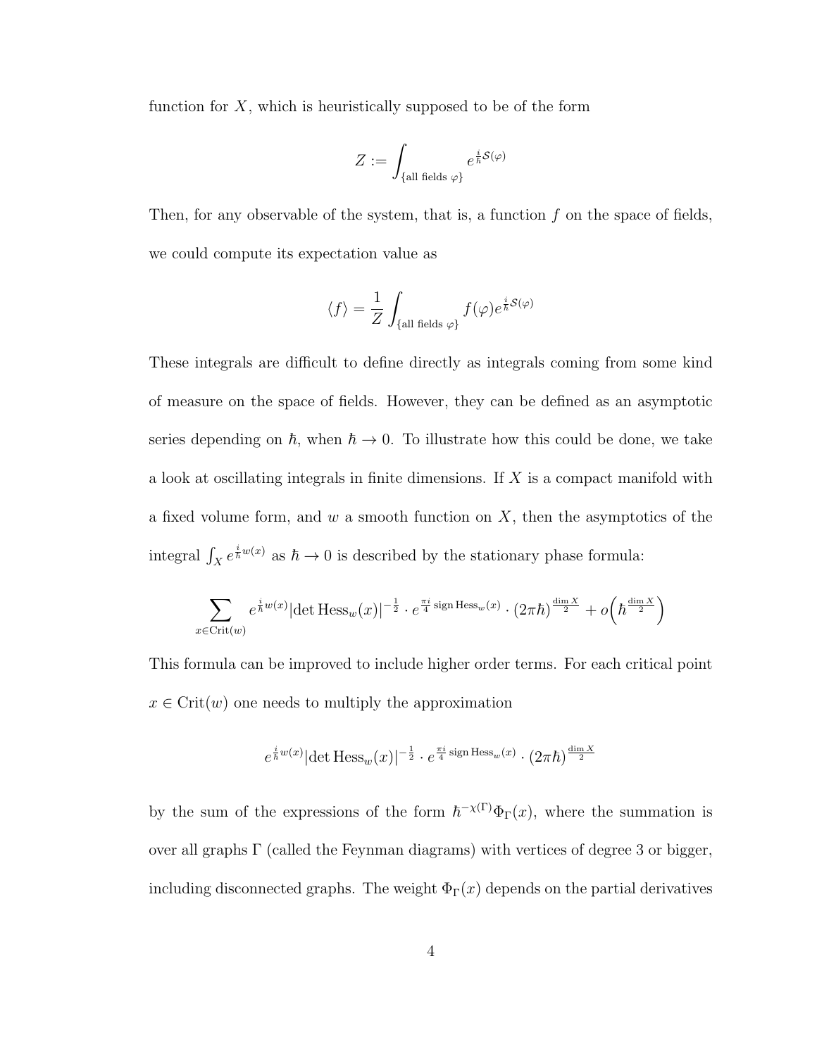function for $X$, which is heuristically supposed to be of the form

$$Z := \int_{\{\text{all fields } \varphi\}} e^{\frac{i}{\hbar}\mathcal{S}(\varphi)}$$

Then, for any observable of the system, that is, a function $f$ on the space of fields, we could compute its expectation value as

$$\langle f \rangle = \frac{1}{Z} \int_{\{\text{all fields } \varphi\}} f(\varphi) e^{\frac{i}{\hbar}\mathcal{S}(\varphi)}$$

These integrals are difficult to define directly as integrals coming from some kind of measure on the space of fields. However, they can be defined as an asymptotic series depending on $\hbar$, when $\hbar \to 0$. To illustrate how this could be done, we take a look at oscillating integrals in finite dimensions. If $X$ is a compact manifold with a fixed volume form, and $w$ a smooth function on $X$, then the asymptotics of the integral $\int_X e^{\frac{i}{\hbar}w(x)}$ as $\hbar \to 0$ is described by the stationary phase formula:

$$\sum_{x \in \mathrm{Crit}(w)} e^{\frac{i}{\hbar}w(x)} |\det \mathrm{Hess}_w(x)|^{-\frac{1}{2}} \cdot e^{\frac{\pi i}{4} \operatorname{sign} \mathrm{Hess}_w(x)} \cdot (2\pi\hbar)^{\frac{\dim X}{2}} + o\Big(\hbar^{\frac{\dim X}{2}}\Big)$$

This formula can be improved to include higher order terms. For each critical point $x \in \mathrm{Crit}(w)$ one needs to multiply the approximation

$$e^{\frac{i}{\hbar}w(x)} |\det \mathrm{Hess}_w(x)|^{-\frac{1}{2}} \cdot e^{\frac{\pi i}{4} \operatorname{sign} \mathrm{Hess}_w(x)} \cdot (2\pi\hbar)^{\frac{\dim X}{2}}$$

by the sum of the expressions of the form $\hbar^{-\chi(\Gamma)}\Phi_\Gamma(x)$, where the summation is over all graphs $\Gamma$ (called the Feynman diagrams) with vertices of degree 3 or bigger, including disconnected graphs. The weight $\Phi_\Gamma(x)$ depends on the partial derivatives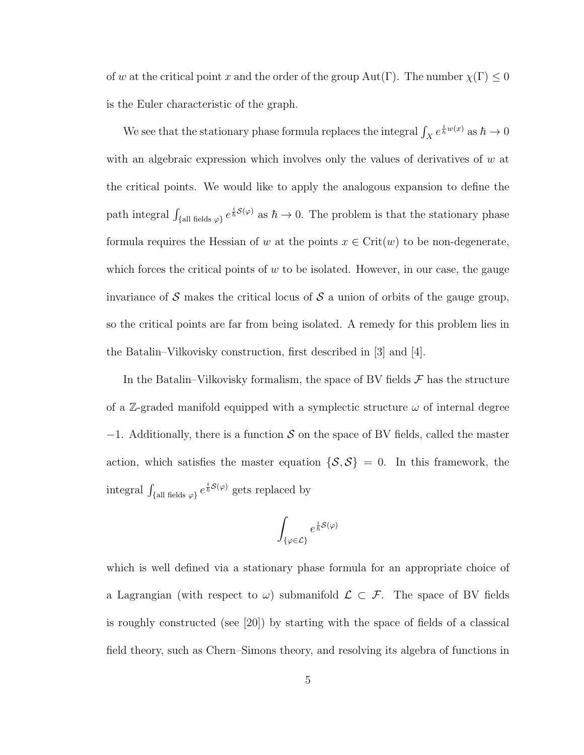of $w$ at the critical point $x$ and the order of the group $\mathrm{Aut}(\Gamma)$. The number $\chi(\Gamma) \leq 0$ is the Euler characteristic of the graph.

We see that the stationary phase formula replaces the integral $\int_X e^{\frac{i}{\hbar}w(x)}$ as $\hbar \to 0$ with an algebraic expression which involves only the values of derivatives of $w$ at the critical points. We would like to apply the analogous expansion to define the path integral $\int_{\{\text{all fields } \varphi\}} e^{\frac{i}{\hbar}\mathcal{S}(\varphi)}$ as $\hbar \to 0$. The problem is that the stationary phase formula requires the Hessian of $w$ at the points $x \in \mathrm{Crit}(w)$ to be non-degenerate, which forces the critical points of $w$ to be isolated. However, in our case, the gauge invariance of $\mathcal{S}$ makes the critical locus of $\mathcal{S}$ a union of orbits of the gauge group, so the critical points are far from being isolated. A remedy for this problem lies in the Batalin–Vilkovisky construction, first described in [3] and [4].

In the Batalin–Vilkovisky formalism, the space of BV fields $\mathcal{F}$ has the structure of a $\mathbb{Z}$-graded manifold equipped with a symplectic structure $\omega$ of internal degree $-1$. Additionally, there is a function $\mathcal{S}$ on the space of BV fields, called the master action, which satisfies the master equation $\{\mathcal{S}, \mathcal{S}\} = 0$. In this framework, the integral $\int_{\{\text{all fields } \varphi\}} e^{\frac{i}{\hbar}\mathcal{S}(\varphi)}$ gets replaced by

$$\int_{\{\varphi \in \mathcal{L}\}} e^{\frac{i}{\hbar}\mathcal{S}(\varphi)}$$

which is well defined via a stationary phase formula for an appropriate choice of a Lagrangian (with respect to $\omega$) submanifold $\mathcal{L} \subset \mathcal{F}$. The space of BV fields is roughly constructed (see [20]) by starting with the space of fields of a classical field theory, such as Chern–Simons theory, and resolving its algebra of functions in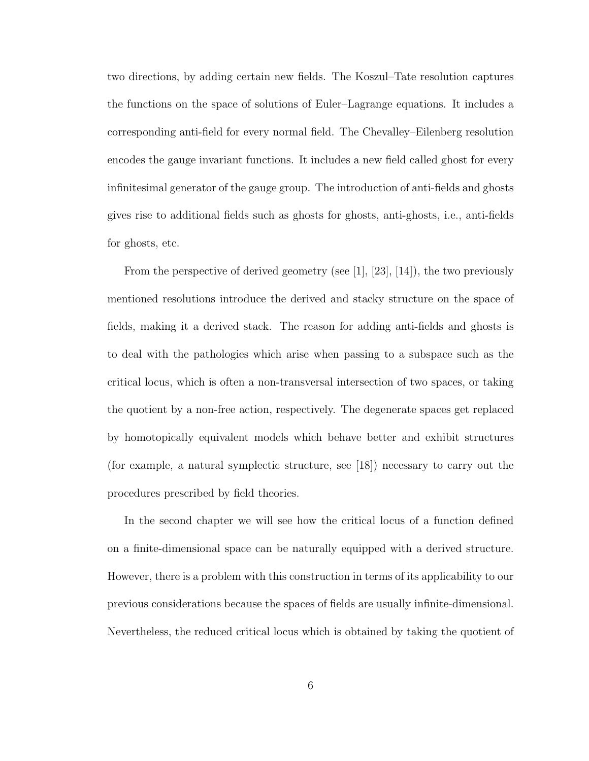two directions, by adding certain new fields. The Koszul–Tate resolution captures the functions on the space of solutions of Euler–Lagrange equations. It includes a corresponding anti-field for every normal field. The Chevalley–Eilenberg resolution encodes the gauge invariant functions. It includes a new field called ghost for every infinitesimal generator of the gauge group. The introduction of anti-fields and ghosts gives rise to additional fields such as ghosts for ghosts, anti-ghosts, i.e., anti-fields for ghosts, etc.

From the perspective of derived geometry (see [1], [23], [14]), the two previously mentioned resolutions introduce the derived and stacky structure on the space of fields, making it a derived stack. The reason for adding anti-fields and ghosts is to deal with the pathologies which arise when passing to a subspace such as the critical locus, which is often a non-transversal intersection of two spaces, or taking the quotient by a non-free action, respectively. The degenerate spaces get replaced by homotopically equivalent models which behave better and exhibit structures (for example, a natural symplectic structure, see [18]) necessary to carry out the procedures prescribed by field theories.

In the second chapter we will see how the critical locus of a function defined on a finite-dimensional space can be naturally equipped with a derived structure. However, there is a problem with this construction in terms of its applicability to our previous considerations because the spaces of fields are usually infinite-dimensional. Nevertheless, the reduced critical locus which is obtained by taking the quotient of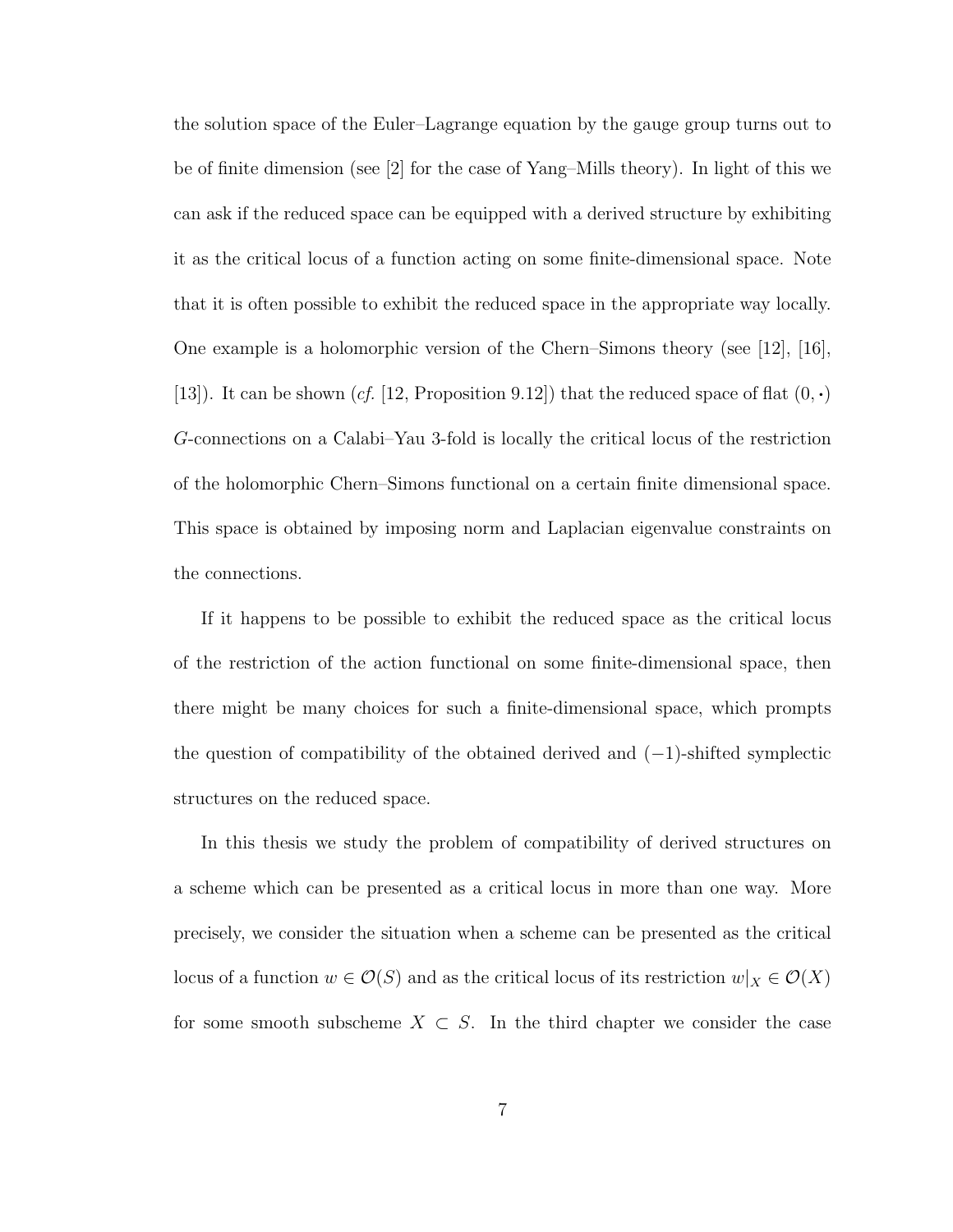the solution space of the Euler–Lagrange equation by the gauge group turns out to be of finite dimension (see [2] for the case of Yang–Mills theory). In light of this we can ask if the reduced space can be equipped with a derived structure by exhibiting it as the critical locus of a function acting on some finite-dimensional space. Note that it is often possible to exhibit the reduced space in the appropriate way locally. One example is a holomorphic version of the Chern–Simons theory (see [12], [16], [13]). It can be shown (*cf.* [12, Proposition 9.12]) that the reduced space of flat $(0, \cdot)$ $G$-connections on a Calabi–Yau 3-fold is locally the critical locus of the restriction of the holomorphic Chern–Simons functional on a certain finite dimensional space. This space is obtained by imposing norm and Laplacian eigenvalue constraints on the connections.

If it happens to be possible to exhibit the reduced space as the critical locus of the restriction of the action functional on some finite-dimensional space, then there might be many choices for such a finite-dimensional space, which prompts the question of compatibility of the obtained derived and $(-1)$-shifted symplectic structures on the reduced space.

In this thesis we study the problem of compatibility of derived structures on a scheme which can be presented as a critical locus in more than one way. More precisely, we consider the situation when a scheme can be presented as the critical locus of a function $w \in \mathcal{O}(S)$ and as the critical locus of its restriction $w|_X \in \mathcal{O}(X)$ for some smooth subscheme $X \subset S$. In the third chapter we consider the case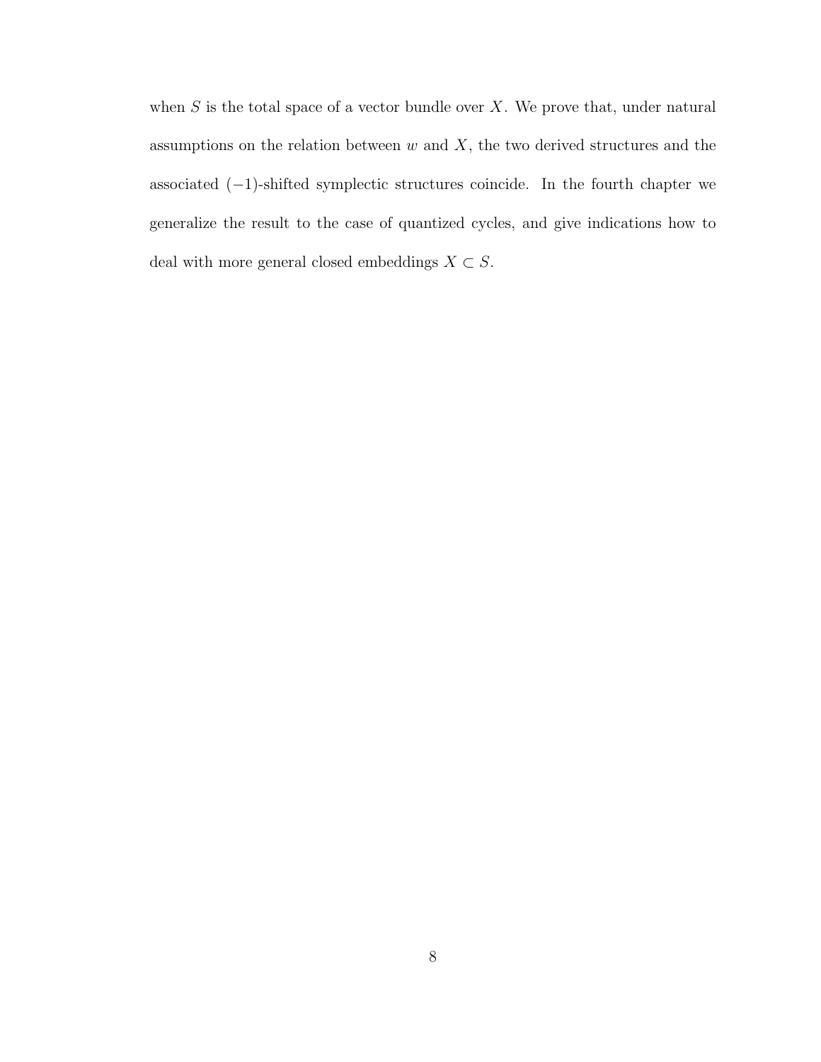when $S$ is the total space of a vector bundle over $X$. We prove that, under natural assumptions on the relation between $w$ and $X$, the two derived structures and the associated $(-1)$-shifted symplectic structures coincide. In the fourth chapter we generalize the result to the case of quantized cycles, and give indications how to deal with more general closed embeddings $X \subset S$.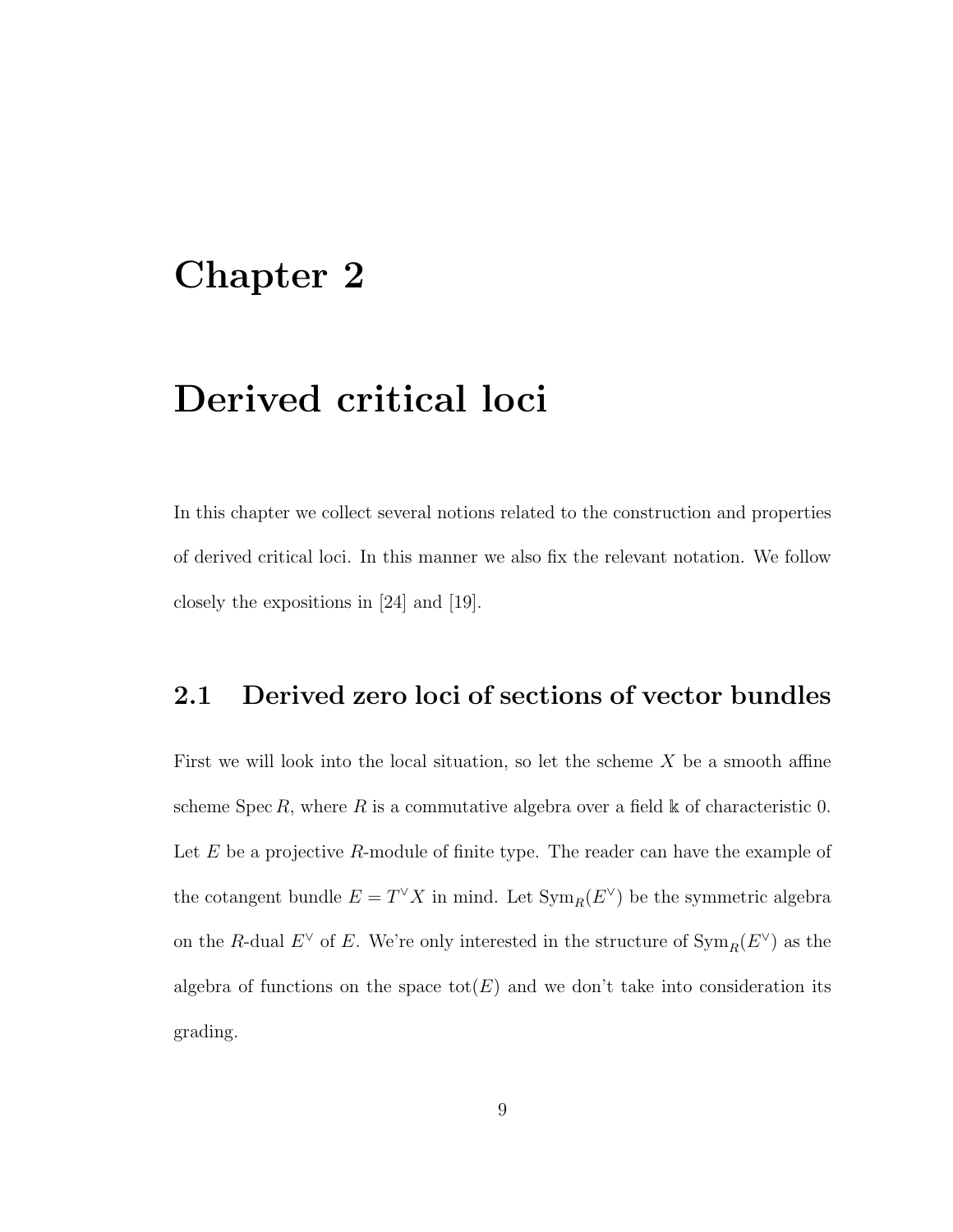# Chapter 2

# Derived critical loci

In this chapter we collect several notions related to the construction and properties of derived critical loci. In this manner we also fix the relevant notation. We follow closely the expositions in [24] and [19].

## 2.1 Derived zero loci of sections of vector bundles

First we will look into the local situation, so let the scheme $X$ be a smooth affine scheme $\operatorname{Spec} R$, where $R$ is a commutative algebra over a field $\Bbbk$ of characteristic 0. Let $E$ be a projective $R$-module of finite type. The reader can have the example of the cotangent bundle $E = T^\vee X$ in mind. Let $\operatorname{Sym}_R(E^\vee)$ be the symmetric algebra on the $R$-dual $E^\vee$ of $E$. We're only interested in the structure of $\operatorname{Sym}_R(E^\vee)$ as the algebra of functions on the space $\operatorname{tot}(E)$ and we don't take into consideration its grading.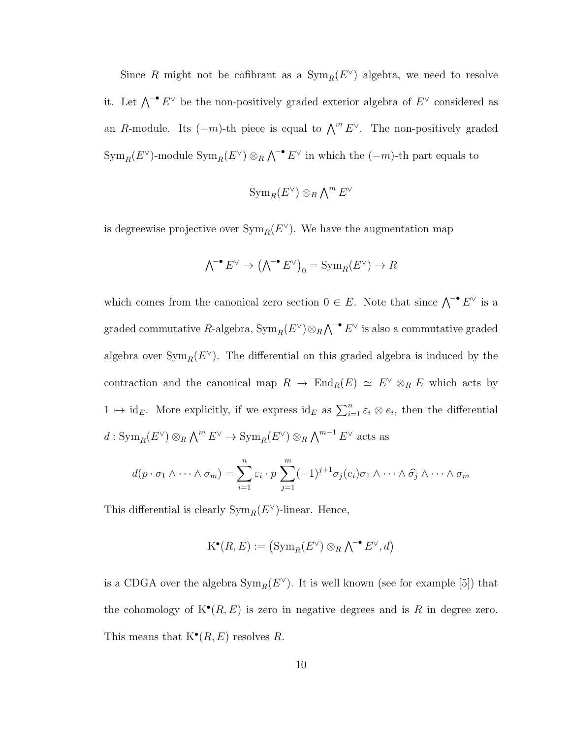Since $R$ might not be cofibrant as a $\mathrm{Sym}_R(E^\vee)$ algebra, we need to resolve it. Let $\bigwedge^{-\bullet} E^\vee$ be the non-positively graded exterior algebra of $E^\vee$ considered as an $R$-module. Its $(-m)$-th piece is equal to $\bigwedge^m E^\vee$. The non-positively graded $\mathrm{Sym}_R(E^\vee)$-module $\mathrm{Sym}_R(E^\vee) \otimes_R \bigwedge^{-\bullet} E^\vee$ in which the $(-m)$-th part equals to

$$\mathrm{Sym}_R(E^\vee) \otimes_R \bigwedge^m E^\vee$$

is degreewise projective over $\mathrm{Sym}_R(E^\vee)$. We have the augmentation map

$$\bigwedge^{-\bullet} E^\vee \to \left(\bigwedge^{-\bullet} E^\vee\right)_0 = \mathrm{Sym}_R(E^\vee) \to R$$

which comes from the canonical zero section $0 \in E$. Note that since $\bigwedge^{-\bullet} E^\vee$ is a graded commutative $R$-algebra, $\mathrm{Sym}_R(E^\vee) \otimes_R \bigwedge^{-\bullet} E^\vee$ is also a commutative graded algebra over $\mathrm{Sym}_R(E^\vee)$. The differential on this graded algebra is induced by the contraction and the canonical map $R \to \mathrm{End}_R(E) \simeq E^\vee \otimes_R E$ which acts by $1 \mapsto \mathrm{id}_E$. More explicitly, if we express $\mathrm{id}_E$ as $\sum_{i=1}^n \varepsilon_i \otimes e_i$, then the differential $d : \mathrm{Sym}_R(E^\vee) \otimes_R \bigwedge^m E^\vee \to \mathrm{Sym}_R(E^\vee) \otimes_R \bigwedge^{m-1} E^\vee$ acts as

$$d(p \cdot \sigma_1 \wedge \cdots \wedge \sigma_m) = \sum_{i=1}^n \varepsilon_i \cdot p \sum_{j=1}^m (-1)^{j+1} \sigma_j(e_i) \sigma_1 \wedge \cdots \wedge \widehat{\sigma_j} \wedge \cdots \wedge \sigma_m$$

This differential is clearly $\mathrm{Sym}_R(E^\vee)$-linear. Hence,

$$\mathrm{K}^\bullet(R, E) := \left(\mathrm{Sym}_R(E^\vee) \otimes_R \bigwedge^{-\bullet} E^\vee, d\right)$$

is a CDGA over the algebra $\mathrm{Sym}_R(E^\vee)$. It is well known (see for example [5]) that the cohomology of $\mathrm{K}^\bullet(R, E)$ is zero in negative degrees and is $R$ in degree zero. This means that $\mathrm{K}^\bullet(R, E)$ resolves $R$.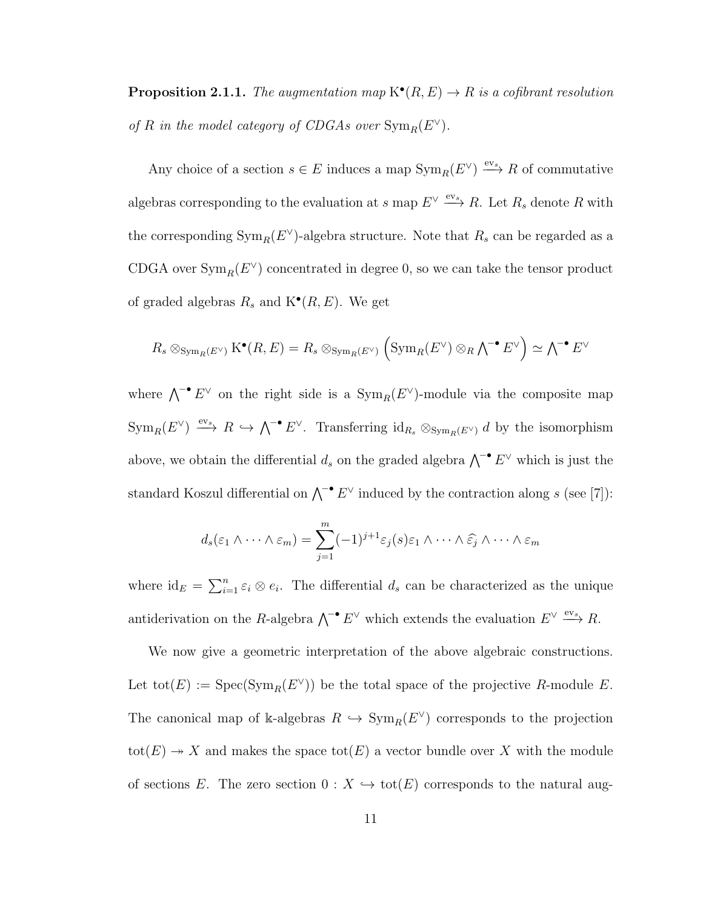**Proposition 2.1.1.** *The augmentation map $\mathrm{K}^\bullet(R,E) \to R$ is a cofibrant resolution of $R$ in the model category of CDGAs over $\mathrm{Sym}_R(E^\vee)$.*

Any choice of a section $s \in E$ induces a map $\mathrm{Sym}_R(E^\vee) \xrightarrow{\mathrm{ev}_s} R$ of commutative algebras corresponding to the evaluation at $s$ map $E^\vee \xrightarrow{\mathrm{ev}_s} R$. Let $R_s$ denote $R$ with the corresponding $\mathrm{Sym}_R(E^\vee)$-algebra structure. Note that $R_s$ can be regarded as a CDGA over $\mathrm{Sym}_R(E^\vee)$ concentrated in degree 0, so we can take the tensor product of graded algebras $R_s$ and $\mathrm{K}^\bullet(R,E)$. We get

$$R_s \otimes_{\mathrm{Sym}_R(E^\vee)} \mathrm{K}^\bullet(R,E) = R_s \otimes_{\mathrm{Sym}_R(E^\vee)} \left(\mathrm{Sym}_R(E^\vee) \otimes_R {\textstyle\bigwedge^{-\bullet}} E^\vee\right) \simeq {\textstyle\bigwedge^{-\bullet}} E^\vee$$

where $\bigwedge^{-\bullet} E^\vee$ on the right side is a $\mathrm{Sym}_R(E^\vee)$-module via the composite map $\mathrm{Sym}_R(E^\vee) \xrightarrow{\mathrm{ev}_s} R \hookrightarrow \bigwedge^{-\bullet} E^\vee$. Transferring $\mathrm{id}_{R_s} \otimes_{\mathrm{Sym}_R(E^\vee)} d$ by the isomorphism above, we obtain the differential $d_s$ on the graded algebra $\bigwedge^{-\bullet} E^\vee$ which is just the standard Koszul differential on $\bigwedge^{-\bullet} E^\vee$ induced by the contraction along $s$ (see [7]):

$$d_s(\varepsilon_1 \wedge \cdots \wedge \varepsilon_m) = \sum_{j=1}^{m} (-1)^{j+1} \varepsilon_j(s) \varepsilon_1 \wedge \cdots \wedge \widehat{\varepsilon_j} \wedge \cdots \wedge \varepsilon_m$$

where $\mathrm{id}_E = \sum_{i=1}^{n} \varepsilon_i \otimes e_i$. The differential $d_s$ can be characterized as the unique antiderivation on the $R$-algebra $\bigwedge^{-\bullet} E^\vee$ which extends the evaluation $E^\vee \xrightarrow{\mathrm{ev}_s} R$.

We now give a geometric interpretation of the above algebraic constructions. Let $\mathrm{tot}(E) := \mathrm{Spec}(\mathrm{Sym}_R(E^\vee))$ be the total space of the projective $R$-module $E$. The canonical map of $\Bbbk$-algebras $R \hookrightarrow \mathrm{Sym}_R(E^\vee)$ corresponds to the projection $\mathrm{tot}(E) \twoheadrightarrow X$ and makes the space $\mathrm{tot}(E)$ a vector bundle over $X$ with the module of sections $E$. The zero section $0 : X \hookrightarrow \mathrm{tot}(E)$ corresponds to the natural aug-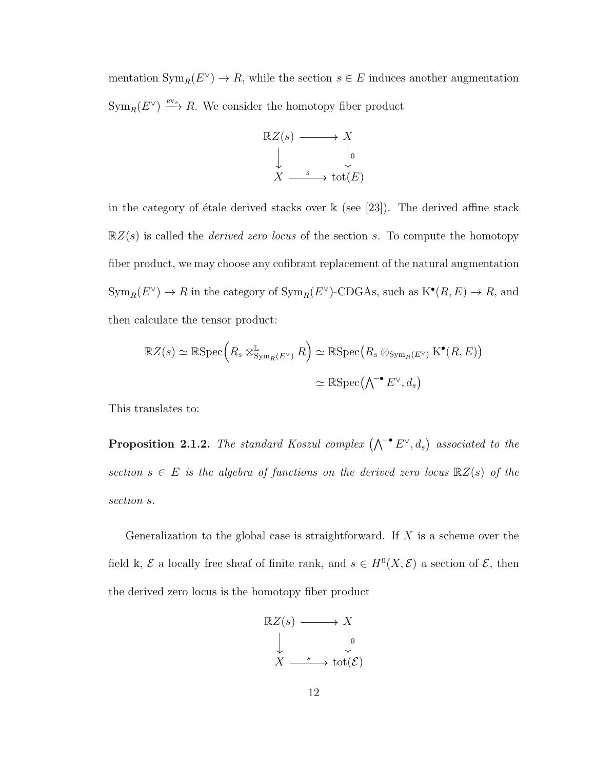mentation $\mathrm{Sym}_R(E^\vee) \to R$, while the section $s \in E$ induces another augmentation $\mathrm{Sym}_R(E^\vee) \xrightarrow{\mathrm{ev}_s} R$. We consider the homotopy fiber product

$$\begin{array}{ccc} \mathbb{R}Z(s) & \longrightarrow & X \\ \big\downarrow & & \big\downarrow {\scriptstyle 0} \\ X & \xrightarrow{\ s\ } & \mathrm{tot}(E) \end{array}$$

in the category of étale derived stacks over $\mathbb{k}$ (see [23]). The derived affine stack $\mathbb{R}Z(s)$ is called the *derived zero locus* of the section $s$. To compute the homotopy fiber product, we may choose any cofibrant replacement of the natural augmentation $\mathrm{Sym}_R(E^\vee) \to R$ in the category of $\mathrm{Sym}_R(E^\vee)$-CDGAs, such as $\mathrm{K}^\bullet(R, E) \to R$, and then calculate the tensor product:

$$\begin{aligned} \mathbb{R}Z(s) \simeq \mathbb{R}\mathrm{Spec}\Big(R_s \otimes^{\mathbb{L}}_{\mathrm{Sym}_R(E^\vee)} R\Big) &\simeq \mathbb{R}\mathrm{Spec}\big(R_s \otimes_{\mathrm{Sym}_R(E^\vee)} \mathrm{K}^\bullet(R, E)\big) \\ &\simeq \mathbb{R}\mathrm{Spec}\big(\textstyle\bigwedge^{-\bullet} E^\vee, d_s\big) \end{aligned}$$

This translates to:

**Proposition 2.1.2.** *The standard Koszul complex* $\big(\bigwedge^{-\bullet} E^\vee, d_s\big)$ *associated to the section* $s \in E$ *is the algebra of functions on the derived zero locus* $\mathbb{R}Z(s)$ *of the section* $s$.

Generalization to the global case is straightforward. If $X$ is a scheme over the field $\mathbb{k}$, $\mathcal{E}$ a locally free sheaf of finite rank, and $s \in H^0(X, \mathcal{E})$ a section of $\mathcal{E}$, then the derived zero locus is the homotopy fiber product

$$\begin{array}{ccc} \mathbb{R}Z(s) & \longrightarrow & X \\ \big\downarrow & & \big\downarrow {\scriptstyle 0} \\ X & \xrightarrow{\ s\ } & \mathrm{tot}(\mathcal{E}) \end{array}$$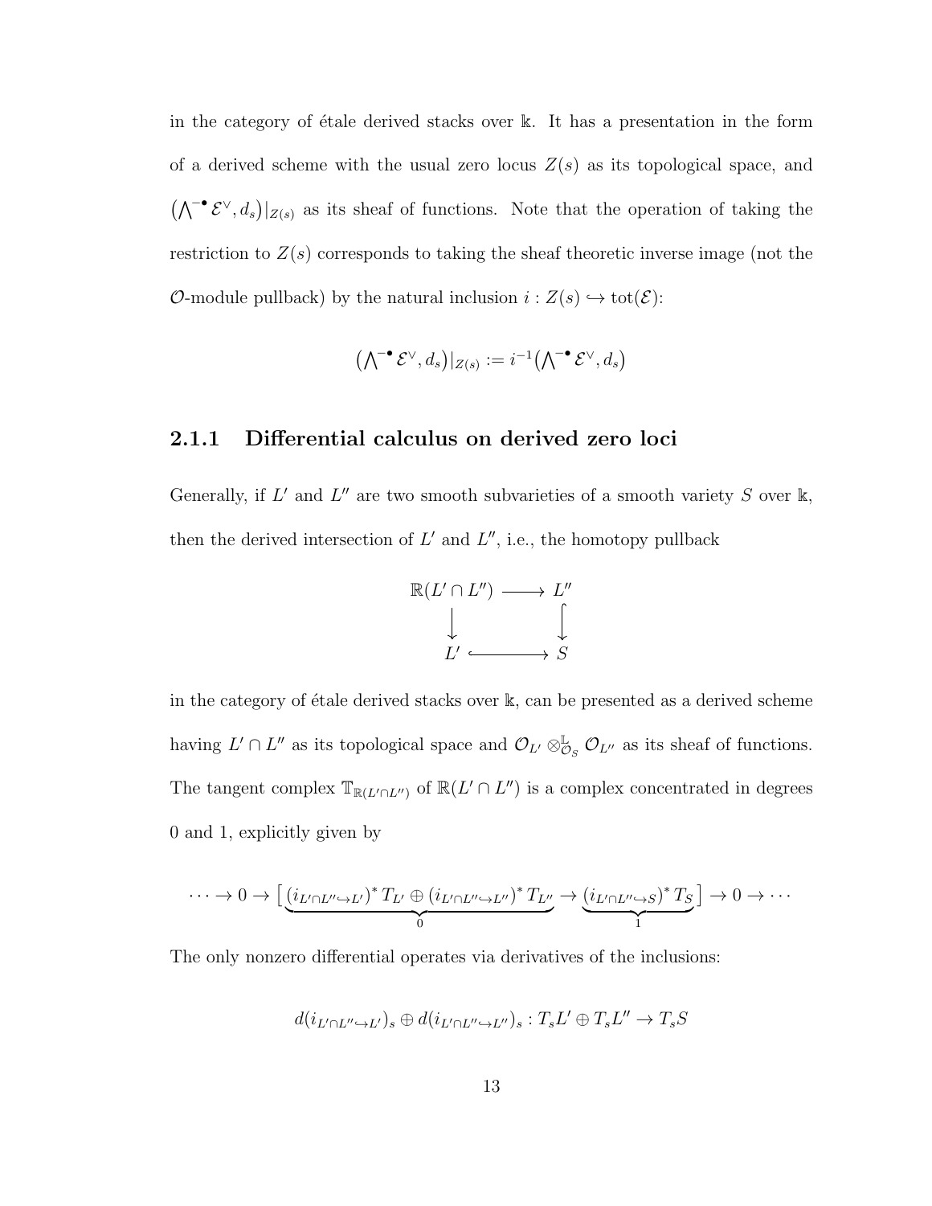in the category of étale derived stacks over $\Bbbk$. It has a presentation in the form of a derived scheme with the usual zero locus $Z(s)$ as its topological space, and $\left(\bigwedge^{-\bullet}\mathcal{E}^\vee, d_s\right)|_{Z(s)}$ as its sheaf of functions. Note that the operation of taking the restriction to $Z(s)$ corresponds to taking the sheaf theoretic inverse image (not the $\mathcal{O}$-module pullback) by the natural inclusion $i : Z(s) \hookrightarrow \mathrm{tot}(\mathcal{E})$:

$$\left(\bigwedge^{-\bullet}\mathcal{E}^\vee, d_s\right)|_{Z(s)} := i^{-1}\left(\bigwedge^{-\bullet}\mathcal{E}^\vee, d_s\right)$$

### 2.1.1 Differential calculus on derived zero loci

Generally, if $L'$ and $L''$ are two smooth subvarieties of a smooth variety $S$ over $\Bbbk$, then the derived intersection of $L'$ and $L''$, i.e., the homotopy pullback

$$\begin{array}{ccc} \mathbb{R}(L' \cap L'') & \longrightarrow & L'' \\ \downarrow & & \downarrow \\ L' & \hookrightarrow & S \end{array}$$

in the category of étale derived stacks over $\Bbbk$, can be presented as a derived scheme having $L' \cap L''$ as its topological space and $\mathcal{O}_{L'} \otimes^{\mathbb{L}}_{\mathcal{O}_S} \mathcal{O}_{L''}$ as its sheaf of functions. The tangent complex $\mathbb{T}_{\mathbb{R}(L'\cap L'')}$ of $\mathbb{R}(L' \cap L'')$ is a complex concentrated in degrees 0 and 1, explicitly given by

$$\cdots \to 0 \to \big[\underbrace{(i_{L'\cap L'' \hookrightarrow L'})^* T_{L'} \oplus (i_{L'\cap L''\hookrightarrow L''})^* T_{L''}}_{0} \to \underbrace{(i_{L'\cap L''\hookrightarrow S})^* T_S}_{1}\big] \to 0 \to \cdots$$

The only nonzero differential operates via derivatives of the inclusions:

$$d(i_{L'\cap L''\hookrightarrow L'})_s \oplus d(i_{L'\cap L''\hookrightarrow L''})_s : T_sL' \oplus T_sL'' \to T_sS$$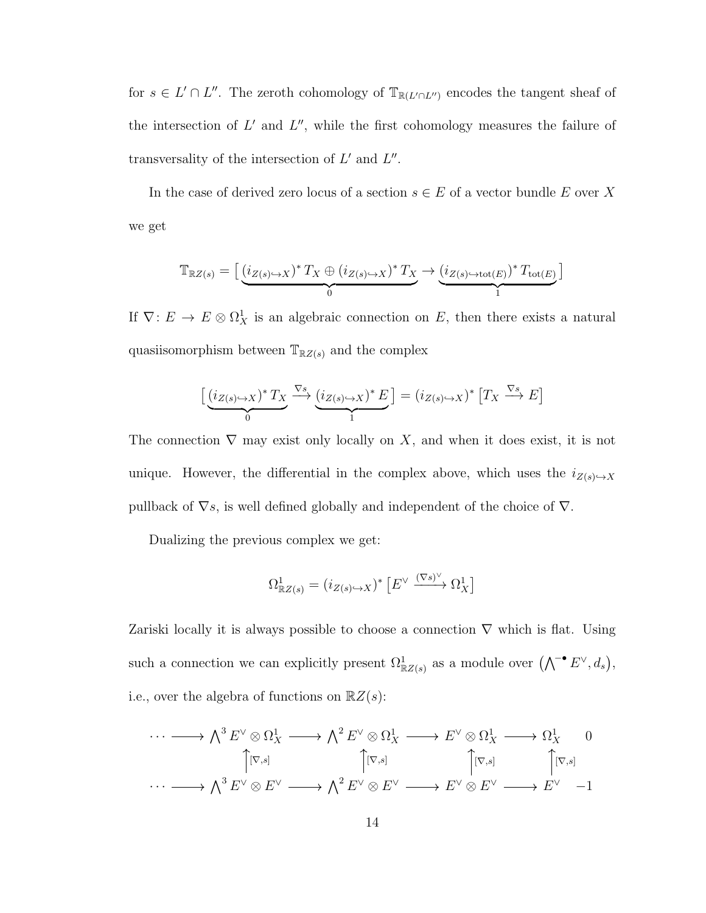for $s \in L' \cap L''$. The zeroth cohomology of $\mathbb{T}_{\mathbb{R}(L' \cap L'')}$ encodes the tangent sheaf of the intersection of $L'$ and $L''$, while the first cohomology measures the failure of transversality of the intersection of $L'$ and $L''$.

In the case of derived zero locus of a section $s \in E$ of a vector bundle $E$ over $X$ we get

$$\mathbb{T}_{\mathbb{R}Z(s)} = \big[ \underbrace{(i_{Z(s) \hookrightarrow X})^* T_X \oplus (i_{Z(s) \hookrightarrow X})^* T_X}_{0} \to \underbrace{(i_{Z(s) \hookrightarrow \mathrm{tot}(E)})^* T_{\mathrm{tot}(E)}}_{1} \big]$$

If $\nabla \colon E \to E \otimes \Omega^1_X$ is an algebraic connection on $E$, then there exists a natural quasiisomorphism between $\mathbb{T}_{\mathbb{R}Z(s)}$ and the complex

$$\big[ \underbrace{(i_{Z(s) \hookrightarrow X})^* T_X}_{0} \xrightarrow{\nabla s} \underbrace{(i_{Z(s) \hookrightarrow X})^* E}_{1} \big] = (i_{Z(s) \hookrightarrow X})^* \big[ T_X \xrightarrow{\nabla s} E \big]$$

The connection $\nabla$ may exist only locally on $X$, and when it does exist, it is not unique. However, the differential in the complex above, which uses the $i_{Z(s) \hookrightarrow X}$ pullback of $\nabla s$, is well defined globally and independent of the choice of $\nabla$.

Dualizing the previous complex we get:

$$\Omega^1_{\mathbb{R}Z(s)} = (i_{Z(s) \hookrightarrow X})^* \big[ E^\vee \xrightarrow{(\nabla s)^\vee} \Omega^1_X \big]$$

Zariski locally it is always possible to choose a connection $\nabla$ which is flat. Using such a connection we can explicitly present $\Omega^1_{\mathbb{R}Z(s)}$ as a module over $\big(\bigwedge^{-\bullet} E^\vee, d_s\big)$, i.e., over the algebra of functions on $\mathbb{R}Z(s)$:

$$\begin{array}{ccccccccc}
\cdots \longrightarrow & \bigwedge^3 E^\vee \otimes \Omega^1_X & \longrightarrow & \bigwedge^2 E^\vee \otimes \Omega^1_X & \longrightarrow & E^\vee \otimes \Omega^1_X & \longrightarrow & \Omega^1_X & \quad 0 \\
& \uparrow{\scriptstyle [\nabla, s]} & & \uparrow{\scriptstyle [\nabla, s]} & & \uparrow{\scriptstyle [\nabla, s]} & & \uparrow{\scriptstyle [\nabla, s]} & \\
\cdots \longrightarrow & \bigwedge^3 E^\vee \otimes E^\vee & \longrightarrow & \bigwedge^2 E^\vee \otimes E^\vee & \longrightarrow & E^\vee \otimes E^\vee & \longrightarrow & E^\vee & \quad -1
\end{array}$$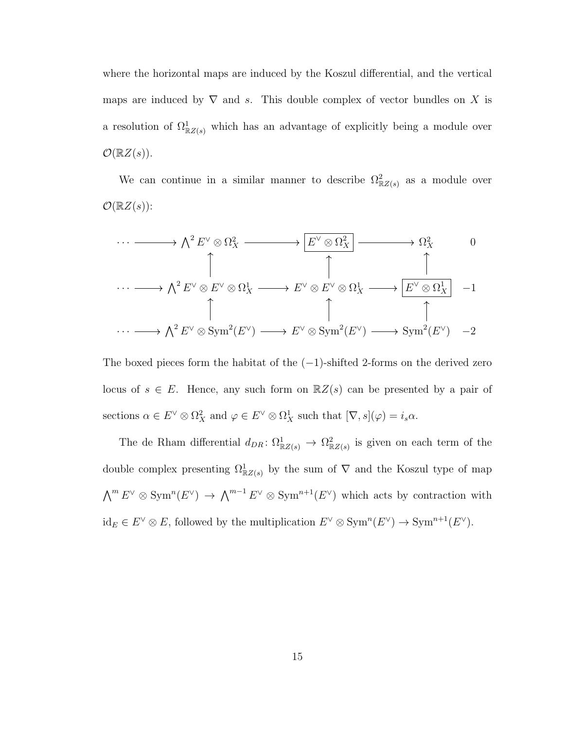where the horizontal maps are induced by the Koszul differential, and the vertical maps are induced by $\nabla$ and $s$. This double complex of vector bundles on $X$ is a resolution of $\Omega^1_{\mathbb{R}Z(s)}$ which has an advantage of explicitly being a module over $\mathcal{O}(\mathbb{R}Z(s))$.

We can continue in a similar manner to describe $\Omega^2_{\mathbb{R}Z(s)}$ as a module over $\mathcal{O}(\mathbb{R}Z(s))$:

$$
\begin{array}{ccccccccc}
\cdots \longrightarrow & \bigwedge^2 E^\vee \otimes \Omega^2_X & \longrightarrow & \boxed{E^\vee \otimes \Omega^2_X} & \longrightarrow & \Omega^2_X & & 0 \\
 & \uparrow & & \uparrow & & \uparrow & & \\
\cdots \longrightarrow & \bigwedge^2 E^\vee \otimes E^\vee \otimes \Omega^1_X & \longrightarrow & E^\vee \otimes E^\vee \otimes \Omega^1_X & \longrightarrow & \boxed{E^\vee \otimes \Omega^1_X} & & -1 \\
 & \uparrow & & \uparrow & & \uparrow & & \\
\cdots \longrightarrow & \bigwedge^2 E^\vee \otimes \mathrm{Sym}^2(E^\vee) & \longrightarrow & E^\vee \otimes \mathrm{Sym}^2(E^\vee) & \longrightarrow & \mathrm{Sym}^2(E^\vee) & & -2
\end{array}
$$

The boxed pieces form the habitat of the $(-1)$-shifted 2-forms on the derived zero locus of $s \in E$. Hence, any such form on $\mathbb{R}Z(s)$ can be presented by a pair of sections $\alpha \in E^\vee \otimes \Omega^2_X$ and $\varphi \in E^\vee \otimes \Omega^1_X$ such that $[\nabla, s](\varphi) = i_s \alpha$.

The de Rham differential $d_{DR} \colon \Omega^1_{\mathbb{R}Z(s)} \to \Omega^2_{\mathbb{R}Z(s)}$ is given on each term of the double complex presenting $\Omega^1_{\mathbb{R}Z(s)}$ by the sum of $\nabla$ and the Koszul type of map $\bigwedge^m E^\vee \otimes \mathrm{Sym}^n(E^\vee) \to \bigwedge^{m-1} E^\vee \otimes \mathrm{Sym}^{n+1}(E^\vee)$ which acts by contraction with $\mathrm{id}_E \in E^\vee \otimes E$, followed by the multiplication $E^\vee \otimes \mathrm{Sym}^n(E^\vee) \to \mathrm{Sym}^{n+1}(E^\vee)$.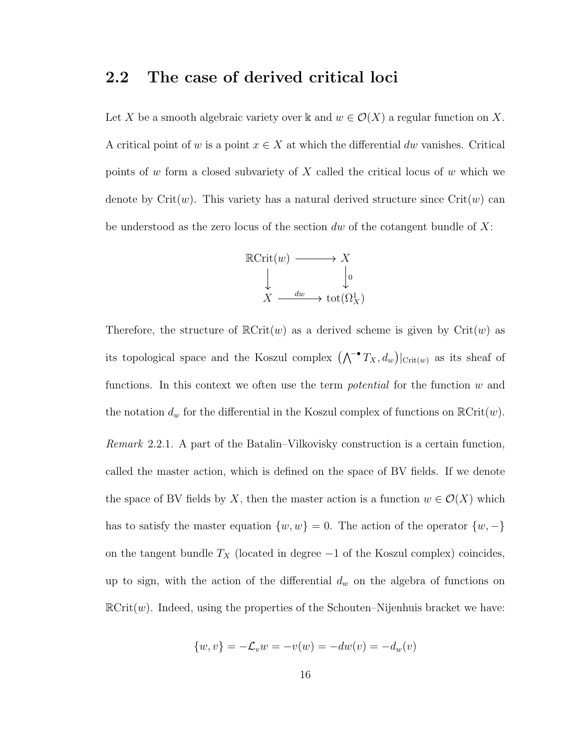## 2.2 The case of derived critical loci

Let $X$ be a smooth algebraic variety over $\Bbbk$ and $w \in \mathcal{O}(X)$ a regular function on $X$. A critical point of $w$ is a point $x \in X$ at which the differential $dw$ vanishes. Critical points of $w$ form a closed subvariety of $X$ called the critical locus of $w$ which we denote by $\mathrm{Crit}(w)$. This variety has a natural derived structure since $\mathrm{Crit}(w)$ can be understood as the zero locus of the section $dw$ of the cotangent bundle of $X$:

$$\begin{array}{ccc} \mathbb{R}\mathrm{Crit}(w) & \longrightarrow & X \\ \big\downarrow & & \big\downarrow {\scriptstyle 0} \\ X & \xrightarrow{\ dw\ } & \mathrm{tot}(\Omega^1_X) \end{array}$$

Therefore, the structure of $\mathbb{R}\mathrm{Crit}(w)$ as a derived scheme is given by $\mathrm{Crit}(w)$ as its topological space and the Koszul complex $\left(\bigwedge^{-\bullet} T_X, d_w\right)|_{\mathrm{Crit}(w)}$ as its sheaf of functions. In this context we often use the term *potential* for the function $w$ and the notation $d_w$ for the differential in the Koszul complex of functions on $\mathbb{R}\mathrm{Crit}(w)$.

*Remark* 2.2.1. A part of the Batalin–Vilkovisky construction is a certain function, called the master action, which is defined on the space of BV fields. If we denote the space of BV fields by $X$, then the master action is a function $w \in \mathcal{O}(X)$ which has to satisfy the master equation $\{w, w\} = 0$. The action of the operator $\{w, -\}$ on the tangent bundle $T_X$ (located in degree $-1$ of the Koszul complex) coincides, up to sign, with the action of the differential $d_w$ on the algebra of functions on $\mathbb{R}\mathrm{Crit}(w)$. Indeed, using the properties of the Schouten–Nijenhuis bracket we have:

$$\{w, v\} = -\mathcal{L}_v w = -v(w) = -dw(v) = -d_w(v)$$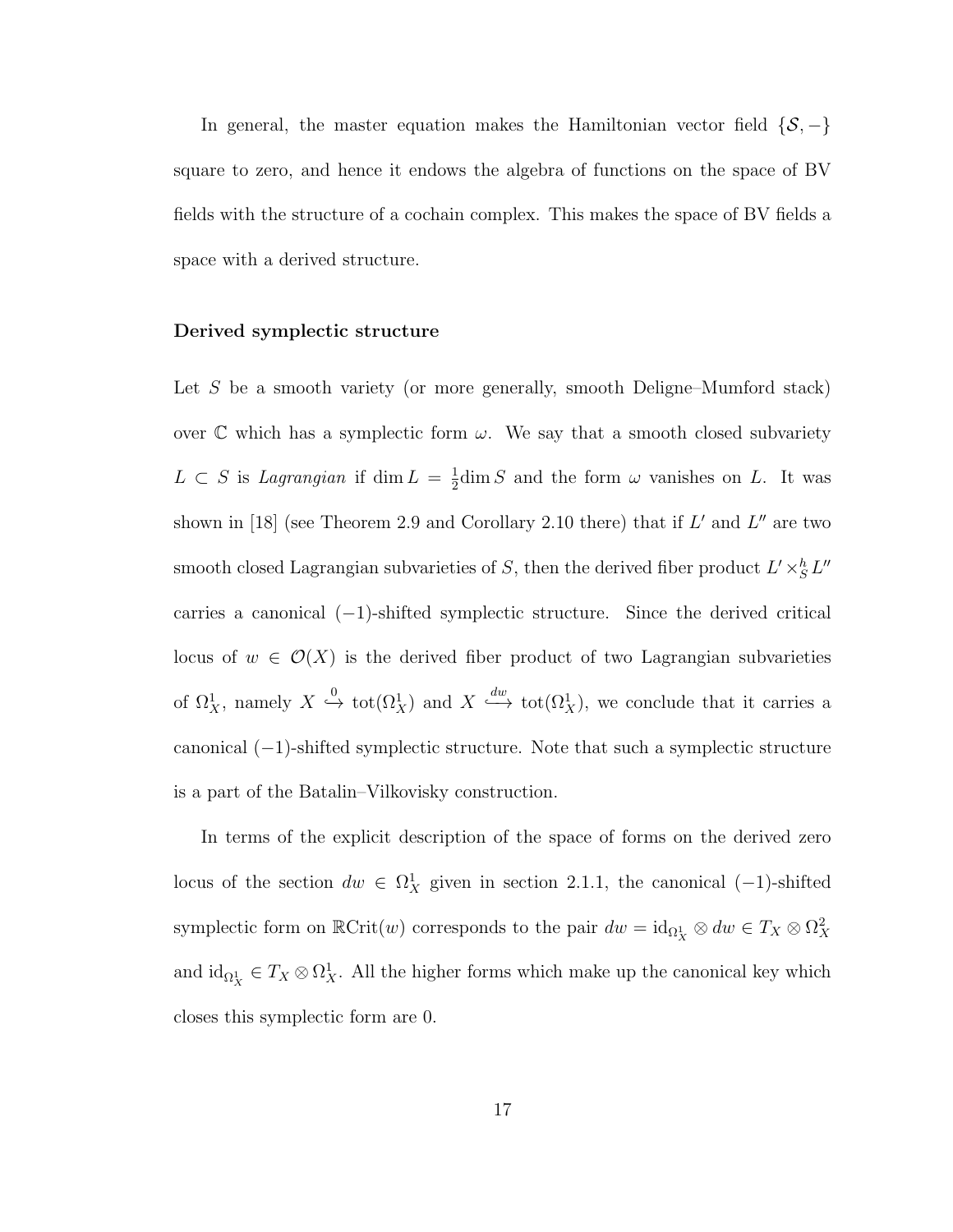In general, the master equation makes the Hamiltonian vector field $\{\mathcal{S}, -\}$ square to zero, and hence it endows the algebra of functions on the space of BV fields with the structure of a cochain complex. This makes the space of BV fields a space with a derived structure.

**Derived symplectic structure**

Let $S$ be a smooth variety (or more generally, smooth Deligne–Mumford stack) over $\mathbb{C}$ which has a symplectic form $\omega$. We say that a smooth closed subvariety $L \subset S$ is *Lagrangian* if $\dim L = \frac{1}{2}\dim S$ and the form $\omega$ vanishes on $L$. It was shown in [18] (see Theorem 2.9 and Corollary 2.10 there) that if $L'$ and $L''$ are two smooth closed Lagrangian subvarieties of $S$, then the derived fiber product $L' \times^h_S L''$ carries a canonical $(-1)$-shifted symplectic structure. Since the derived critical locus of $w \in \mathcal{O}(X)$ is the derived fiber product of two Lagrangian subvarieties of $\Omega^1_X$, namely $X \overset{0}{\hookrightarrow} \mathrm{tot}(\Omega^1_X)$ and $X \overset{dw}{\hookrightarrow} \mathrm{tot}(\Omega^1_X)$, we conclude that it carries a canonical $(-1)$-shifted symplectic structure. Note that such a symplectic structure is a part of the Batalin–Vilkovisky construction.

In terms of the explicit description of the space of forms on the derived zero locus of the section $dw \in \Omega^1_X$ given in section 2.1.1, the canonical $(-1)$-shifted symplectic form on $\mathbb{R}\mathrm{Crit}(w)$ corresponds to the pair $dw = \mathrm{id}_{\Omega^1_X} \otimes dw \in T_X \otimes \Omega^2_X$ and $\mathrm{id}_{\Omega^1_X} \in T_X \otimes \Omega^1_X$. All the higher forms which make up the canonical key which closes this symplectic form are 0.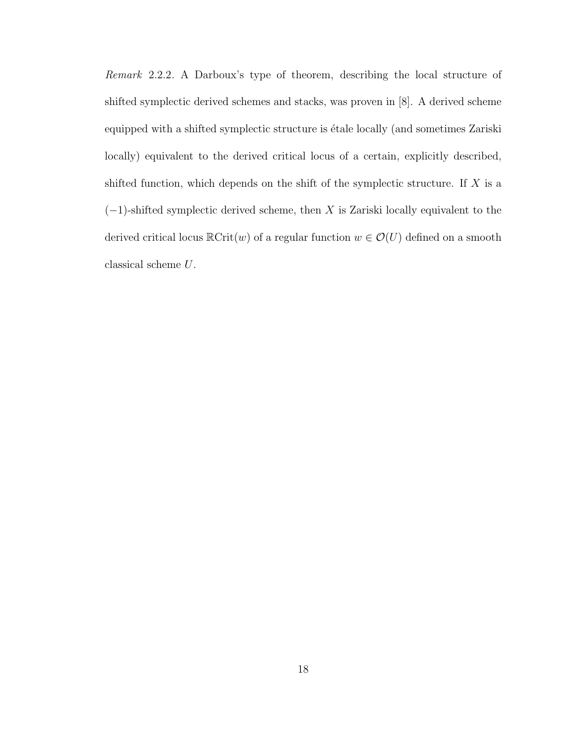*Remark* 2.2.2. A Darboux's type of theorem, describing the local structure of shifted symplectic derived schemes and stacks, was proven in [8]. A derived scheme equipped with a shifted symplectic structure is étale locally (and sometimes Zariski locally) equivalent to the derived critical locus of a certain, explicitly described, shifted function, which depends on the shift of the symplectic structure. If $X$ is a $(-1)$-shifted symplectic derived scheme, then $X$ is Zariski locally equivalent to the derived critical locus $\mathbb{R}\mathrm{Crit}(w)$ of a regular function $w \in \mathcal{O}(U)$ defined on a smooth classical scheme $U$.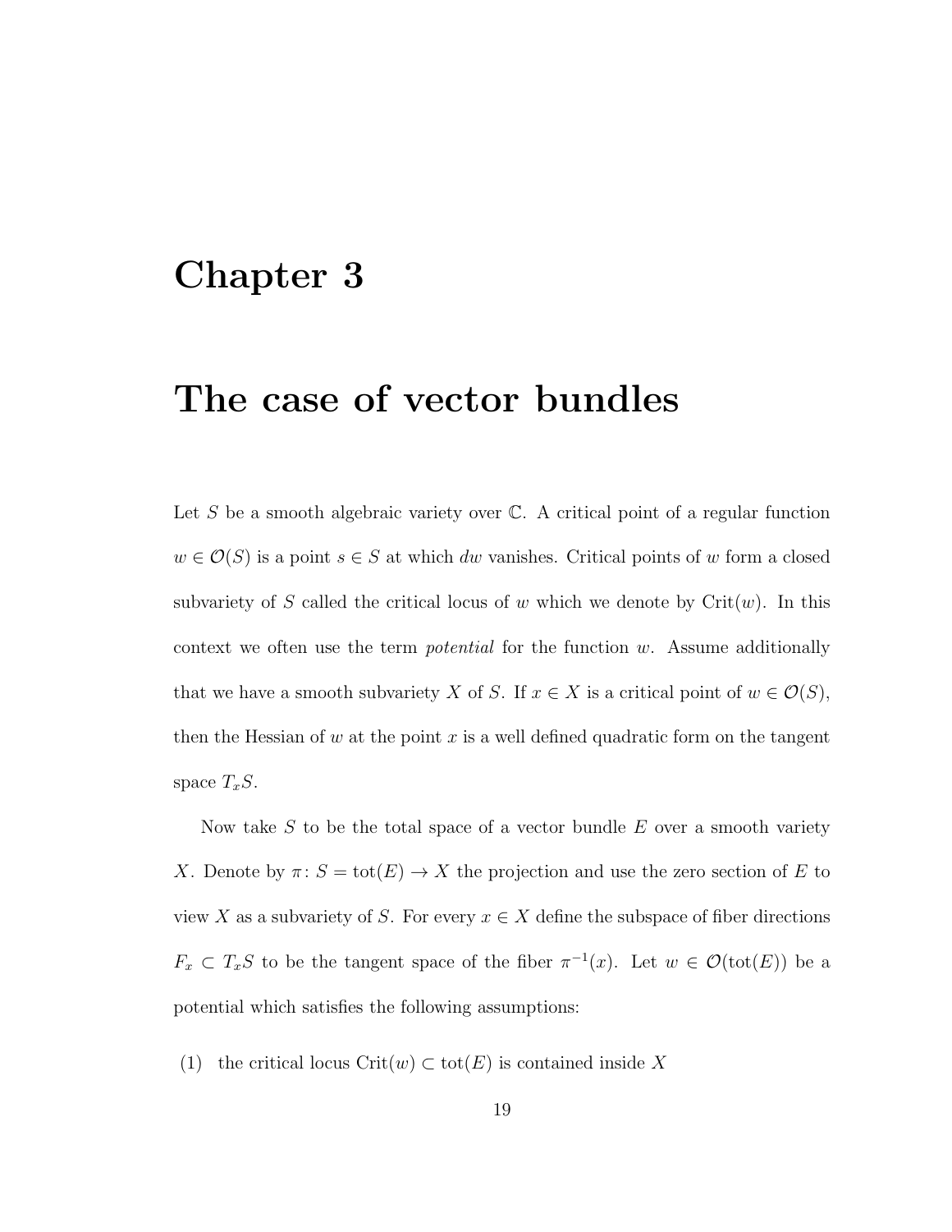# Chapter 3

# The case of vector bundles

Let $S$ be a smooth algebraic variety over $\mathbb{C}$. A critical point of a regular function $w \in \mathcal{O}(S)$ is a point $s \in S$ at which $dw$ vanishes. Critical points of $w$ form a closed subvariety of $S$ called the critical locus of $w$ which we denote by $\mathrm{Crit}(w)$. In this context we often use the term *potential* for the function $w$. Assume additionally that we have a smooth subvariety $X$ of $S$. If $x \in X$ is a critical point of $w \in \mathcal{O}(S)$, then the Hessian of $w$ at the point $x$ is a well defined quadratic form on the tangent space $T_xS$.

Now take $S$ to be the total space of a vector bundle $E$ over a smooth variety $X$. Denote by $\pi\colon S = \mathrm{tot}(E) \to X$ the projection and use the zero section of $E$ to view $X$ as a subvariety of $S$. For every $x \in X$ define the subspace of fiber directions $F_x \subset T_xS$ to be the tangent space of the fiber $\pi^{-1}(x)$. Let $w \in \mathcal{O}(\mathrm{tot}(E))$ be a potential which satisfies the following assumptions:

(1) the critical locus $\mathrm{Crit}(w) \subset \mathrm{tot}(E)$ is contained inside $X$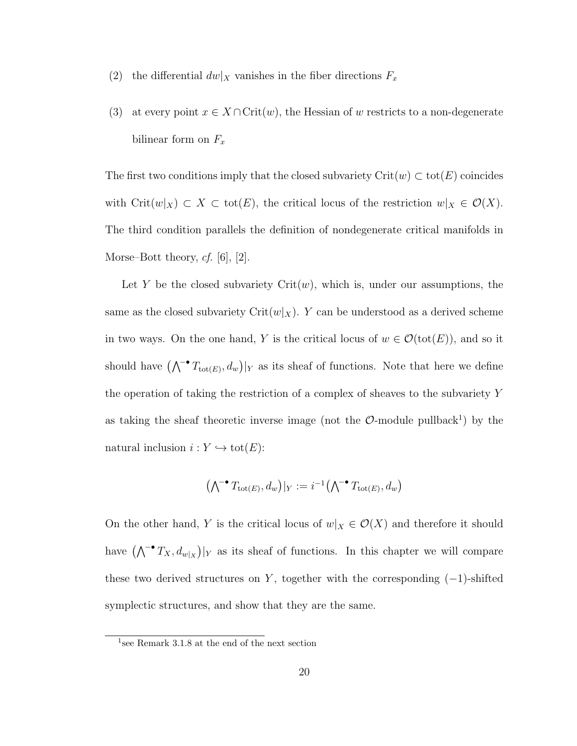(2) the differential $dw|_X$ vanishes in the fiber directions $F_x$

(3) at every point $x \in X \cap \mathrm{Crit}(w)$, the Hessian of $w$ restricts to a non-degenerate bilinear form on $F_x$

The first two conditions imply that the closed subvariety $\mathrm{Crit}(w) \subset \mathrm{tot}(E)$ coincides with $\mathrm{Crit}(w|_X) \subset X \subset \mathrm{tot}(E)$, the critical locus of the restriction $w|_X \in \mathcal{O}(X)$. The third condition parallels the definition of nondegenerate critical manifolds in Morse–Bott theory, *cf.* [6], [2].

Let $Y$ be the closed subvariety $\mathrm{Crit}(w)$, which is, under our assumptions, the same as the closed subvariety $\mathrm{Crit}(w|_X)$. $Y$ can be understood as a derived scheme in two ways. On the one hand, $Y$ is the critical locus of $w \in \mathcal{O}(\mathrm{tot}(E))$, and so it should have $\big(\bigwedge^{-\bullet} T_{\mathrm{tot}(E)}, d_w\big)|_Y$ as its sheaf of functions. Note that here we define the operation of taking the restriction of a complex of sheaves to the subvariety $Y$ as taking the sheaf theoretic inverse image (not the $\mathcal{O}$-module pullback[1]) by the natural inclusion $i : Y \hookrightarrow \mathrm{tot}(E)$:

$$\big(\textstyle\bigwedge^{-\bullet} T_{\mathrm{tot}(E)}, d_w\big)|_Y := i^{-1}\big(\textstyle\bigwedge^{-\bullet} T_{\mathrm{tot}(E)}, d_w\big)$$

On the other hand, $Y$ is the critical locus of $w|_X \in \mathcal{O}(X)$ and therefore it should have $\big(\bigwedge^{-\bullet} T_X, d_{w|_X}\big)|_Y$ as its sheaf of functions. In this chapter we will compare these two derived structures on $Y$, together with the corresponding $(-1)$-shifted symplectic structures, and show that they are the same.

[1] see Remark 3.1.8 at the end of the next section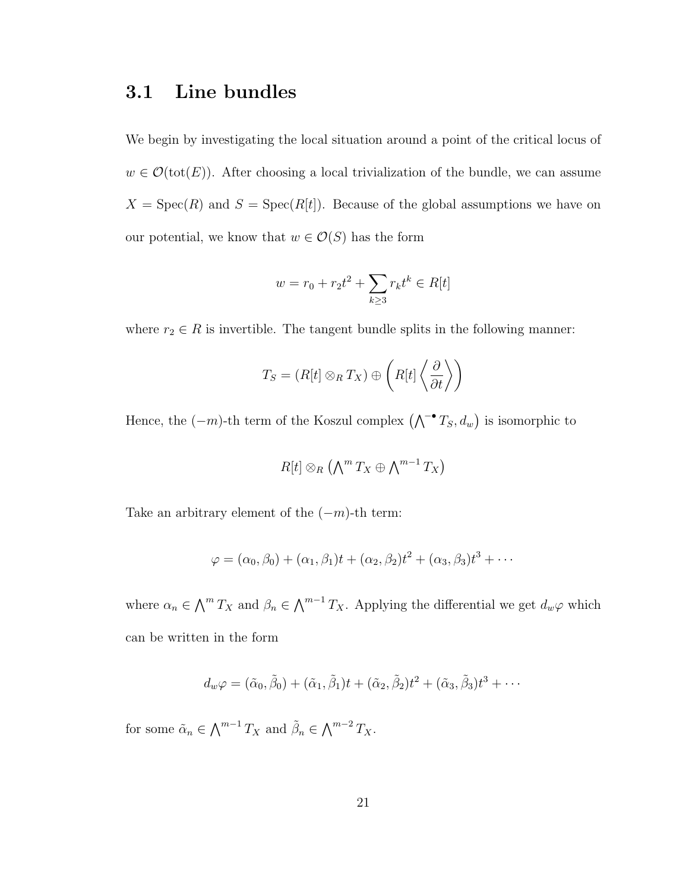## 3.1 Line bundles

We begin by investigating the local situation around a point of the critical locus of $w \in \mathcal{O}(\text{tot}(E))$. After choosing a local trivialization of the bundle, we can assume $X = \text{Spec}(R)$ and $S = \text{Spec}(R[t])$. Because of the global assumptions we have on our potential, we know that $w \in \mathcal{O}(S)$ has the form

$$w = r_0 + r_2 t^2 + \sum_{k \geq 3} r_k t^k \in R[t]$$

where $r_2 \in R$ is invertible. The tangent bundle splits in the following manner:

$$T_S = (R[t] \otimes_R T_X) \oplus \left( R[t] \left\langle \frac{\partial}{\partial t} \right\rangle \right)$$

Hence, the $(-m)$-th term of the Koszul complex $\left(\bigwedge^{-\bullet} T_S, d_w\right)$ is isomorphic to

$$R[t] \otimes_R \left(\bigwedge^m T_X \oplus \bigwedge^{m-1} T_X\right)$$

Take an arbitrary element of the $(-m)$-th term:

$$\varphi = (\alpha_0, \beta_0) + (\alpha_1, \beta_1)t + (\alpha_2, \beta_2)t^2 + (\alpha_3, \beta_3)t^3 + \cdots$$

where $\alpha_n \in \bigwedge^m T_X$ and $\beta_n \in \bigwedge^{m-1} T_X$. Applying the differential we get $d_w \varphi$ which can be written in the form

$$d_w \varphi = (\tilde{\alpha}_0, \tilde{\beta}_0) + (\tilde{\alpha}_1, \tilde{\beta}_1)t + (\tilde{\alpha}_2, \tilde{\beta}_2)t^2 + (\tilde{\alpha}_3, \tilde{\beta}_3)t^3 + \cdots$$

for some $\tilde{\alpha}_n \in \bigwedge^{m-1} T_X$ and $\tilde{\beta}_n \in \bigwedge^{m-2} T_X$.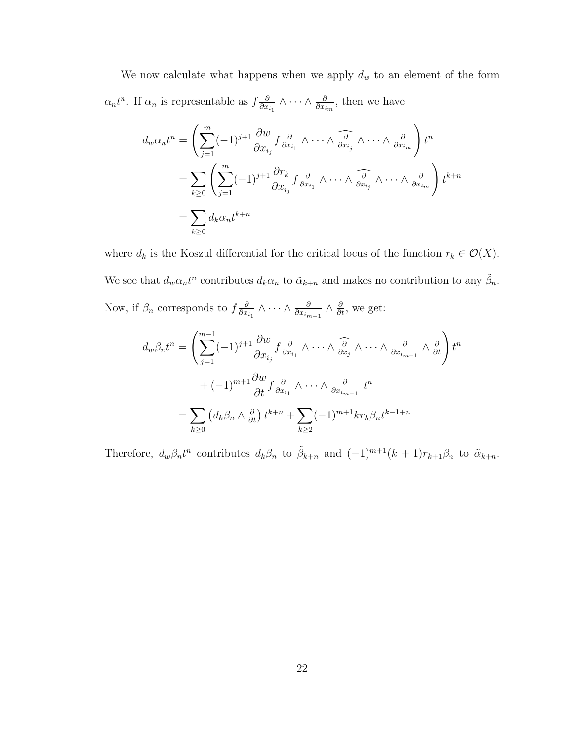We now calculate what happens when we apply $d_w$ to an element of the form $\alpha_n t^n$. If $\alpha_n$ is representable as $f \frac{\partial}{\partial x_{i_1}} \wedge \cdots \wedge \frac{\partial}{\partial x_{i_m}}$, then we have

$$
\begin{aligned}
d_w \alpha_n t^n &= \left( \sum_{j=1}^{m} (-1)^{j+1} \frac{\partial w}{\partial x_{i_j}} f \frac{\partial}{\partial x_{i_1}} \wedge \cdots \wedge \widehat{\frac{\partial}{\partial x_{i_j}}} \wedge \cdots \wedge \frac{\partial}{\partial x_{i_m}} \right) t^n \\
&= \sum_{k \geq 0} \left( \sum_{j=1}^{m} (-1)^{j+1} \frac{\partial r_k}{\partial x_{i_j}} f \frac{\partial}{\partial x_{i_1}} \wedge \cdots \wedge \widehat{\frac{\partial}{\partial x_{i_j}}} \wedge \cdots \wedge \frac{\partial}{\partial x_{i_m}} \right) t^{k+n} \\
&= \sum_{k \geq 0} d_k \alpha_n t^{k+n}
\end{aligned}
$$

where $d_k$ is the Koszul differential for the critical locus of the function $r_k \in \mathcal{O}(X)$. We see that $d_w \alpha_n t^n$ contributes $d_k \alpha_n$ to $\tilde{\alpha}_{k+n}$ and makes no contribution to any $\tilde{\beta}_n$. Now, if $\beta_n$ corresponds to $f \frac{\partial}{\partial x_{i_1}} \wedge \cdots \wedge \frac{\partial}{\partial x_{i_{m-1}}} \wedge \frac{\partial}{\partial t}$, we get:

$$
\begin{aligned}
d_w \beta_n t^n &= \left( \sum_{j=1}^{m-1} (-1)^{j+1} \frac{\partial w}{\partial x_{i_j}} f \frac{\partial}{\partial x_{i_1}} \wedge \cdots \wedge \widehat{\frac{\partial}{\partial x_j}} \wedge \cdots \wedge \frac{\partial}{\partial x_{i_{m-1}}} \wedge \frac{\partial}{\partial t} \right) t^n \\
&\quad + (-1)^{m+1} \frac{\partial w}{\partial t} f \frac{\partial}{\partial x_{i_1}} \wedge \cdots \wedge \frac{\partial}{\partial x_{i_{m-1}}} \; t^n \\
&= \sum_{k \geq 0} \left( d_k \beta_n \wedge \tfrac{\partial}{\partial t} \right) t^{k+n} + \sum_{k \geq 2} (-1)^{m+1} k r_k \beta_n t^{k-1+n}
\end{aligned}
$$

Therefore, $d_w \beta_n t^n$ contributes $d_k \beta_n$ to $\tilde{\beta}_{k+n}$ and $(-1)^{m+1}(k+1) r_{k+1} \beta_n$ to $\tilde{\alpha}_{k+n}$.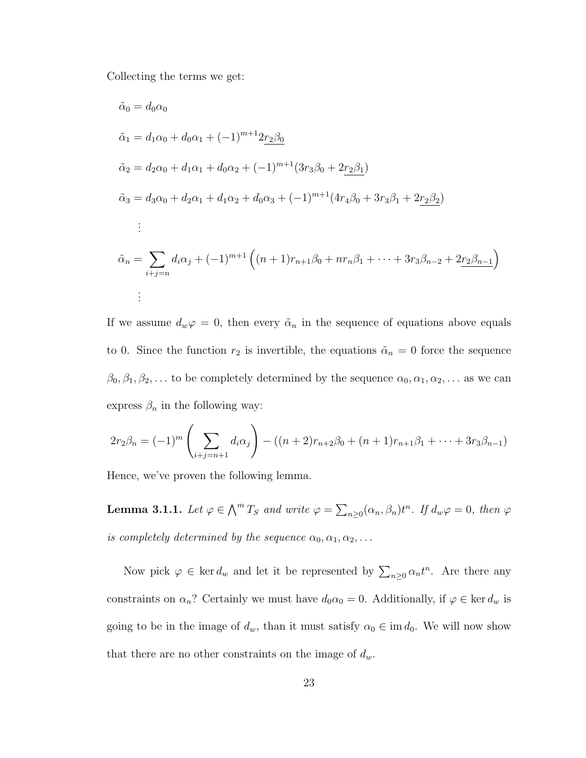Collecting the terms we get:

$$\tilde{\alpha}_0 = d_0\alpha_0$$

$$\tilde{\alpha}_1 = d_1\alpha_0 + d_0\alpha_1 + (-1)^{m+1}2\underline{r_2\beta_0}$$

$$\tilde{\alpha}_2 = d_2\alpha_0 + d_1\alpha_1 + d_0\alpha_2 + (-1)^{m+1}(3r_3\beta_0 + 2\underline{r_2\beta_1})$$

$$\tilde{\alpha}_3 = d_3\alpha_0 + d_2\alpha_1 + d_1\alpha_2 + d_0\alpha_3 + (-1)^{m+1}(4r_4\beta_0 + 3r_3\beta_1 + 2\underline{r_2\beta_2})$$

$$\vdots$$

$$\tilde{\alpha}_n = \sum_{i+j=n} d_i\alpha_j + (-1)^{m+1}\Big((n+1)r_{n+1}\beta_0 + nr_n\beta_1 + \cdots + 3r_3\beta_{n-2} + 2\underline{r_2\beta_{n-1}}\Big)$$

$$\vdots$$

If we assume $d_w\varphi = 0$, then every $\tilde{\alpha}_n$ in the sequence of equations above equals to 0. Since the function $r_2$ is invertible, the equations $\tilde{\alpha}_n = 0$ force the sequence $\beta_0, \beta_1, \beta_2, \ldots$ to be completely determined by the sequence $\alpha_0, \alpha_1, \alpha_2, \ldots$ as we can express $\beta_n$ in the following way:

$$2r_2\beta_n = (-1)^m\left(\sum_{i+j=n+1} d_i\alpha_j\right) - ((n+2)r_{n+2}\beta_0 + (n+1)r_{n+1}\beta_1 + \cdots + 3r_3\beta_{n-1})$$

Hence, we've proven the following lemma.

**Lemma 3.1.1.** *Let $\varphi \in \bigwedge^m T_S$ and write $\varphi = \sum_{n\geq 0}(\alpha_n, \beta_n)t^n$. If $d_w\varphi = 0$, then $\varphi$ is completely determined by the sequence $\alpha_0, \alpha_1, \alpha_2, \ldots$*

Now pick $\varphi \in \ker d_w$ and let it be represented by $\sum_{n\geq 0}\alpha_n t^n$. Are there any constraints on $\alpha_n$? Certainly we must have $d_0\alpha_0 = 0$. Additionally, if $\varphi \in \ker d_w$ is going to be in the image of $d_w$, than it must satisfy $\alpha_0 \in \operatorname{im} d_0$. We will now show that there are no other constraints on the image of $d_w$.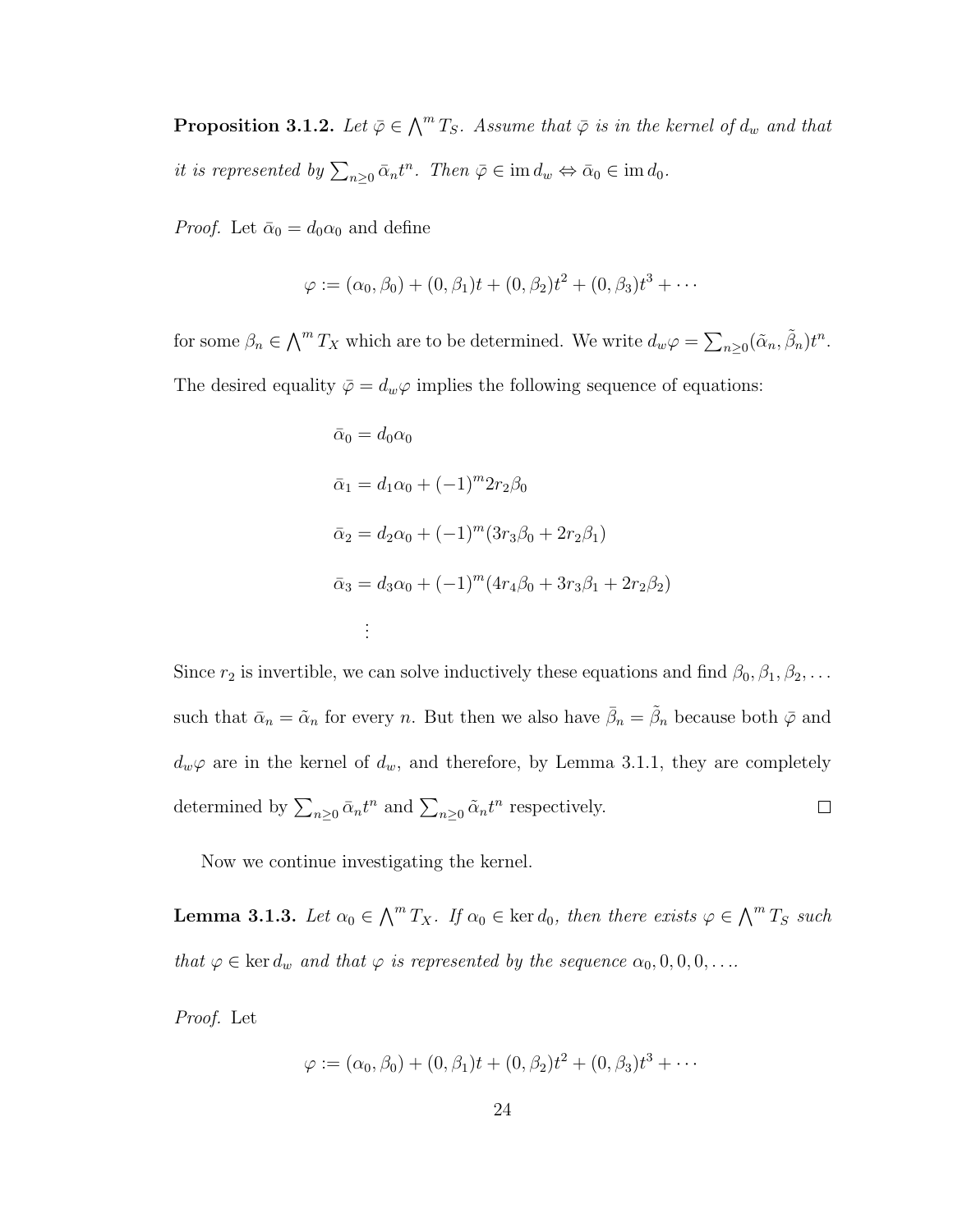**Proposition 3.1.2.** *Let $\bar{\varphi} \in \bigwedge^m T_S$. Assume that $\bar{\varphi}$ is in the kernel of $d_w$ and that it is represented by $\sum_{n\geq 0} \bar{\alpha}_n t^n$. Then $\bar{\varphi} \in \operatorname{im} d_w \Leftrightarrow \bar{\alpha}_0 \in \operatorname{im} d_0$.*

*Proof.* Let $\bar{\alpha}_0 = d_0 \alpha_0$ and define

$$\varphi := (\alpha_0, \beta_0) + (0, \beta_1)t + (0, \beta_2)t^2 + (0, \beta_3)t^3 + \cdots$$

for some $\beta_n \in \bigwedge^m T_X$ which are to be determined. We write $d_w \varphi = \sum_{n\geq 0} (\tilde{\alpha}_n, \tilde{\beta}_n) t^n$. The desired equality $\bar{\varphi} = d_w \varphi$ implies the following sequence of equations:

$$\bar{\alpha}_0 = d_0 \alpha_0$$

$$\bar{\alpha}_1 = d_1 \alpha_0 + (-1)^m 2 r_2 \beta_0$$

$$\bar{\alpha}_2 = d_2 \alpha_0 + (-1)^m (3 r_3 \beta_0 + 2 r_2 \beta_1)$$

$$\bar{\alpha}_3 = d_3 \alpha_0 + (-1)^m (4 r_4 \beta_0 + 3 r_3 \beta_1 + 2 r_2 \beta_2)$$

$$\vdots$$

Since $r_2$ is invertible, we can solve inductively these equations and find $\beta_0, \beta_1, \beta_2, \ldots$ such that $\bar{\alpha}_n = \tilde{\alpha}_n$ for every $n$. But then we also have $\bar{\beta}_n = \tilde{\beta}_n$ because both $\bar{\varphi}$ and $d_w \varphi$ are in the kernel of $d_w$, and therefore, by Lemma 3.1.1, they are completely determined by $\sum_{n\geq 0} \bar{\alpha}_n t^n$ and $\sum_{n\geq 0} \tilde{\alpha}_n t^n$ respectively. □

Now we continue investigating the kernel.

**Lemma 3.1.3.** *Let $\alpha_0 \in \bigwedge^m T_X$. If $\alpha_0 \in \ker d_0$, then there exists $\varphi \in \bigwedge^m T_S$ such that $\varphi \in \ker d_w$ and that $\varphi$ is represented by the sequence $\alpha_0, 0, 0, 0, \ldots$.*

*Proof.* Let

$$\varphi := (\alpha_0, \beta_0) + (0, \beta_1)t + (0, \beta_2)t^2 + (0, \beta_3)t^3 + \cdots$$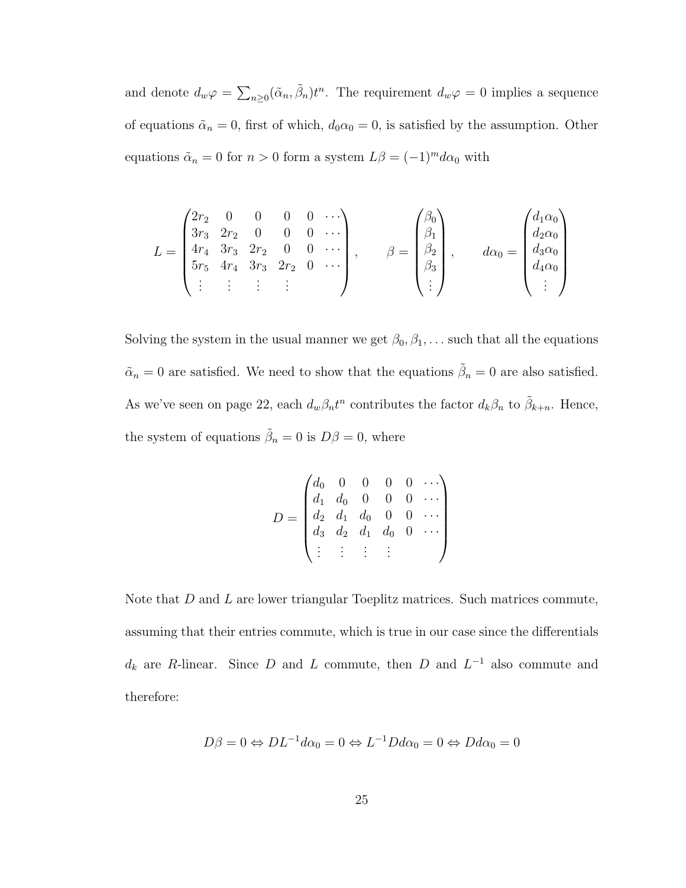and denote $d_w\varphi = \sum_{n\geq 0}(\tilde{\alpha}_n, \tilde{\beta}_n)t^n$. The requirement $d_w\varphi = 0$ implies a sequence of equations $\tilde{\alpha}_n = 0$, first of which, $d_0\alpha_0 = 0$, is satisfied by the assumption. Other equations $\tilde{\alpha}_n = 0$ for $n > 0$ form a system $L\beta = (-1)^m d\alpha_0$ with

$$
L = \begin{pmatrix} 2r_2 & 0 & 0 & 0 & 0 & \cdots \\ 3r_3 & 2r_2 & 0 & 0 & 0 & \cdots \\ 4r_4 & 3r_3 & 2r_2 & 0 & 0 & \cdots \\ 5r_5 & 4r_4 & 3r_3 & 2r_2 & 0 & \cdots \\ \vdots & \vdots & \vdots & \vdots & & \end{pmatrix}, \qquad \beta = \begin{pmatrix} \beta_0 \\ \beta_1 \\ \beta_2 \\ \beta_3 \\ \vdots \end{pmatrix}, \qquad d\alpha_0 = \begin{pmatrix} d_1\alpha_0 \\ d_2\alpha_0 \\ d_3\alpha_0 \\ d_4\alpha_0 \\ \vdots \end{pmatrix}
$$

Solving the system in the usual manner we get $\beta_0, \beta_1, \ldots$ such that all the equations $\tilde{\alpha}_n = 0$ are satisfied. We need to show that the equations $\tilde{\beta}_n = 0$ are also satisfied. As we've seen on page 22, each $d_w\beta_n t^n$ contributes the factor $d_k\beta_n$ to $\tilde{\beta}_{k+n}$. Hence, the system of equations $\tilde{\beta}_n = 0$ is $D\beta = 0$, where

$$
D = \begin{pmatrix} d_0 & 0 & 0 & 0 & 0 & \cdots \\ d_1 & d_0 & 0 & 0 & 0 & \cdots \\ d_2 & d_1 & d_0 & 0 & 0 & \cdots \\ d_3 & d_2 & d_1 & d_0 & 0 & \cdots \\ \vdots & \vdots & \vdots & \vdots & & \end{pmatrix}
$$

Note that $D$ and $L$ are lower triangular Toeplitz matrices. Such matrices commute, assuming that their entries commute, which is true in our case since the differentials $d_k$ are $R$-linear. Since $D$ and $L$ commute, then $D$ and $L^{-1}$ also commute and therefore:

$$
D\beta = 0 \Leftrightarrow DL^{-1}d\alpha_0 = 0 \Leftrightarrow L^{-1}Dd\alpha_0 = 0 \Leftrightarrow Dd\alpha_0 = 0
$$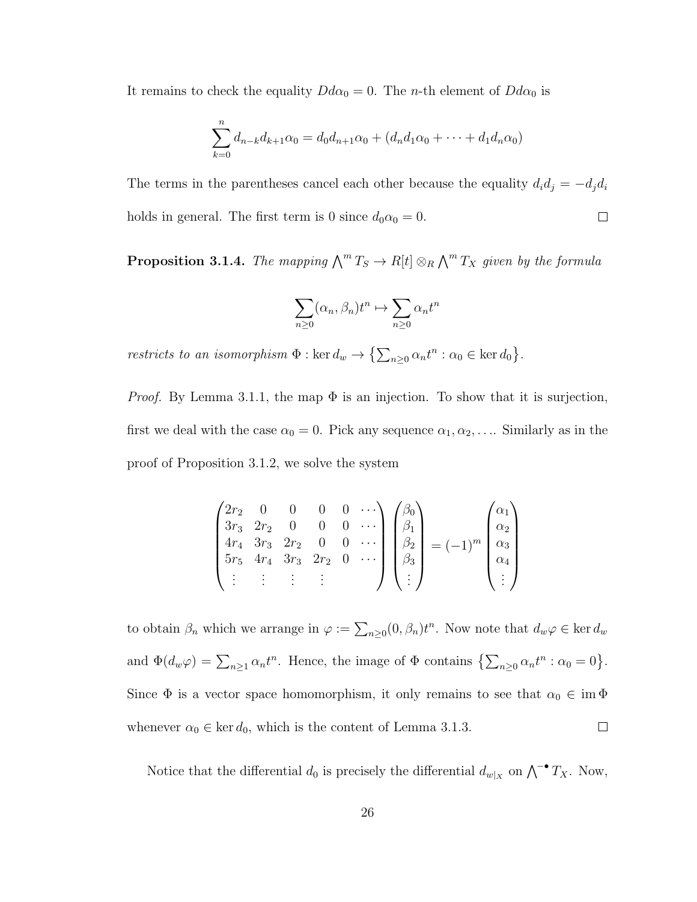It remains to check the equality $Dd\alpha_0 = 0$. The $n$-th element of $Dd\alpha_0$ is

$$\sum_{k=0}^{n} d_{n-k} d_{k+1} \alpha_0 = d_0 d_{n+1} \alpha_0 + (d_n d_1 \alpha_0 + \cdots + d_1 d_n \alpha_0)$$

The terms in the parentheses cancel each other because the equality $d_i d_j = -d_j d_i$ holds in general. The first term is 0 since $d_0 \alpha_0 = 0$. ☐

**Proposition 3.1.4.** *The mapping $\bigwedge^m T_S \to R[t] \otimes_R \bigwedge^m T_X$ given by the formula*

$$\sum_{n\geq 0} (\alpha_n, \beta_n) t^n \mapsto \sum_{n \geq 0} \alpha_n t^n$$

*restricts to an isomorphism $\Phi : \ker d_w \to \left\{ \sum_{n\geq 0} \alpha_n t^n : \alpha_0 \in \ker d_0 \right\}$.*

*Proof.* By Lemma 3.1.1, the map $\Phi$ is an injection. To show that it is surjection, first we deal with the case $\alpha_0 = 0$. Pick any sequence $\alpha_1, \alpha_2, \ldots$. Similarly as in the proof of Proposition 3.1.2, we solve the system

$$\begin{pmatrix} 2r_2 & 0 & 0 & 0 & 0 & \cdots \\ 3r_3 & 2r_2 & 0 & 0 & 0 & \cdots \\ 4r_4 & 3r_3 & 2r_2 & 0 & 0 & \cdots \\ 5r_5 & 4r_4 & 3r_3 & 2r_2 & 0 & \cdots \\ \vdots & \vdots & \vdots & \vdots & & \end{pmatrix} \begin{pmatrix} \beta_0 \\ \beta_1 \\ \beta_2 \\ \beta_3 \\ \vdots \end{pmatrix} = (-1)^m \begin{pmatrix} \alpha_1 \\ \alpha_2 \\ \alpha_3 \\ \alpha_4 \\ \vdots \end{pmatrix}$$

to obtain $\beta_n$ which we arrange in $\varphi := \sum_{n\geq 0} (0, \beta_n) t^n$. Now note that $d_w \varphi \in \ker d_w$ and $\Phi(d_w \varphi) = \sum_{n\geq 1} \alpha_n t^n$. Hence, the image of $\Phi$ contains $\left\{ \sum_{n\geq 0} \alpha_n t^n : \alpha_0 = 0 \right\}$. Since $\Phi$ is a vector space homomorphism, it only remains to see that $\alpha_0 \in \operatorname{im} \Phi$ whenever $\alpha_0 \in \ker d_0$, which is the content of Lemma 3.1.3. ☐

Notice that the differential $d_0$ is precisely the differential $d_{w|_X}$ on $\bigwedge^{-\bullet} T_X$. Now,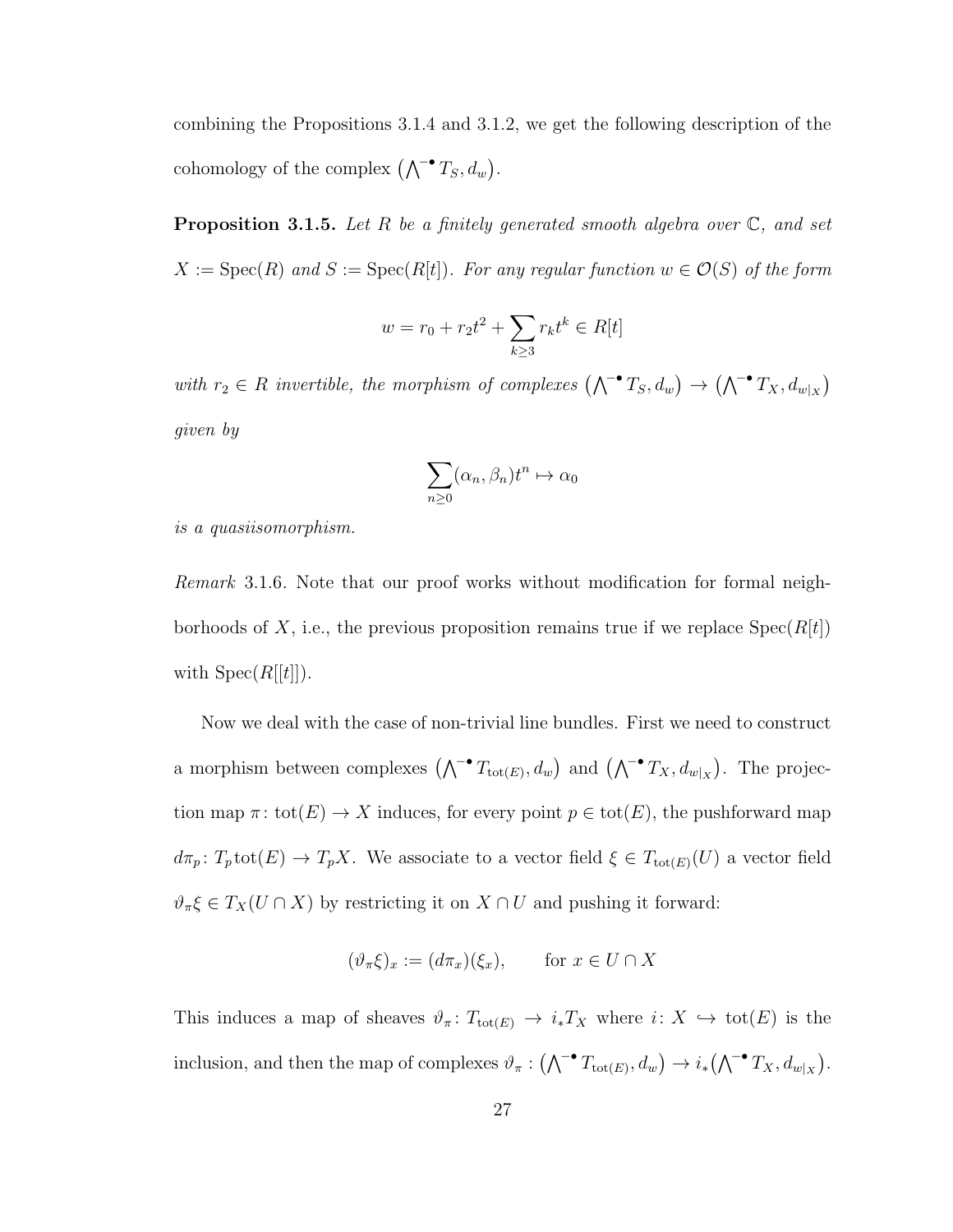combining the Propositions 3.1.4 and 3.1.2, we get the following description of the cohomology of the complex $\left(\bigwedge^{-\bullet} T_S, d_w\right)$.

**Proposition 3.1.5.** *Let $R$ be a finitely generated smooth algebra over $\mathbb{C}$, and set $X := \operatorname{Spec}(R)$ and $S := \operatorname{Spec}(R[t])$. For any regular function $w \in \mathcal{O}(S)$ of the form*

$$w = r_0 + r_2 t^2 + \sum_{k \geq 3} r_k t^k \in R[t]$$

*with $r_2 \in R$ invertible, the morphism of complexes $\left(\bigwedge^{-\bullet} T_S, d_w\right) \to \left(\bigwedge^{-\bullet} T_X, d_{w|_X}\right)$ given by*

$$\sum_{n \geq 0} (\alpha_n, \beta_n) t^n \mapsto \alpha_0$$

*is a quasiisomorphism.*

*Remark* 3.1.6. Note that our proof works without modification for formal neighborhoods of $X$, i.e., the previous proposition remains true if we replace $\operatorname{Spec}(R[t])$ with $\operatorname{Spec}(R[[t]])$.

Now we deal with the case of non-trivial line bundles. First we need to construct a morphism between complexes $\left(\bigwedge^{-\bullet} T_{\operatorname{tot}(E)}, d_w\right)$ and $\left(\bigwedge^{-\bullet} T_X, d_{w|_X}\right)$. The projection map $\pi\colon \operatorname{tot}(E) \to X$ induces, for every point $p \in \operatorname{tot}(E)$, the pushforward map $d\pi_p\colon T_p \operatorname{tot}(E) \to T_p X$. We associate to a vector field $\xi \in T_{\operatorname{tot}(E)}(U)$ a vector field $\vartheta_\pi \xi \in T_X(U \cap X)$ by restricting it on $X \cap U$ and pushing it forward:

$$(\vartheta_\pi \xi)_x := (d\pi_x)(\xi_x), \qquad \text{for } x \in U \cap X$$

This induces a map of sheaves $\vartheta_\pi\colon T_{\operatorname{tot}(E)} \to i_* T_X$ where $i\colon X \hookrightarrow \operatorname{tot}(E)$ is the inclusion, and then the map of complexes $\vartheta_\pi : \left(\bigwedge^{-\bullet} T_{\operatorname{tot}(E)}, d_w\right) \to i_*\left(\bigwedge^{-\bullet} T_X, d_{w|_X}\right)$.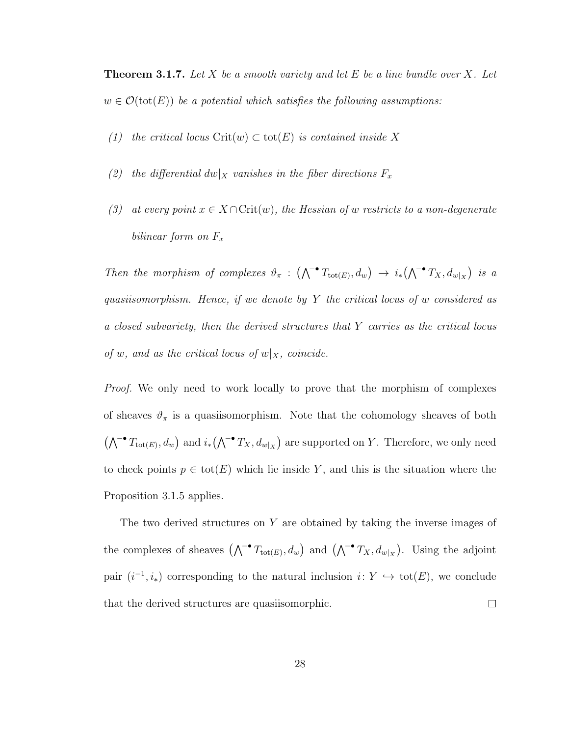**Theorem 3.1.7.** *Let $X$ be a smooth variety and let $E$ be a line bundle over $X$. Let $w \in \mathcal{O}(\mathrm{tot}(E))$ be a potential which satisfies the following assumptions:*

*(1) the critical locus $\mathrm{Crit}(w) \subset \mathrm{tot}(E)$ is contained inside $X$*

*(2) the differential $dw|_X$ vanishes in the fiber directions $F_x$*

*(3) at every point $x \in X \cap \mathrm{Crit}(w)$, the Hessian of $w$ restricts to a non-degenerate bilinear form on $F_x$*

*Then the morphism of complexes $\vartheta_\pi : \left(\bigwedge^{-\bullet} T_{\mathrm{tot}(E)}, d_w\right) \to i_*\left(\bigwedge^{-\bullet} T_X, d_{w|_X}\right)$ is a quasiisomorphism. Hence, if we denote by $Y$ the critical locus of $w$ considered as a closed subvariety, then the derived structures that $Y$ carries as the critical locus of $w$, and as the critical locus of $w|_X$, coincide.*

*Proof.* We only need to work locally to prove that the morphism of complexes of sheaves $\vartheta_\pi$ is a quasiisomorphism. Note that the cohomology sheaves of both $\left(\bigwedge^{-\bullet} T_{\mathrm{tot}(E)}, d_w\right)$ and $i_*\left(\bigwedge^{-\bullet} T_X, d_{w|_X}\right)$ are supported on $Y$. Therefore, we only need to check points $p \in \mathrm{tot}(E)$ which lie inside $Y$, and this is the situation where the Proposition 3.1.5 applies.

The two derived structures on $Y$ are obtained by taking the inverse images of the complexes of sheaves $\left(\bigwedge^{-\bullet} T_{\mathrm{tot}(E)}, d_w\right)$ and $\left(\bigwedge^{-\bullet} T_X, d_{w|_X}\right)$. Using the adjoint pair $(i^{-1}, i_*)$ corresponding to the natural inclusion $i\colon Y \hookrightarrow \mathrm{tot}(E)$, we conclude that the derived structures are quasiisomorphic. □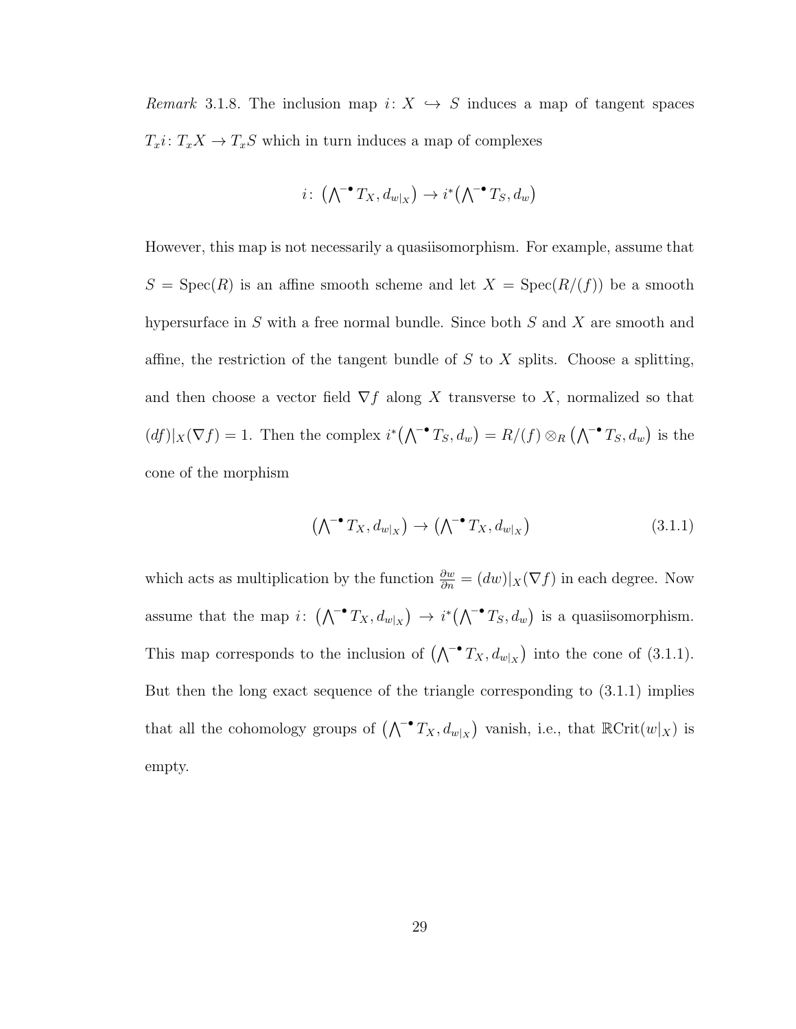*Remark* 3.1.8. The inclusion map $i\colon X \hookrightarrow S$ induces a map of tangent spaces $T_x i\colon T_x X \to T_x S$ which in turn induces a map of complexes

$$i\colon \big(\textstyle\bigwedge^{-\bullet} T_X, d_{w|_X}\big) \to i^*\big(\textstyle\bigwedge^{-\bullet} T_S, d_w\big)$$

However, this map is not necessarily a quasiisomorphism. For example, assume that $S = \operatorname{Spec}(R)$ is an affine smooth scheme and let $X = \operatorname{Spec}(R/(f))$ be a smooth hypersurface in $S$ with a free normal bundle. Since both $S$ and $X$ are smooth and affine, the restriction of the tangent bundle of $S$ to $X$ splits. Choose a splitting, and then choose a vector field $\nabla f$ along $X$ transverse to $X$, normalized so that $(df)|_X(\nabla f) = 1$. Then the complex $i^*\big(\bigwedge^{-\bullet} T_S, d_w\big) = R/(f) \otimes_R \big(\bigwedge^{-\bullet} T_S, d_w\big)$ is the cone of the morphism

$$\big(\textstyle\bigwedge^{-\bullet} T_X, d_{w|_X}\big) \to \big(\textstyle\bigwedge^{-\bullet} T_X, d_{w|_X}\big) \tag{3.1.1}$$

which acts as multiplication by the function $\frac{\partial w}{\partial n} = (dw)|_X(\nabla f)$ in each degree. Now assume that the map $i\colon \big(\bigwedge^{-\bullet} T_X, d_{w|_X}\big) \to i^*\big(\bigwedge^{-\bullet} T_S, d_w\big)$ is a quasiisomorphism. This map corresponds to the inclusion of $\big(\bigwedge^{-\bullet} T_X, d_{w|_X}\big)$ into the cone of (3.1.1). But then the long exact sequence of the triangle corresponding to (3.1.1) implies that all the cohomology groups of $\big(\bigwedge^{-\bullet} T_X, d_{w|_X}\big)$ vanish, i.e., that $\mathbb{R}\mathrm{Crit}(w|_X)$ is empty.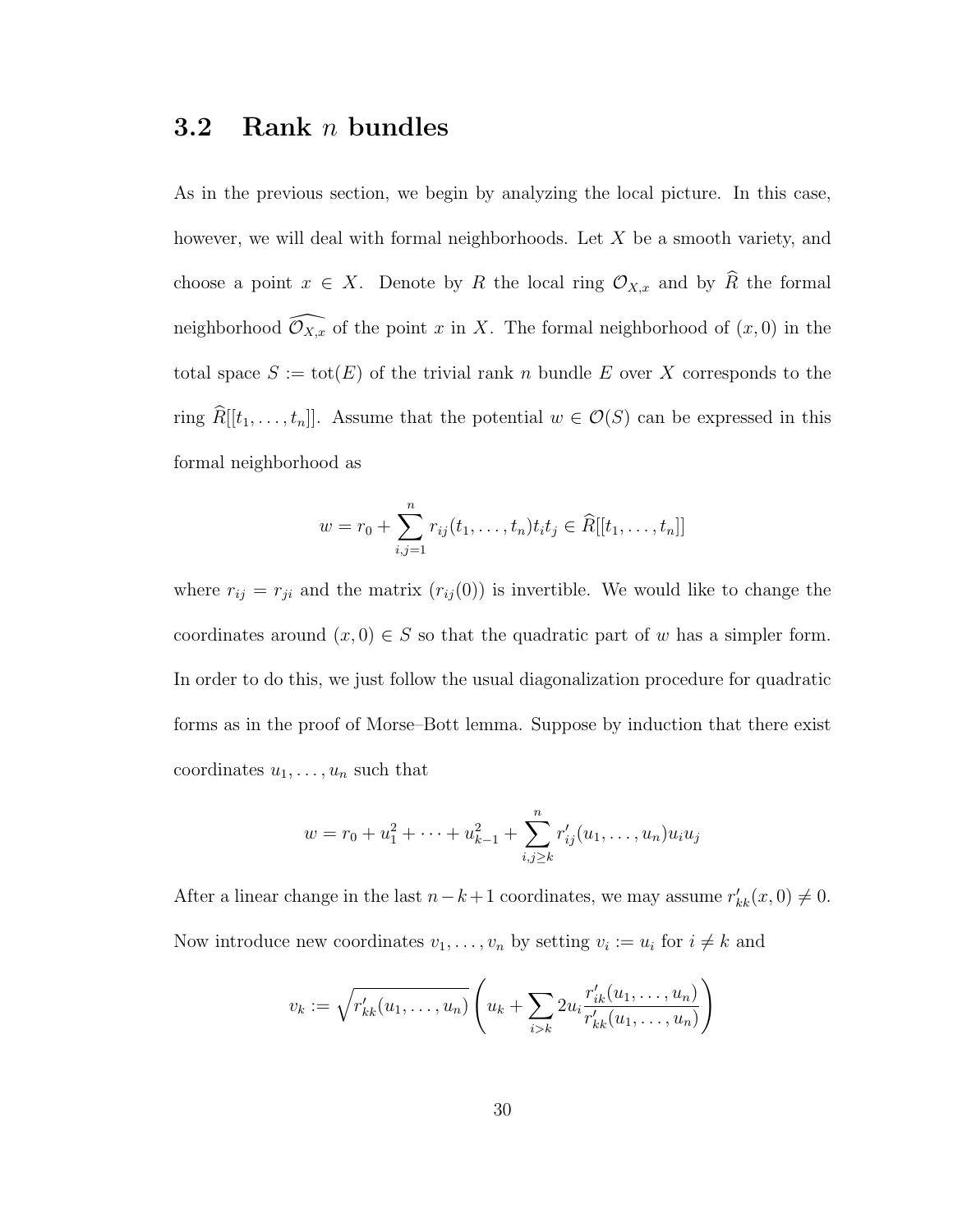## 3.2 Rank $n$ bundles

As in the previous section, we begin by analyzing the local picture. In this case, however, we will deal with formal neighborhoods. Let $X$ be a smooth variety, and choose a point $x \in X$. Denote by $R$ the local ring $\mathcal{O}_{X,x}$ and by $\widehat{R}$ the formal neighborhood $\widehat{\mathcal{O}_{X,x}}$ of the point $x$ in $X$. The formal neighborhood of $(x, 0)$ in the total space $S := \operatorname{tot}(E)$ of the trivial rank $n$ bundle $E$ over $X$ corresponds to the ring $\widehat{R}[[t_1, \ldots, t_n]]$. Assume that the potential $w \in \mathcal{O}(S)$ can be expressed in this formal neighborhood as

$$w = r_0 + \sum_{i,j=1}^{n} r_{ij}(t_1, \ldots, t_n) t_i t_j \in \widehat{R}[[t_1, \ldots, t_n]]$$

where $r_{ij} = r_{ji}$ and the matrix $(r_{ij}(0))$ is invertible. We would like to change the coordinates around $(x, 0) \in S$ so that the quadratic part of $w$ has a simpler form. In order to do this, we just follow the usual diagonalization procedure for quadratic forms as in the proof of Morse–Bott lemma. Suppose by induction that there exist coordinates $u_1, \ldots, u_n$ such that

$$w = r_0 + u_1^2 + \cdots + u_{k-1}^2 + \sum_{i,j \geq k}^{n} r'_{ij}(u_1, \ldots, u_n) u_i u_j$$

After a linear change in the last $n-k+1$ coordinates, we may assume $r'_{kk}(x, 0) \neq 0$. Now introduce new coordinates $v_1, \ldots, v_n$ by setting $v_i := u_i$ for $i \neq k$ and

$$v_k := \sqrt{r'_{kk}(u_1, \ldots, u_n)} \left( u_k + \sum_{i>k} 2u_i \frac{r'_{ik}(u_1, \ldots, u_n)}{r'_{kk}(u_1, \ldots, u_n)} \right)$$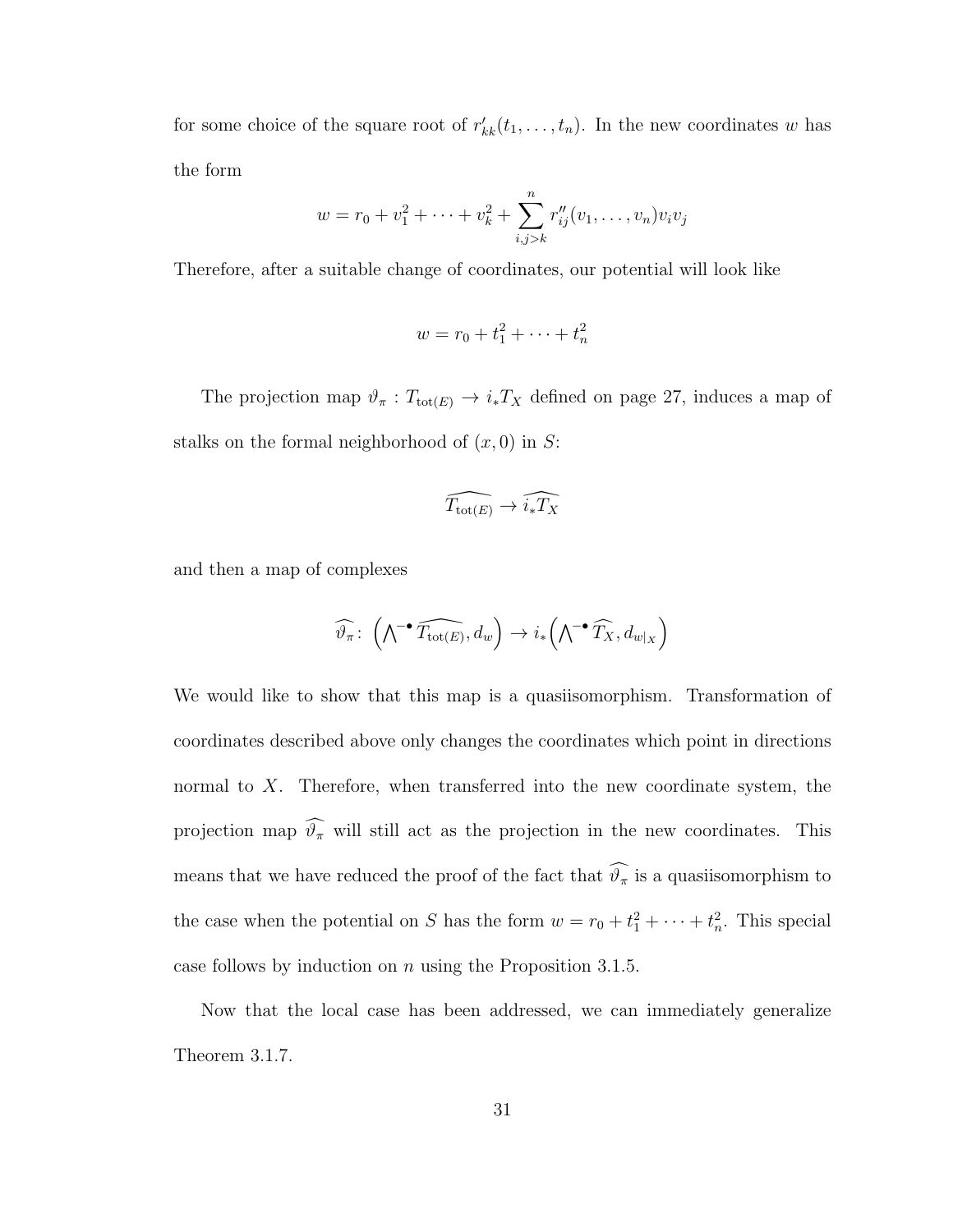for some choice of the square root of $r'_{kk}(t_1, \ldots, t_n)$. In the new coordinates $w$ has the form

$$w = r_0 + v_1^2 + \cdots + v_k^2 + \sum_{i,j>k}^{n} r''_{ij}(v_1, \ldots, v_n) v_i v_j$$

Therefore, after a suitable change of coordinates, our potential will look like

$$w = r_0 + t_1^2 + \cdots + t_n^2$$

The projection map $\vartheta_\pi : T_{\mathrm{tot}(E)} \to i_* T_X$ defined on page 27, induces a map of stalks on the formal neighborhood of $(x, 0)$ in $S$:

$$\widehat{T_{\mathrm{tot}(E)}} \to \widehat{i_* T_X}$$

and then a map of complexes

$$\widehat{\vartheta_\pi} \colon \left( \bigwedge\nolimits^{-\bullet} \widehat{T_{\mathrm{tot}(E)}}, d_w \right) \to i_* \left( \bigwedge\nolimits^{-\bullet} \widehat{T_X}, d_{w|_X} \right)$$

We would like to show that this map is a quasiisomorphism. Transformation of coordinates described above only changes the coordinates which point in directions normal to $X$. Therefore, when transferred into the new coordinate system, the projection map $\widehat{\vartheta_\pi}$ will still act as the projection in the new coordinates. This means that we have reduced the proof of the fact that $\widehat{\vartheta_\pi}$ is a quasiisomorphism to the case when the potential on $S$ has the form $w = r_0 + t_1^2 + \cdots + t_n^2$. This special case follows by induction on $n$ using the Proposition 3.1.5.

Now that the local case has been addressed, we can immediately generalize Theorem 3.1.7.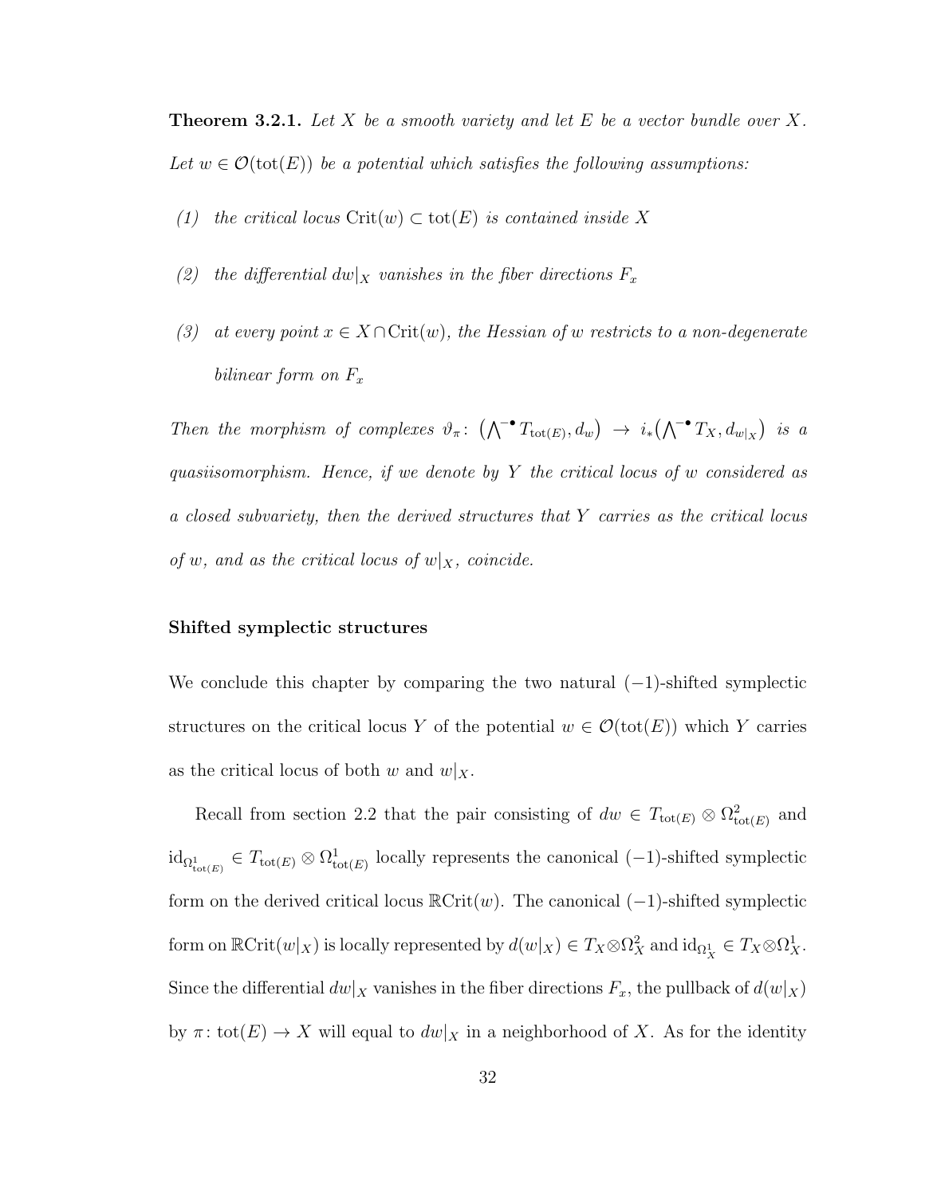**Theorem 3.2.1.** *Let $X$ be a smooth variety and let $E$ be a vector bundle over $X$. Let $w \in \mathcal{O}(\mathrm{tot}(E))$ be a potential which satisfies the following assumptions:*

*(1) the critical locus $\mathrm{Crit}(w) \subset \mathrm{tot}(E)$ is contained inside $X$*

*(2) the differential $dw|_X$ vanishes in the fiber directions $F_x$*

*(3) at every point $x \in X \cap \mathrm{Crit}(w)$, the Hessian of $w$ restricts to a non-degenerate bilinear form on $F_x$*

*Then the morphism of complexes $\vartheta_\pi \colon \big(\bigwedge^{-\bullet} T_{\mathrm{tot}(E)}, d_w\big) \to i_*\big(\bigwedge^{-\bullet} T_X, d_{w|_X}\big)$ is a quasiisomorphism. Hence, if we denote by $Y$ the critical locus of $w$ considered as a closed subvariety, then the derived structures that $Y$ carries as the critical locus of $w$, and as the critical locus of $w|_X$, coincide.*

### Shifted symplectic structures

We conclude this chapter by comparing the two natural $(-1)$-shifted symplectic structures on the critical locus $Y$ of the potential $w \in \mathcal{O}(\mathrm{tot}(E))$ which $Y$ carries as the critical locus of both $w$ and $w|_X$.

Recall from section 2.2 that the pair consisting of $dw \in T_{\mathrm{tot}(E)} \otimes \Omega^2_{\mathrm{tot}(E)}$ and $\mathrm{id}_{\Omega^1_{\mathrm{tot}(E)}} \in T_{\mathrm{tot}(E)} \otimes \Omega^1_{\mathrm{tot}(E)}$ locally represents the canonical $(-1)$-shifted symplectic form on the derived critical locus $\mathbb{R}\mathrm{Crit}(w)$. The canonical $(-1)$-shifted symplectic form on $\mathbb{R}\mathrm{Crit}(w|_X)$ is locally represented by $d(w|_X) \in T_X \otimes \Omega^2_X$ and $\mathrm{id}_{\Omega^1_X} \in T_X \otimes \Omega^1_X$. Since the differential $dw|_X$ vanishes in the fiber directions $F_x$, the pullback of $d(w|_X)$ by $\pi \colon \mathrm{tot}(E) \to X$ will equal to $dw|_X$ in a neighborhood of $X$. As for the identity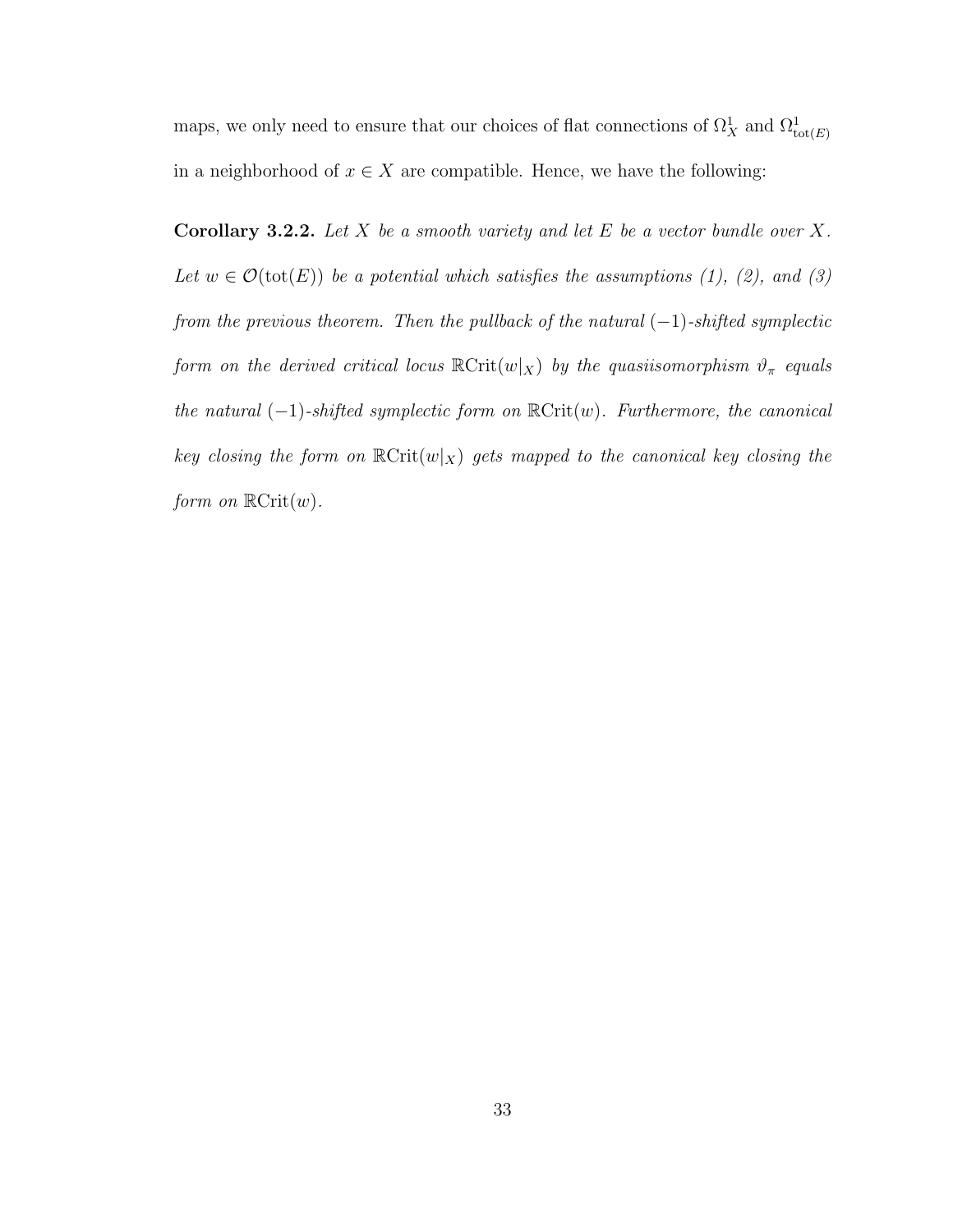maps, we only need to ensure that our choices of flat connections of $\Omega^1_X$ and $\Omega^1_{\mathrm{tot}(E)}$ in a neighborhood of $x \in X$ are compatible. Hence, we have the following:

**Corollary 3.2.2.** *Let $X$ be a smooth variety and let $E$ be a vector bundle over $X$. Let $w \in \mathcal{O}(\mathrm{tot}(E))$ be a potential which satisfies the assumptions (1), (2), and (3) from the previous theorem. Then the pullback of the natural $(-1)$-shifted symplectic form on the derived critical locus $\mathbb{R}\mathrm{Crit}(w|_X)$ by the quasiisomorphism $\vartheta_\pi$ equals the natural $(-1)$-shifted symplectic form on $\mathbb{R}\mathrm{Crit}(w)$. Furthermore, the canonical key closing the form on $\mathbb{R}\mathrm{Crit}(w|_X)$ gets mapped to the canonical key closing the form on $\mathbb{R}\mathrm{Crit}(w)$.*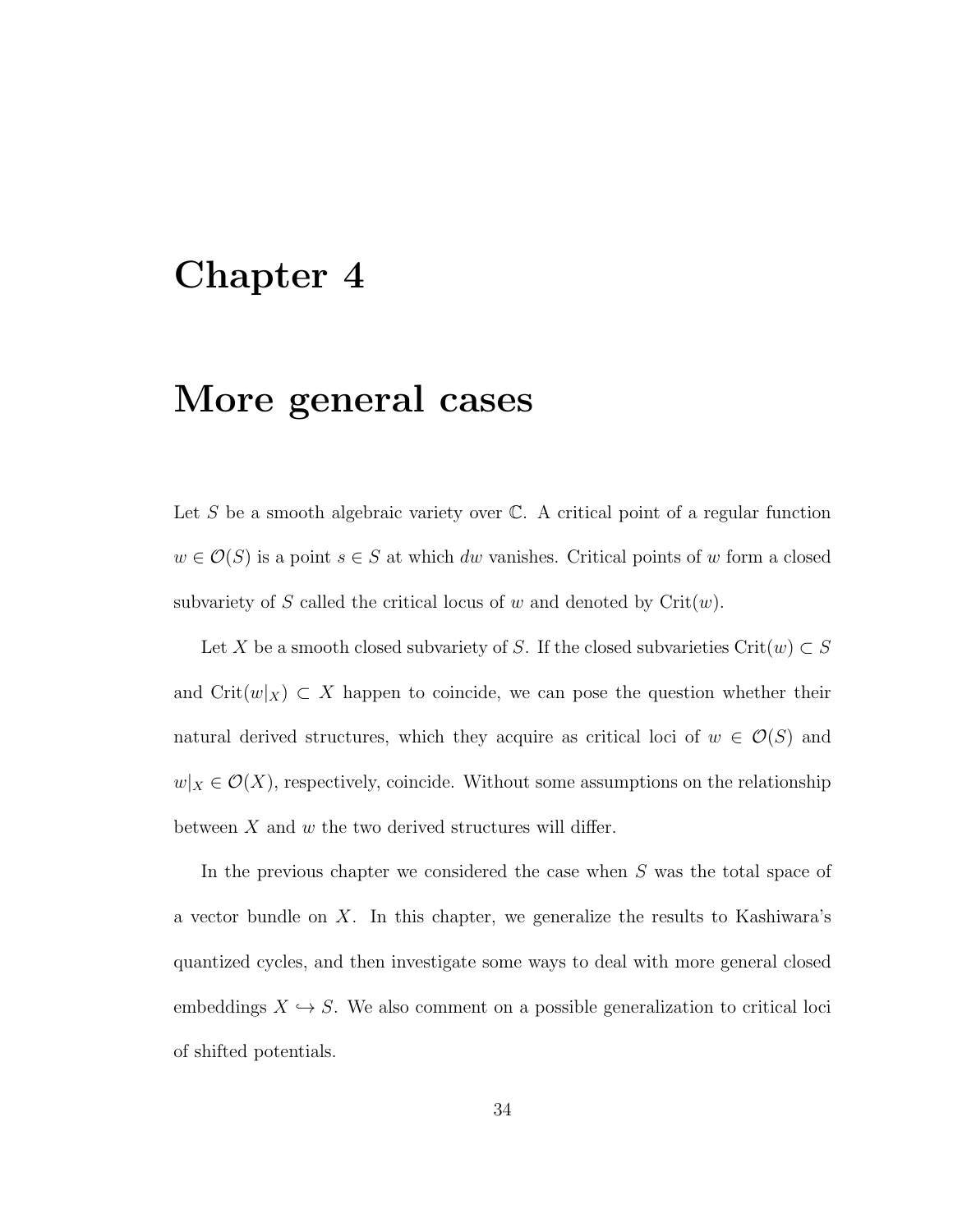# Chapter 4

# More general cases

Let $S$ be a smooth algebraic variety over $\mathbb{C}$. A critical point of a regular function $w \in \mathcal{O}(S)$ is a point $s \in S$ at which $dw$ vanishes. Critical points of $w$ form a closed subvariety of $S$ called the critical locus of $w$ and denoted by $\mathrm{Crit}(w)$.

Let $X$ be a smooth closed subvariety of $S$. If the closed subvarieties $\mathrm{Crit}(w) \subset S$ and $\mathrm{Crit}(w|_X) \subset X$ happen to coincide, we can pose the question whether their natural derived structures, which they acquire as critical loci of $w \in \mathcal{O}(S)$ and $w|_X \in \mathcal{O}(X)$, respectively, coincide. Without some assumptions on the relationship between $X$ and $w$ the two derived structures will differ.

In the previous chapter we considered the case when $S$ was the total space of a vector bundle on $X$. In this chapter, we generalize the results to Kashiwara's quantized cycles, and then investigate some ways to deal with more general closed embeddings $X \hookrightarrow S$. We also comment on a possible generalization to critical loci of shifted potentials.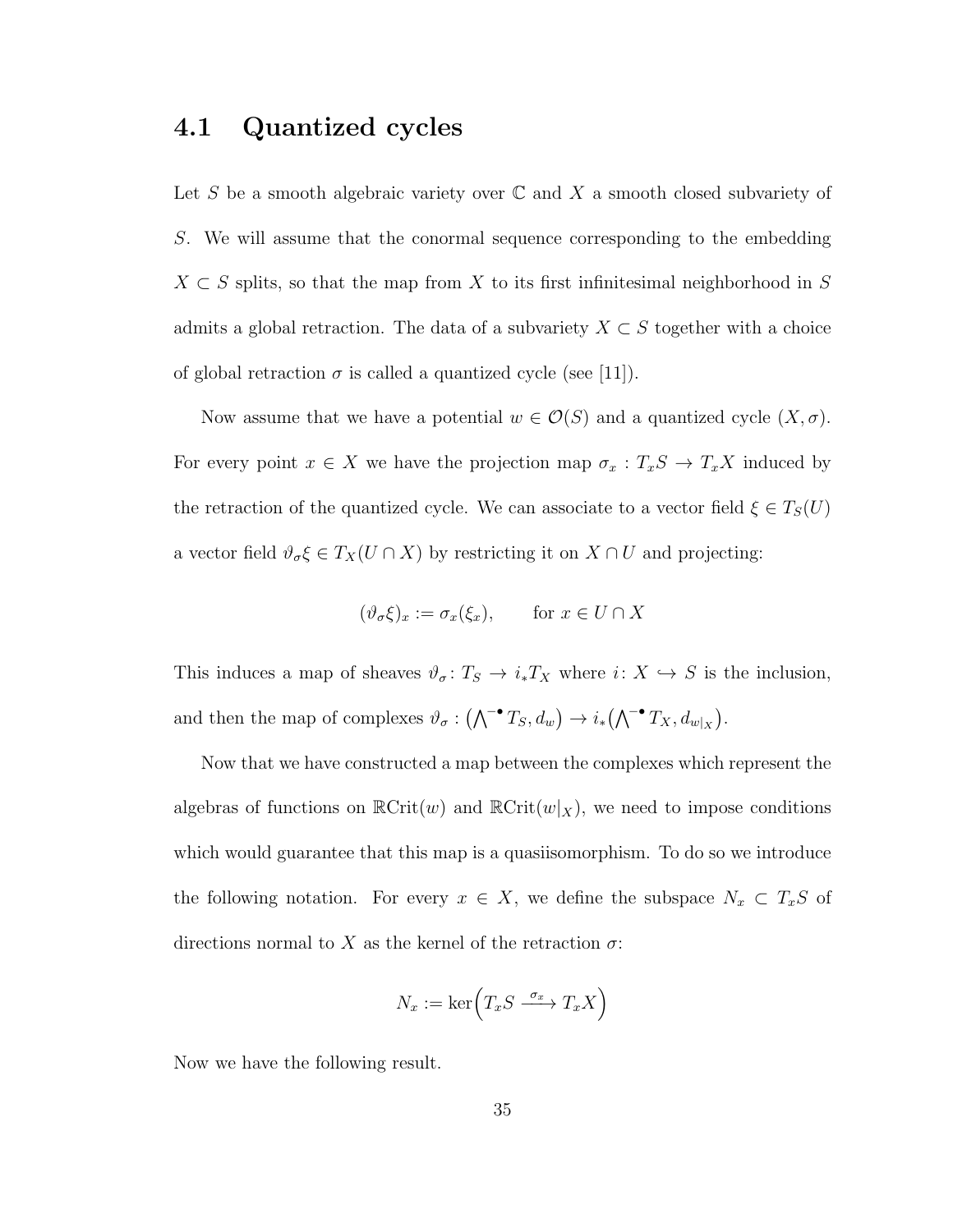## 4.1 Quantized cycles

Let $S$ be a smooth algebraic variety over $\mathbb{C}$ and $X$ a smooth closed subvariety of $S$. We will assume that the conormal sequence corresponding to the embedding $X \subset S$ splits, so that the map from $X$ to its first infinitesimal neighborhood in $S$ admits a global retraction. The data of a subvariety $X \subset S$ together with a choice of global retraction $\sigma$ is called a quantized cycle (see [11]).

Now assume that we have a potential $w \in \mathcal{O}(S)$ and a quantized cycle $(X, \sigma)$. For every point $x \in X$ we have the projection map $\sigma_x : T_xS \to T_xX$ induced by the retraction of the quantized cycle. We can associate to a vector field $\xi \in T_S(U)$ a vector field $\vartheta_\sigma \xi \in T_X(U \cap X)$ by restricting it on $X \cap U$ and projecting:

$$(\vartheta_\sigma \xi)_x := \sigma_x(\xi_x), \qquad \text{for } x \in U \cap X$$

This induces a map of sheaves $\vartheta_\sigma \colon T_S \to i_* T_X$ where $i \colon X \hookrightarrow S$ is the inclusion, and then the map of complexes $\vartheta_\sigma : \left(\bigwedge^{-\bullet} T_S, d_w\right) \to i_*\left(\bigwedge^{-\bullet} T_X, d_{w|_X}\right)$.

Now that we have constructed a map between the complexes which represent the algebras of functions on $\mathbb{R}\mathrm{Crit}(w)$ and $\mathbb{R}\mathrm{Crit}(w|_X)$, we need to impose conditions which would guarantee that this map is a quasiisomorphism. To do so we introduce the following notation. For every $x \in X$, we define the subspace $N_x \subset T_xS$ of directions normal to $X$ as the kernel of the retraction $\sigma$:

$$N_x := \ker\Big(T_xS \xrightarrow{\sigma_x} T_xX\Big)$$

Now we have the following result.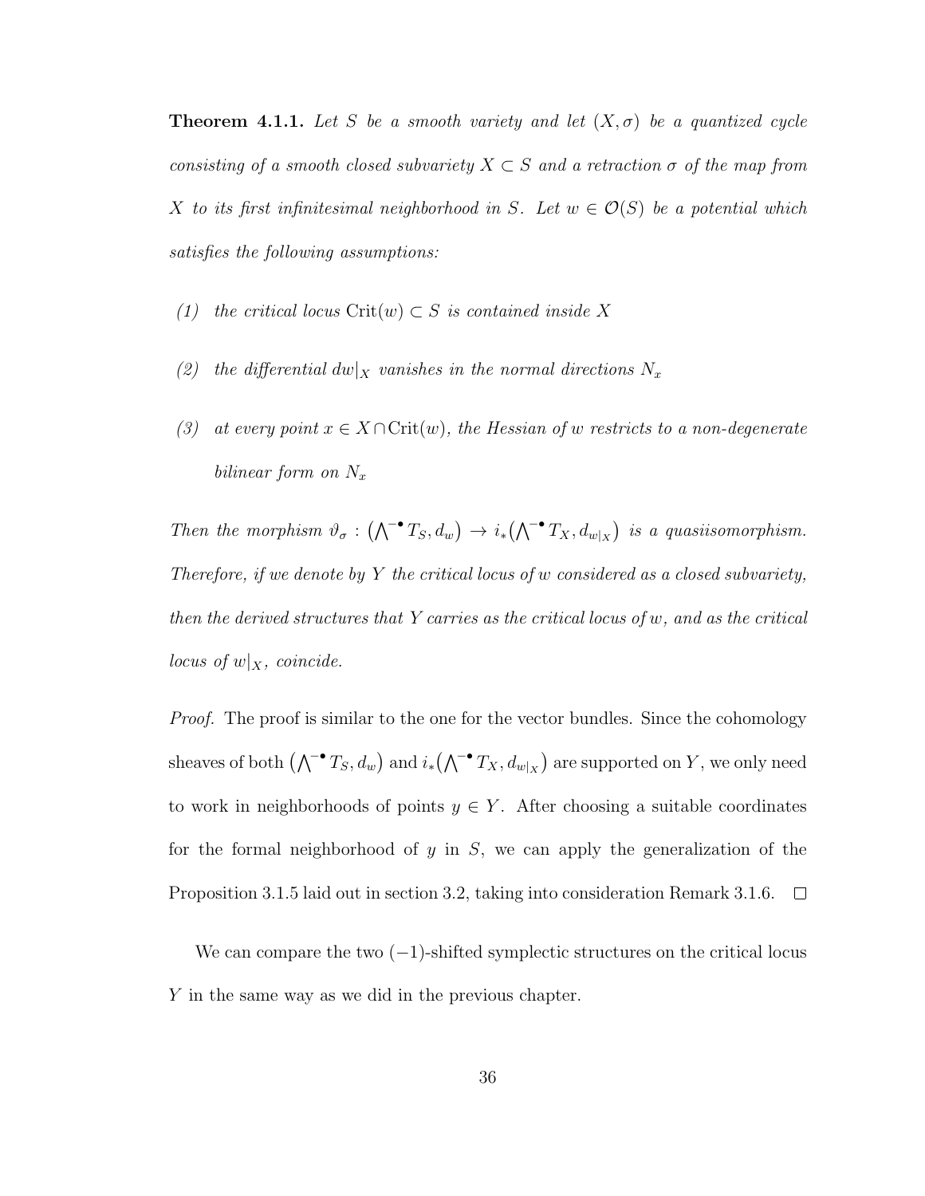**Theorem 4.1.1.** *Let $S$ be a smooth variety and let $(X, \sigma)$ be a quantized cycle consisting of a smooth closed subvariety $X \subset S$ and a retraction $\sigma$ of the map from $X$ to its first infinitesimal neighborhood in $S$. Let $w \in \mathcal{O}(S)$ be a potential which satisfies the following assumptions:*

*(1) the critical locus $\mathrm{Crit}(w) \subset S$ is contained inside $X$*

*(2) the differential $dw|_X$ vanishes in the normal directions $N_x$*

*(3) at every point $x \in X \cap \mathrm{Crit}(w)$, the Hessian of $w$ restricts to a non-degenerate bilinear form on $N_x$*

*Then the morphism $\vartheta_\sigma : \big(\bigwedge^{-\bullet} T_S, d_w\big) \to i_*\big(\bigwedge^{-\bullet} T_X, d_{w|_X}\big)$ is a quasiisomorphism. Therefore, if we denote by $Y$ the critical locus of $w$ considered as a closed subvariety, then the derived structures that $Y$ carries as the critical locus of $w$, and as the critical locus of $w|_X$, coincide.*

*Proof.* The proof is similar to the one for the vector bundles. Since the cohomology sheaves of both $\big(\bigwedge^{-\bullet} T_S, d_w\big)$ and $i_*\big(\bigwedge^{-\bullet} T_X, d_{w|_X}\big)$ are supported on $Y$, we only need to work in neighborhoods of points $y \in Y$. After choosing a suitable coordinates for the formal neighborhood of $y$ in $S$, we can apply the generalization of the Proposition 3.1.5 laid out in section 3.2, taking into consideration Remark 3.1.6. $\square$

We can compare the two $(-1)$-shifted symplectic structures on the critical locus $Y$ in the same way as we did in the previous chapter.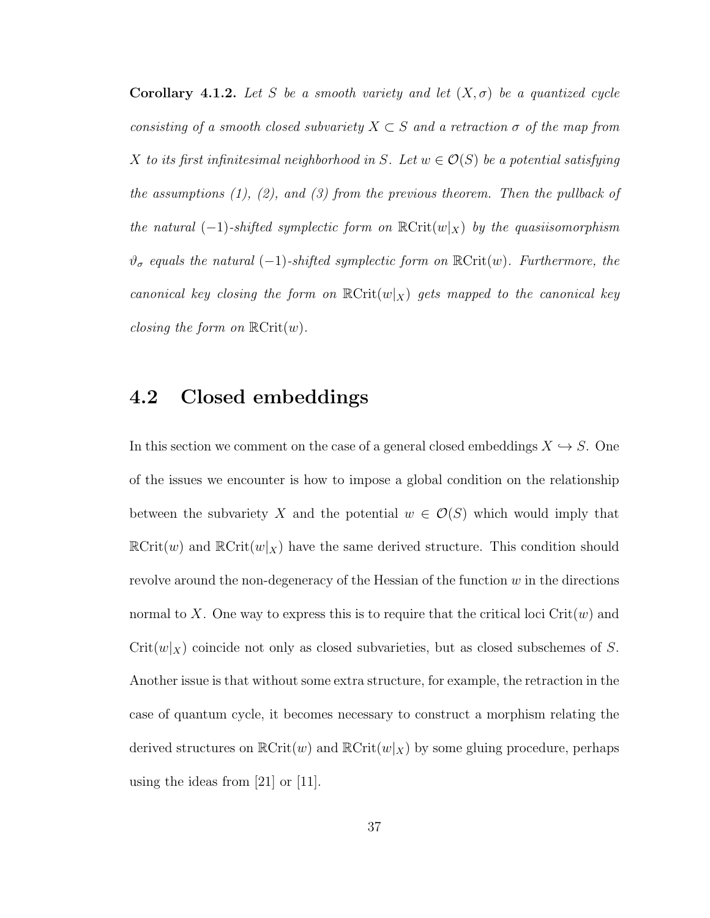**Corollary 4.1.2.** *Let $S$ be a smooth variety and let $(X, \sigma)$ be a quantized cycle consisting of a smooth closed subvariety $X \subset S$ and a retraction $\sigma$ of the map from $X$ to its first infinitesimal neighborhood in $S$. Let $w \in \mathcal{O}(S)$ be a potential satisfying the assumptions (1), (2), and (3) from the previous theorem. Then the pullback of the natural $(-1)$-shifted symplectic form on $\mathbb{R}\mathrm{Crit}(w|_X)$ by the quasiisomorphism $\vartheta_\sigma$ equals the natural $(-1)$-shifted symplectic form on $\mathbb{R}\mathrm{Crit}(w)$. Furthermore, the canonical key closing the form on $\mathbb{R}\mathrm{Crit}(w|_X)$ gets mapped to the canonical key closing the form on $\mathbb{R}\mathrm{Crit}(w)$.*

## 4.2 Closed embeddings

In this section we comment on the case of a general closed embeddings $X \hookrightarrow S$. One of the issues we encounter is how to impose a global condition on the relationship between the subvariety $X$ and the potential $w \in \mathcal{O}(S)$ which would imply that $\mathbb{R}\mathrm{Crit}(w)$ and $\mathbb{R}\mathrm{Crit}(w|_X)$ have the same derived structure. This condition should revolve around the non-degeneracy of the Hessian of the function $w$ in the directions normal to $X$. One way to express this is to require that the critical loci $\mathrm{Crit}(w)$ and $\mathrm{Crit}(w|_X)$ coincide not only as closed subvarieties, but as closed subschemes of $S$. Another issue is that without some extra structure, for example, the retraction in the case of quantum cycle, it becomes necessary to construct a morphism relating the derived structures on $\mathbb{R}\mathrm{Crit}(w)$ and $\mathbb{R}\mathrm{Crit}(w|_X)$ by some gluing procedure, perhaps using the ideas from [21] or [11].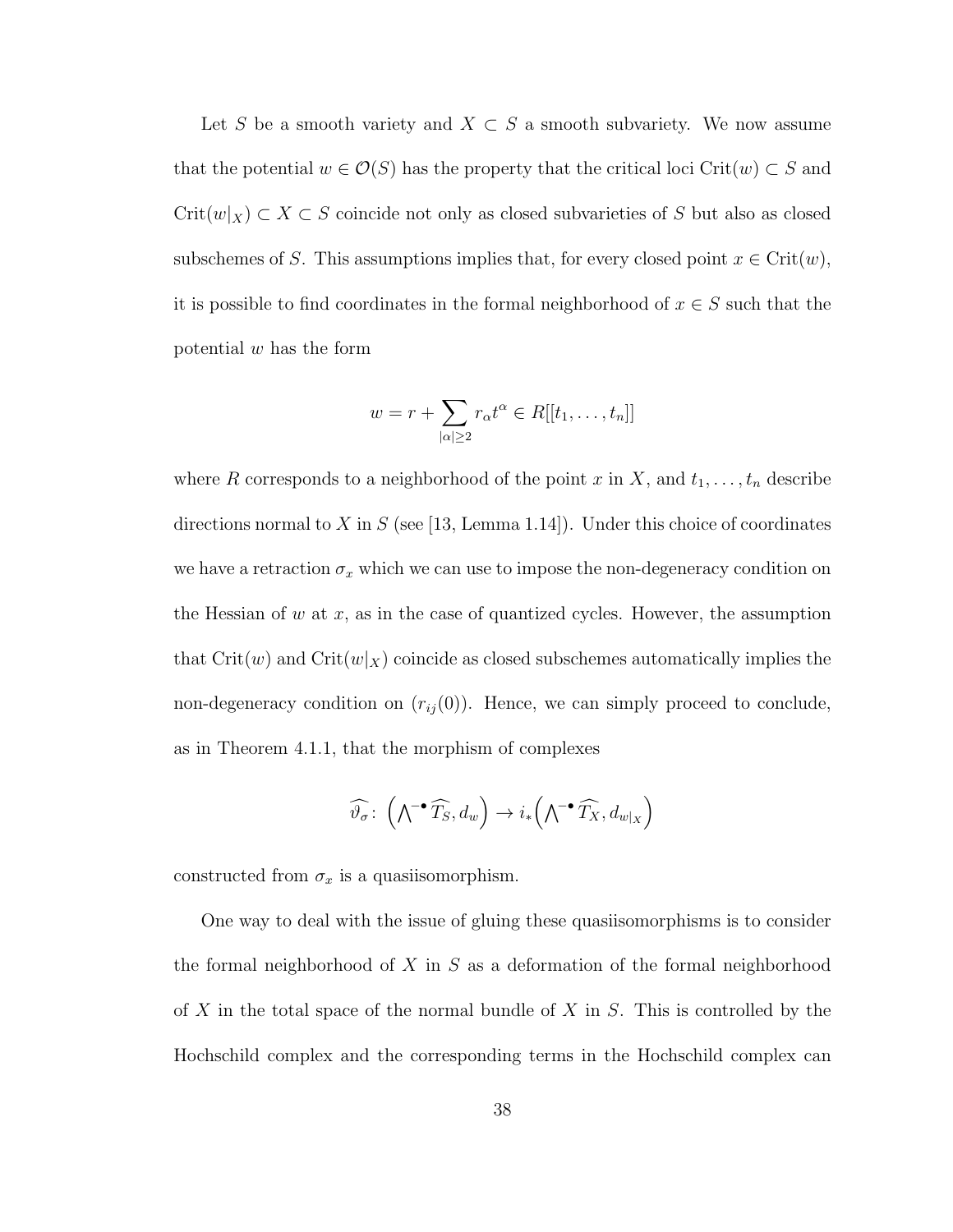Let $S$ be a smooth variety and $X \subset S$ a smooth subvariety. We now assume that the potential $w \in \mathcal{O}(S)$ has the property that the critical loci $\mathrm{Crit}(w) \subset S$ and $\mathrm{Crit}(w|_X) \subset X \subset S$ coincide not only as closed subvarieties of $S$ but also as closed subschemes of $S$. This assumptions implies that, for every closed point $x \in \mathrm{Crit}(w)$, it is possible to find coordinates in the formal neighborhood of $x \in S$ such that the potential $w$ has the form

$$w = r + \sum_{|\alpha| \geq 2} r_\alpha t^\alpha \in R[[t_1, \ldots, t_n]]$$

where $R$ corresponds to a neighborhood of the point $x$ in $X$, and $t_1, \ldots, t_n$ describe directions normal to $X$ in $S$ (see [13, Lemma 1.14]). Under this choice of coordinates we have a retraction $\sigma_x$ which we can use to impose the non-degeneracy condition on the Hessian of $w$ at $x$, as in the case of quantized cycles. However, the assumption that $\mathrm{Crit}(w)$ and $\mathrm{Crit}(w|_X)$ coincide as closed subschemes automatically implies the non-degeneracy condition on $(r_{ij}(0))$. Hence, we can simply proceed to conclude, as in Theorem 4.1.1, that the morphism of complexes

$$\widehat{\vartheta_\sigma} \colon \left( \bigwedge\nolimits^{-\bullet} \widehat{T_S}, d_w \right) \to i_* \left( \bigwedge\nolimits^{-\bullet} \widehat{T_X}, d_{w|_X} \right)$$

constructed from $\sigma_x$ is a quasiisomorphism.

One way to deal with the issue of gluing these quasiisomorphisms is to consider the formal neighborhood of $X$ in $S$ as a deformation of the formal neighborhood of $X$ in the total space of the normal bundle of $X$ in $S$. This is controlled by the Hochschild complex and the corresponding terms in the Hochschild complex can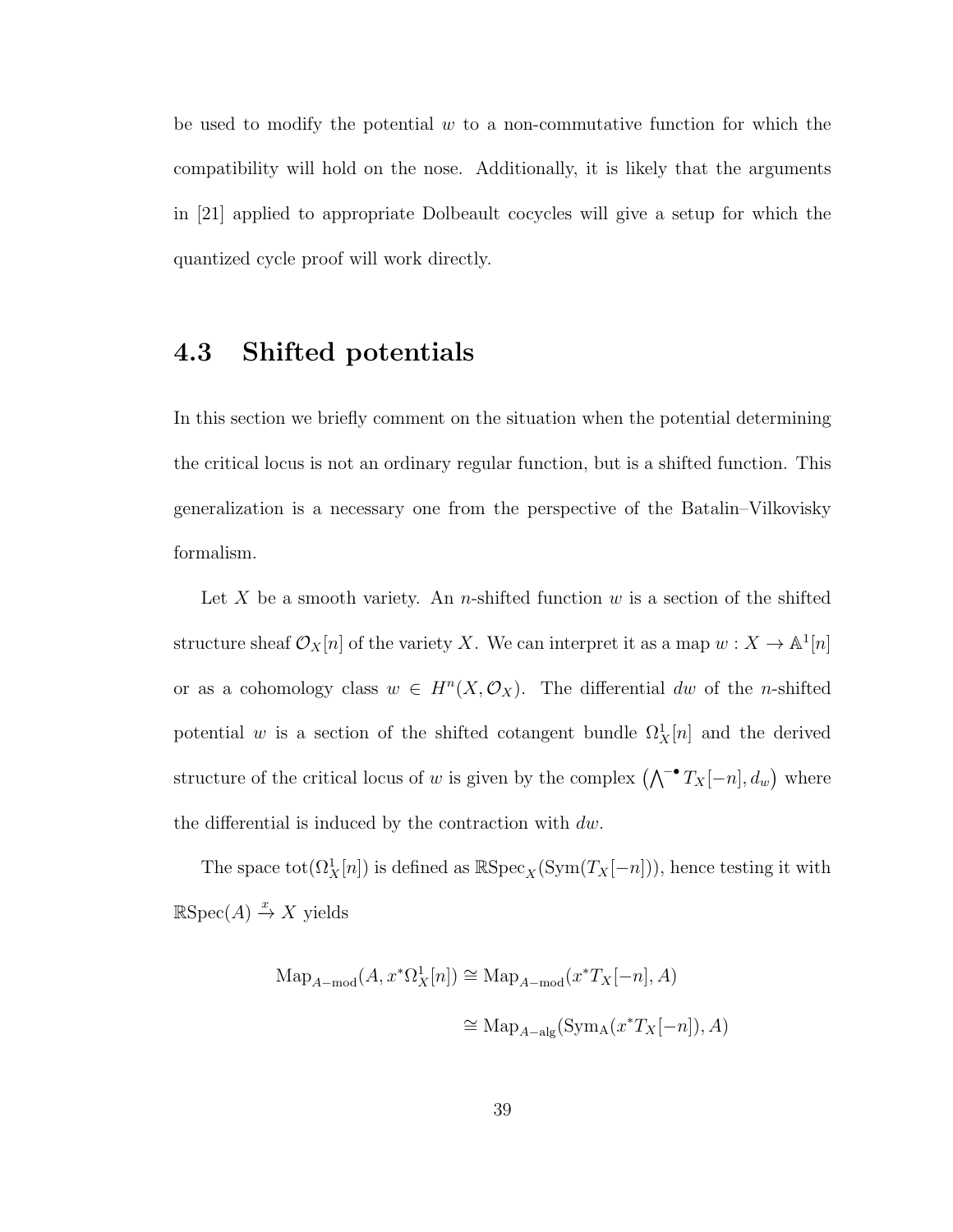be used to modify the potential $w$ to a non-commutative function for which the compatibility will hold on the nose. Additionally, it is likely that the arguments in [21] applied to appropriate Dolbeault cocycles will give a setup for which the quantized cycle proof will work directly.

## 4.3 Shifted potentials

In this section we briefly comment on the situation when the potential determining the critical locus is not an ordinary regular function, but is a shifted function. This generalization is a necessary one from the perspective of the Batalin–Vilkovisky formalism.

Let $X$ be a smooth variety. An $n$-shifted function $w$ is a section of the shifted structure sheaf $\mathcal{O}_X[n]$ of the variety $X$. We can interpret it as a map $w : X \to \mathbb{A}^1[n]$ or as a cohomology class $w \in H^n(X, \mathcal{O}_X)$. The differential $dw$ of the $n$-shifted potential $w$ is a section of the shifted cotangent bundle $\Omega^1_X[n]$ and the derived structure of the critical locus of $w$ is given by the complex $\left(\bigwedge^{-\bullet} T_X[-n], d_w\right)$ where the differential is induced by the contraction with $dw$.

The space $\mathrm{tot}(\Omega^1_X[n])$ is defined as $\mathbb{R}\mathrm{Spec}_X(\mathrm{Sym}(T_X[-n]))$, hence testing it with $\mathbb{R}\mathrm{Spec}(A) \xrightarrow{x} X$ yields

$$
\begin{aligned}
\mathrm{Map}_{A-\mathrm{mod}}(A, x^*\Omega^1_X[n]) &\cong \mathrm{Map}_{A-\mathrm{mod}}(x^*T_X[-n], A) \\
&\cong \mathrm{Map}_{A-\mathrm{alg}}(\mathrm{Sym}_{\mathrm{A}}(x^*T_X[-n]), A)
\end{aligned}
$$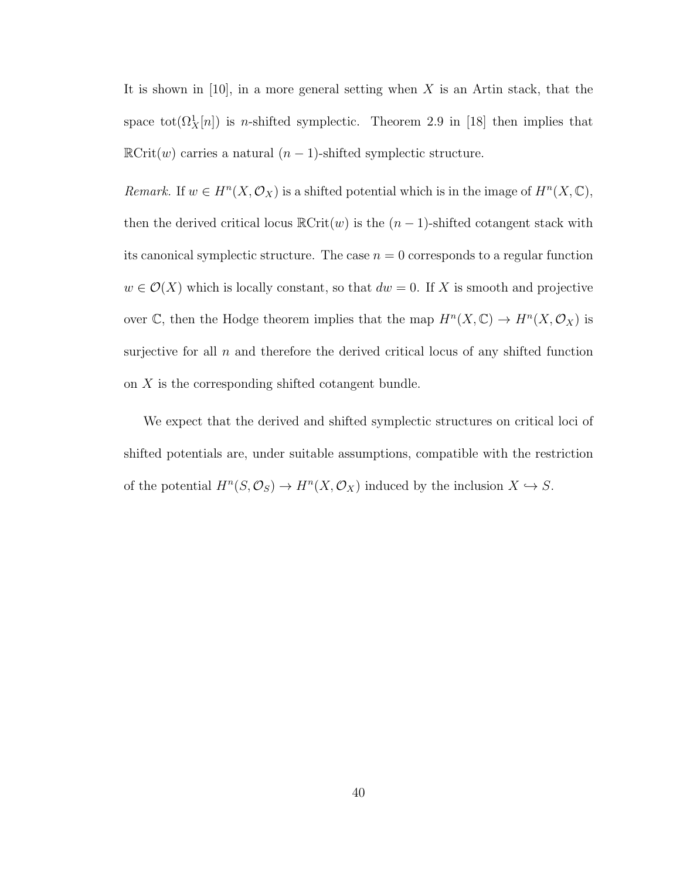It is shown in [10], in a more general setting when $X$ is an Artin stack, that the space $\mathrm{tot}(\Omega^1_X[n])$ is $n$-shifted symplectic. Theorem 2.9 in [18] then implies that $\mathbb{R}\mathrm{Crit}(w)$ carries a natural $(n-1)$-shifted symplectic structure.

*Remark.* If $w \in H^n(X, \mathcal{O}_X)$ is a shifted potential which is in the image of $H^n(X, \mathbb{C})$, then the derived critical locus $\mathbb{R}\mathrm{Crit}(w)$ is the $(n-1)$-shifted cotangent stack with its canonical symplectic structure. The case $n = 0$ corresponds to a regular function $w \in \mathcal{O}(X)$ which is locally constant, so that $dw = 0$. If $X$ is smooth and projective over $\mathbb{C}$, then the Hodge theorem implies that the map $H^n(X, \mathbb{C}) \to H^n(X, \mathcal{O}_X)$ is surjective for all $n$ and therefore the derived critical locus of any shifted function on $X$ is the corresponding shifted cotangent bundle.

We expect that the derived and shifted symplectic structures on critical loci of shifted potentials are, under suitable assumptions, compatible with the restriction of the potential $H^n(S, \mathcal{O}_S) \to H^n(X, \mathcal{O}_X)$ induced by the inclusion $X \hookrightarrow S$.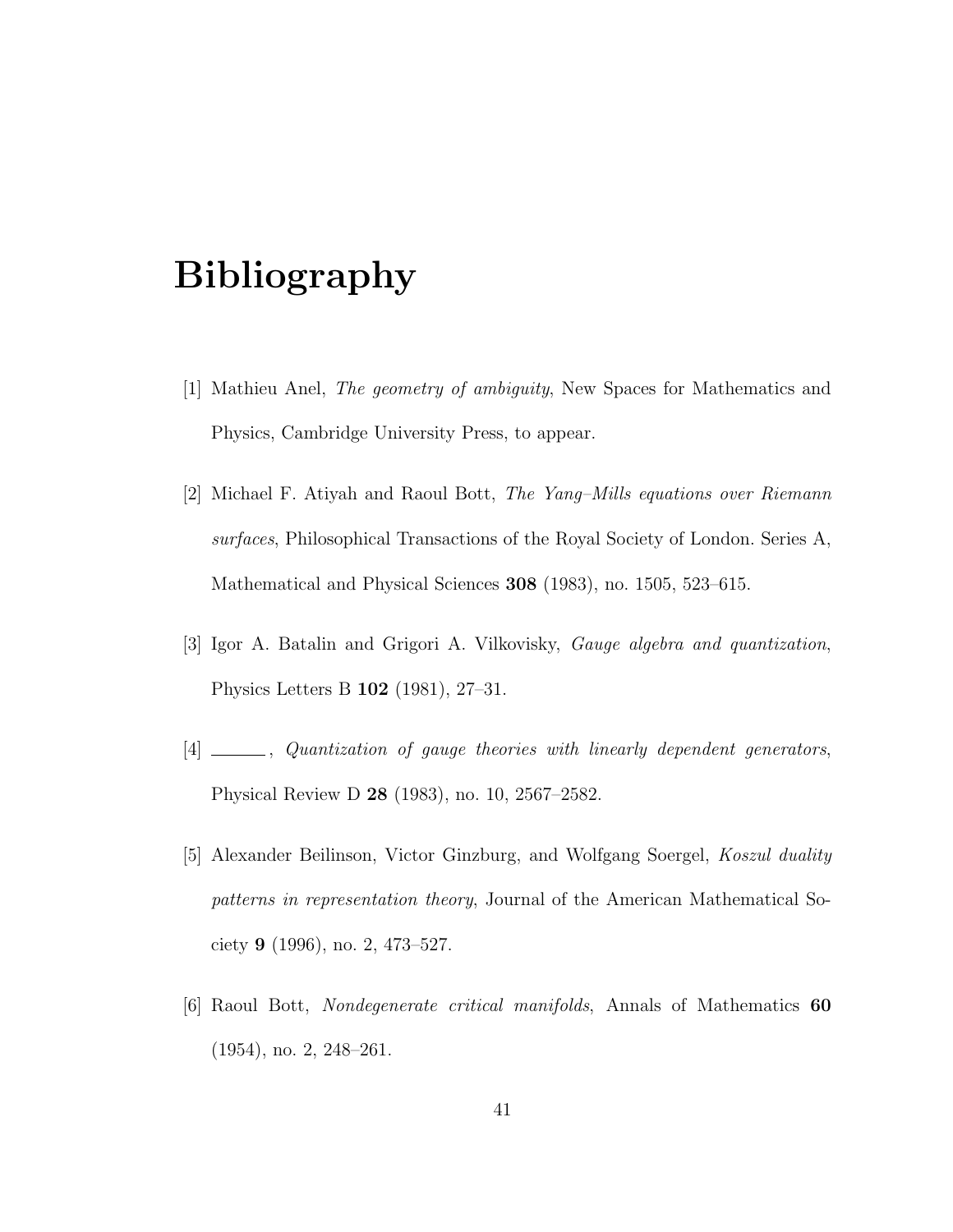# Bibliography

[1] Mathieu Anel, *The geometry of ambiguity*, New Spaces for Mathematics and Physics, Cambridge University Press, to appear.

[2] Michael F. Atiyah and Raoul Bott, *The Yang–Mills equations over Riemann surfaces*, Philosophical Transactions of the Royal Society of London. Series A, Mathematical and Physical Sciences **308** (1983), no. 1505, 523–615.

[3] Igor A. Batalin and Grigori A. Vilkovisky, *Gauge algebra and quantization*, Physics Letters B **102** (1981), 27–31.

[4] ______, *Quantization of gauge theories with linearly dependent generators*, Physical Review D **28** (1983), no. 10, 2567–2582.

[5] Alexander Beilinson, Victor Ginzburg, and Wolfgang Soergel, *Koszul duality patterns in representation theory*, Journal of the American Mathematical Society **9** (1996), no. 2, 473–527.

[6] Raoul Bott, *Nondegenerate critical manifolds*, Annals of Mathematics **60** (1954), no. 2, 248–261.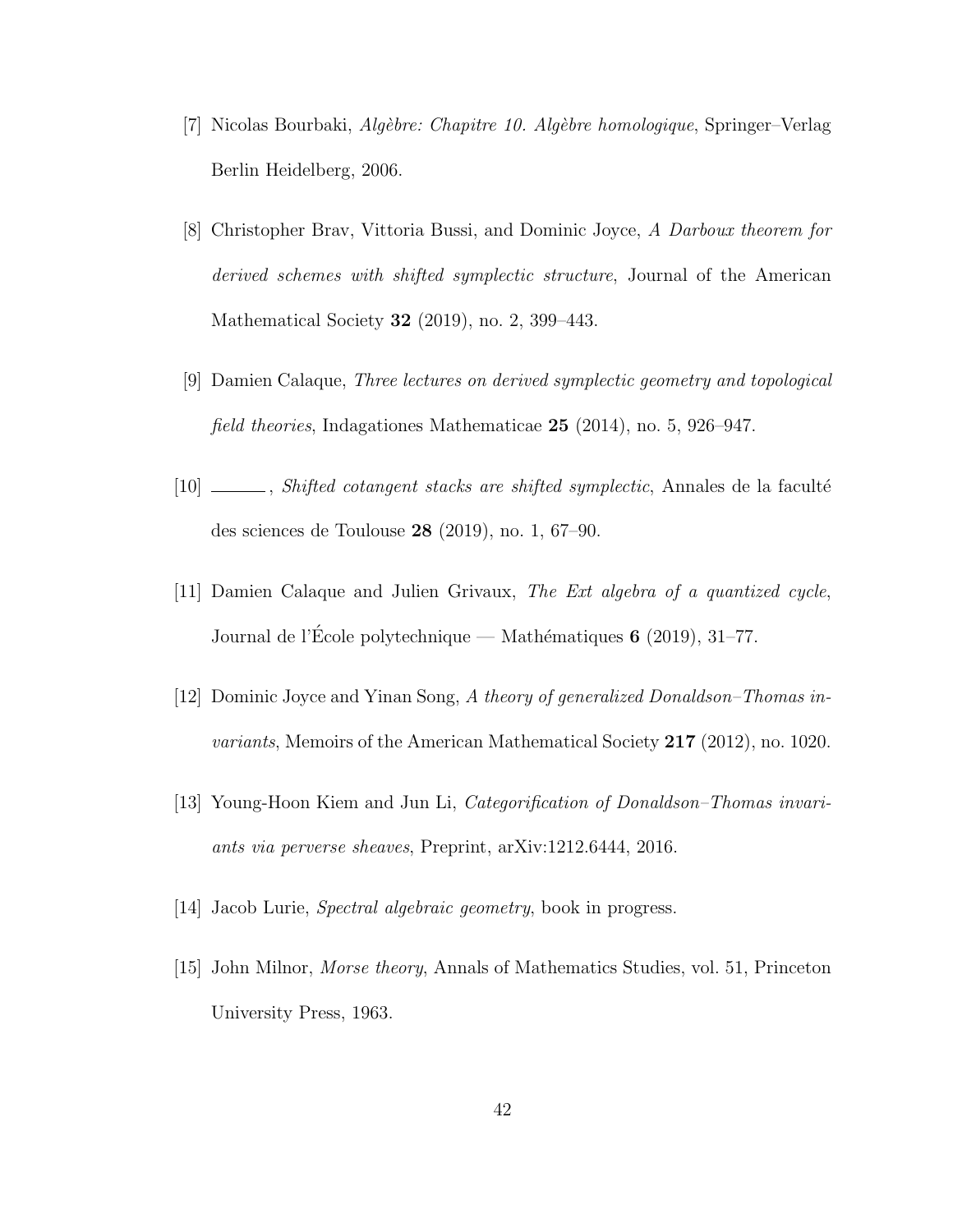[7] Nicolas Bourbaki, *Algèbre: Chapitre 10. Algèbre homologique*, Springer–Verlag Berlin Heidelberg, 2006.

[8] Christopher Brav, Vittoria Bussi, and Dominic Joyce, *A Darboux theorem for derived schemes with shifted symplectic structure*, Journal of the American Mathematical Society **32** (2019), no. 2, 399–443.

[9] Damien Calaque, *Three lectures on derived symplectic geometry and topological field theories*, Indagationes Mathematicae **25** (2014), no. 5, 926–947.

[10] ______, *Shifted cotangent stacks are shifted symplectic*, Annales de la faculté des sciences de Toulouse **28** (2019), no. 1, 67–90.

[11] Damien Calaque and Julien Grivaux, *The Ext algebra of a quantized cycle*, Journal de l'École polytechnique — Mathématiques **6** (2019), 31–77.

[12] Dominic Joyce and Yinan Song, *A theory of generalized Donaldson–Thomas invariants*, Memoirs of the American Mathematical Society **217** (2012), no. 1020.

[13] Young-Hoon Kiem and Jun Li, *Categorification of Donaldson–Thomas invariants via perverse sheaves*, Preprint, arXiv:1212.6444, 2016.

[14] Jacob Lurie, *Spectral algebraic geometry*, book in progress.

[15] John Milnor, *Morse theory*, Annals of Mathematics Studies, vol. 51, Princeton University Press, 1963.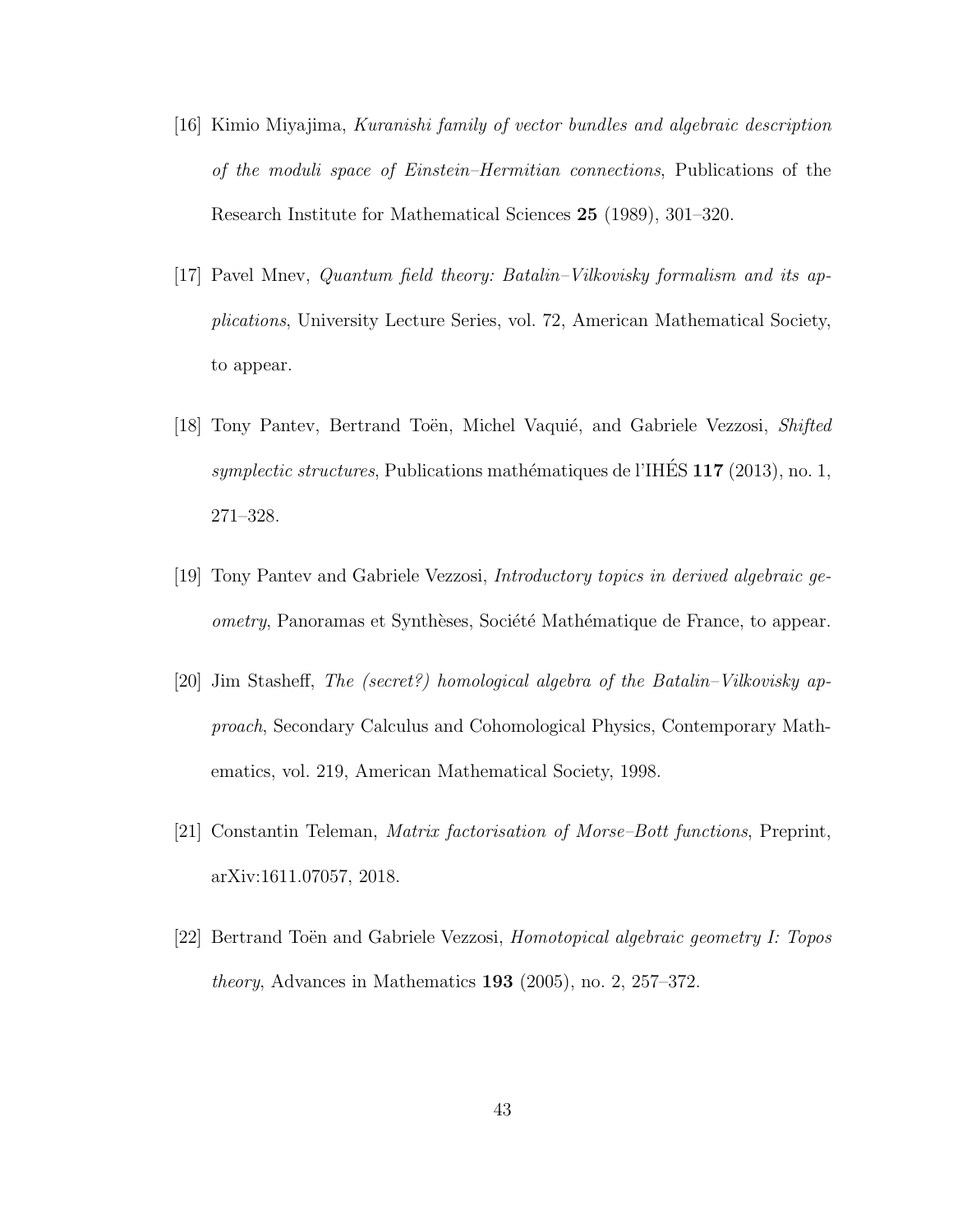[16] Kimio Miyajima, *Kuranishi family of vector bundles and algebraic description of the moduli space of Einstein–Hermitian connections*, Publications of the Research Institute for Mathematical Sciences **25** (1989), 301–320.

[17] Pavel Mnev, *Quantum field theory: Batalin–Vilkovisky formalism and its applications*, University Lecture Series, vol. 72, American Mathematical Society, to appear.

[18] Tony Pantev, Bertrand Toën, Michel Vaquié, and Gabriele Vezzosi, *Shifted symplectic structures*, Publications mathématiques de l'IHÉS **117** (2013), no. 1, 271–328.

[19] Tony Pantev and Gabriele Vezzosi, *Introductory topics in derived algebraic geometry*, Panoramas et Synthèses, Société Mathématique de France, to appear.

[20] Jim Stasheff, *The (secret?) homological algebra of the Batalin–Vilkovisky approach*, Secondary Calculus and Cohomological Physics, Contemporary Mathematics, vol. 219, American Mathematical Society, 1998.

[21] Constantin Teleman, *Matrix factorisation of Morse–Bott functions*, Preprint, arXiv:1611.07057, 2018.

[22] Bertrand Toën and Gabriele Vezzosi, *Homotopical algebraic geometry I: Topos theory*, Advances in Mathematics **193** (2005), no. 2, 257–372.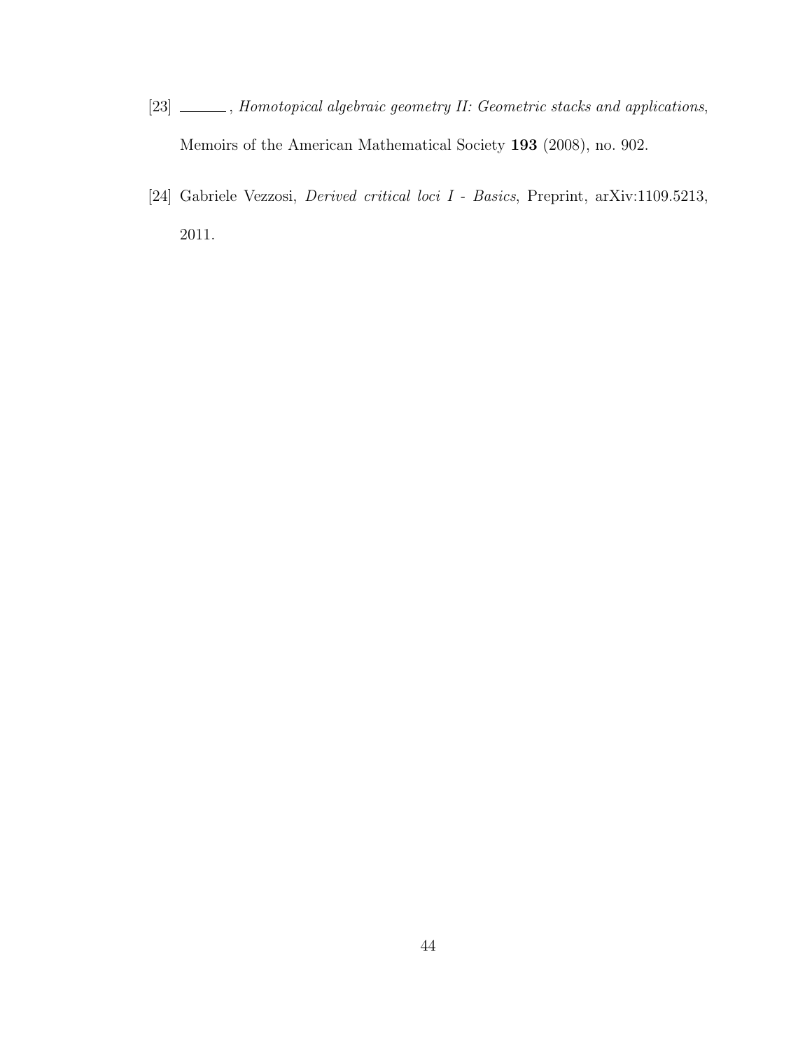[23] ______, *Homotopical algebraic geometry II: Geometric stacks and applications*, Memoirs of the American Mathematical Society **193** (2008), no. 902.

[24] Gabriele Vezzosi, *Derived critical loci I - Basics*, Preprint, arXiv:1109.5213, 2011.